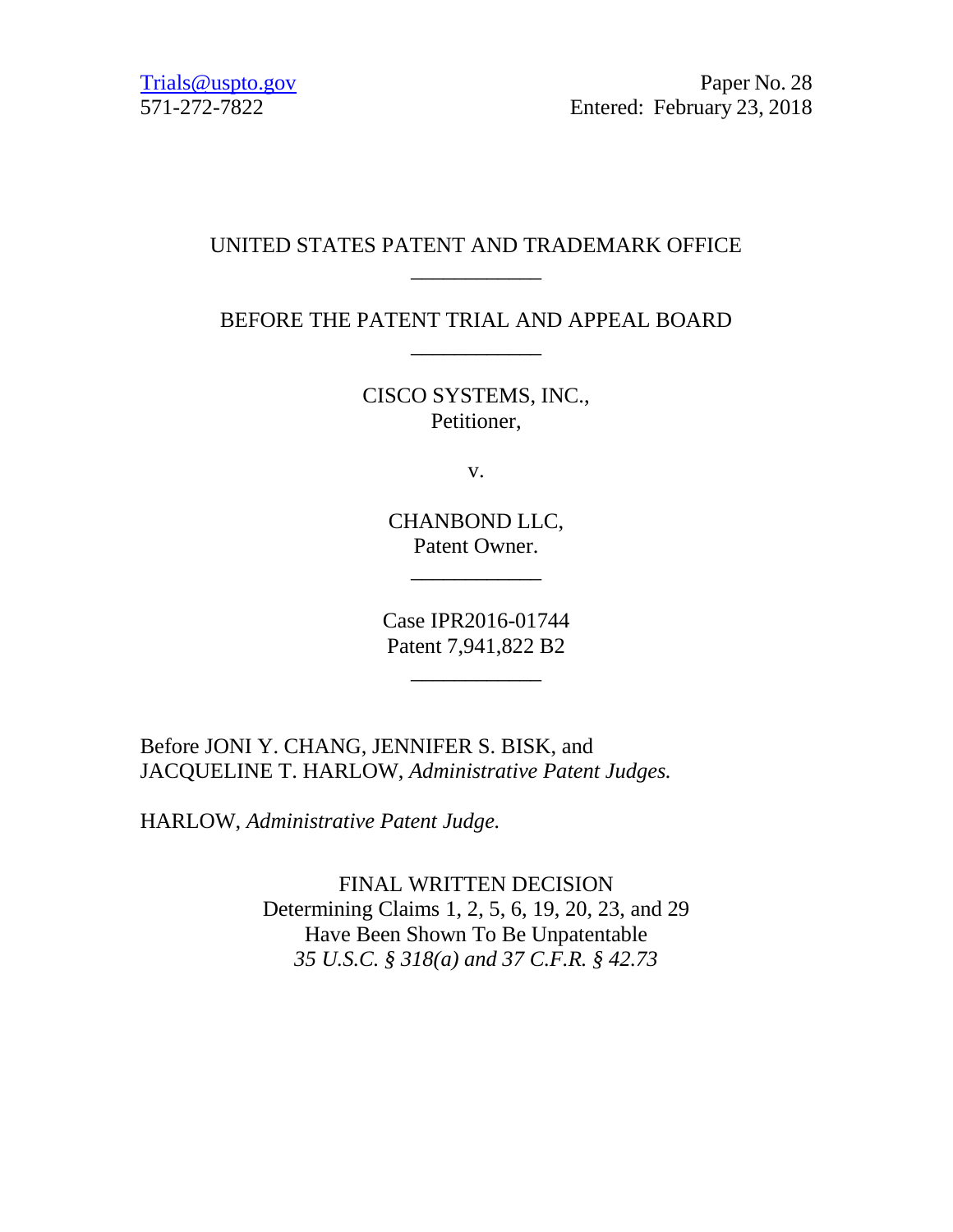Trials@uspto.gov
571-272-7822

Paper No. 28
Entered: February 23, 2018

UNITED STATES PATENT AND TRADEMARK OFFICE

____________

BEFORE THE PATENT TRIAL AND APPEAL BOARD

____________

CISCO SYSTEMS, INC.,
Petitioner,

v.

CHANBOND LLC,
Patent Owner.

____________

Case IPR2016-01744
Patent 7,941,822 B2

____________

Before JONI Y. CHANG, JENNIFER S. BISK, and JACQUELINE T. HARLOW, *Administrative Patent Judges.*

HARLOW, *Administrative Patent Judge.*

FINAL WRITTEN DECISION
Determining Claims 1, 2, 5, 6, 19, 20, 23, and 29
Have Been Shown To Be Unpatentable
*35 U.S.C. § 318(a) and 37 C.F.R. § 42.73*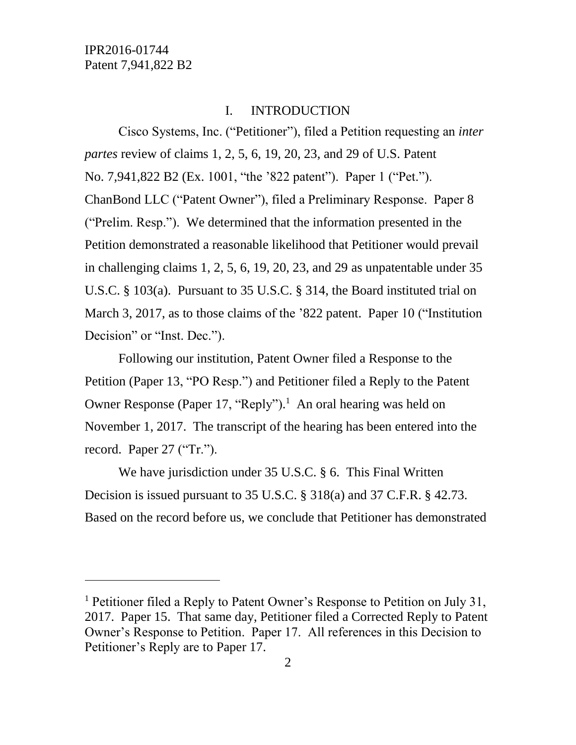## I. INTRODUCTION

Cisco Systems, Inc. ("Petitioner"), filed a Petition requesting an *inter partes* review of claims 1, 2, 5, 6, 19, 20, 23, and 29 of U.S. Patent No. 7,941,822 B2 (Ex. 1001, "the '822 patent"). Paper 1 ("Pet."). ChanBond LLC ("Patent Owner"), filed a Preliminary Response. Paper 8 ("Prelim. Resp."). We determined that the information presented in the Petition demonstrated a reasonable likelihood that Petitioner would prevail in challenging claims 1, 2, 5, 6, 19, 20, 23, and 29 as unpatentable under 35 U.S.C. § 103(a). Pursuant to 35 U.S.C. § 314, the Board instituted trial on March 3, 2017, as to those claims of the '822 patent. Paper 10 ("Institution Decision" or "Inst. Dec.").

Following our institution, Patent Owner filed a Response to the Petition (Paper 13, "PO Resp.") and Petitioner filed a Reply to the Patent Owner Response (Paper 17, "Reply").[1] An oral hearing was held on November 1, 2017. The transcript of the hearing has been entered into the record. Paper 27 ("Tr.").

We have jurisdiction under 35 U.S.C. § 6. This Final Written Decision is issued pursuant to 35 U.S.C. § 318(a) and 37 C.F.R. § 42.73. Based on the record before us, we conclude that Petitioner has demonstrated

---

[1] Petitioner filed a Reply to Patent Owner's Response to Petition on July 31, 2017. Paper 15. That same day, Petitioner filed a Corrected Reply to Patent Owner's Response to Petition. Paper 17. All references in this Decision to Petitioner's Reply are to Paper 17.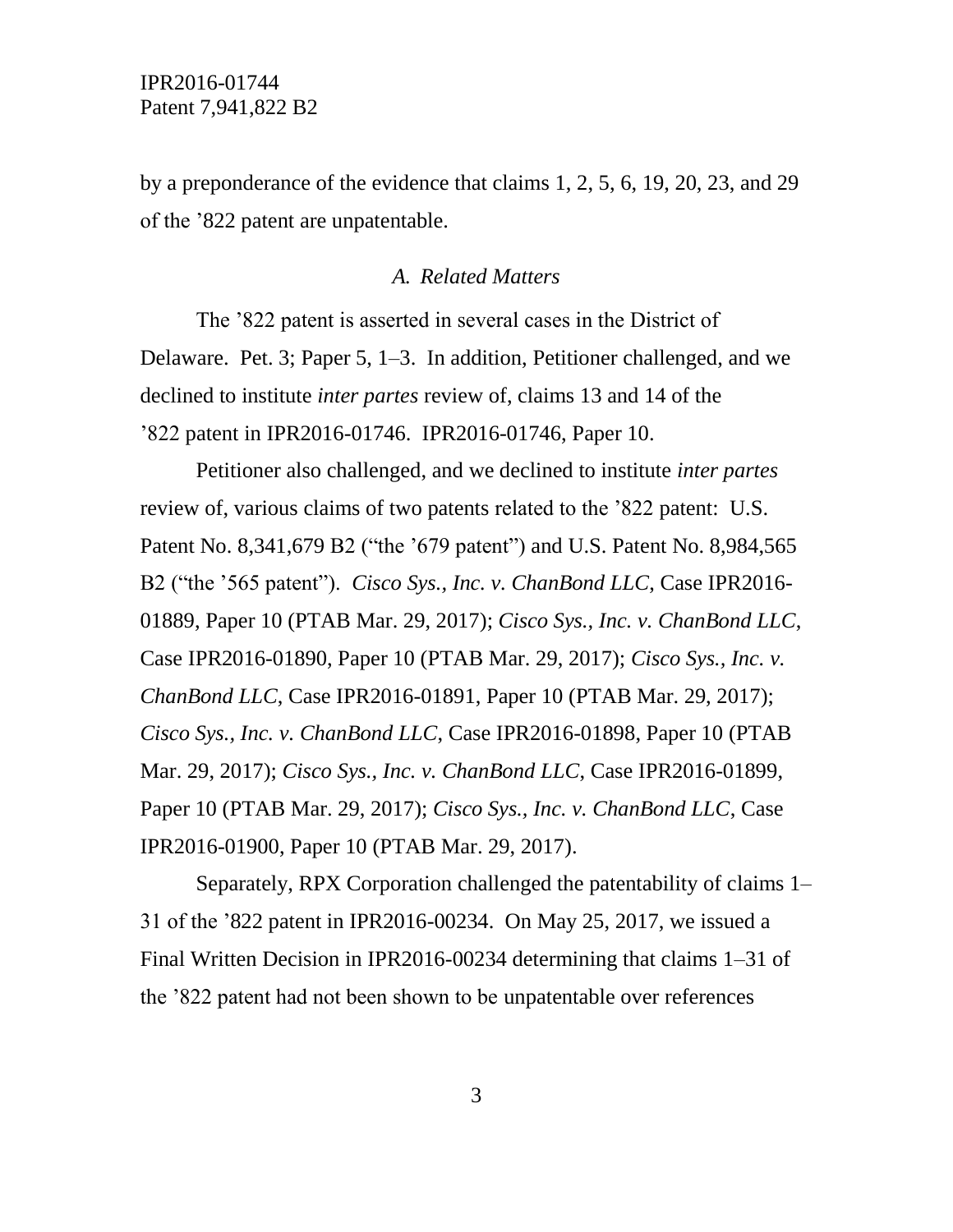by a preponderance of the evidence that claims 1, 2, 5, 6, 19, 20, 23, and 29 of the ’822 patent are unpatentable.

### *A. Related Matters*

The ’822 patent is asserted in several cases in the District of Delaware. Pet. 3; Paper 5, 1–3. In addition, Petitioner challenged, and we declined to institute *inter partes* review of, claims 13 and 14 of the ’822 patent in IPR2016-01746. IPR2016-01746, Paper 10.

Petitioner also challenged, and we declined to institute *inter partes* review of, various claims of two patents related to the ’822 patent: U.S. Patent No. 8,341,679 B2 (“the ’679 patent”) and U.S. Patent No. 8,984,565 B2 (“the ’565 patent”). *Cisco Sys., Inc. v. ChanBond LLC*, Case IPR2016-01889, Paper 10 (PTAB Mar. 29, 2017); *Cisco Sys., Inc. v. ChanBond LLC*, Case IPR2016-01890, Paper 10 (PTAB Mar. 29, 2017); *Cisco Sys., Inc. v. ChanBond LLC*, Case IPR2016-01891, Paper 10 (PTAB Mar. 29, 2017); *Cisco Sys., Inc. v. ChanBond LLC*, Case IPR2016-01898, Paper 10 (PTAB Mar. 29, 2017); *Cisco Sys., Inc. v. ChanBond LLC*, Case IPR2016-01899, Paper 10 (PTAB Mar. 29, 2017); *Cisco Sys., Inc. v. ChanBond LLC*, Case IPR2016-01900, Paper 10 (PTAB Mar. 29, 2017).

Separately, RPX Corporation challenged the patentability of claims 1–31 of the ’822 patent in IPR2016-00234. On May 25, 2017, we issued a Final Written Decision in IPR2016-00234 determining that claims 1–31 of the ’822 patent had not been shown to be unpatentable over references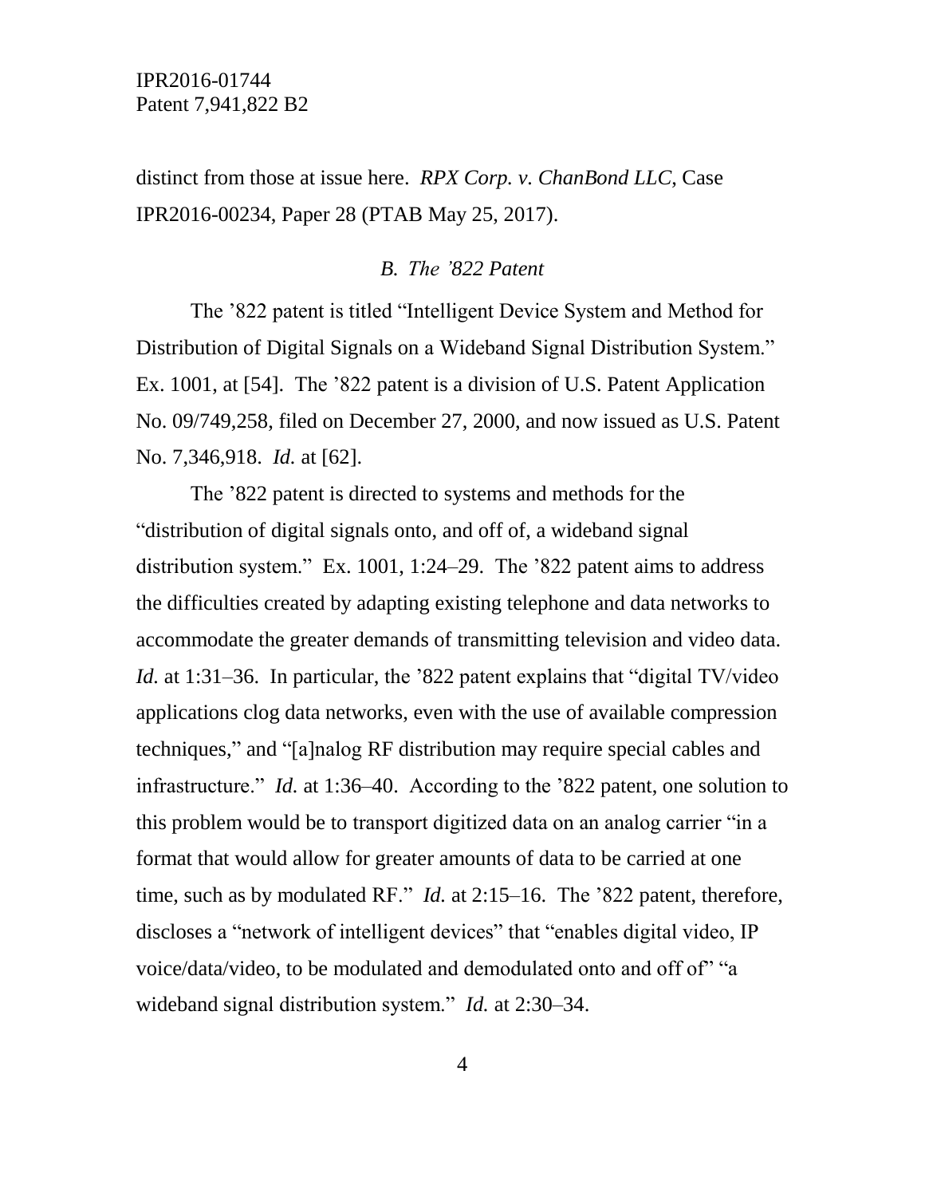distinct from those at issue here. *RPX Corp. v. ChanBond LLC*, Case IPR2016-00234, Paper 28 (PTAB May 25, 2017).

### *B. The '822 Patent*

The '822 patent is titled "Intelligent Device System and Method for Distribution of Digital Signals on a Wideband Signal Distribution System." Ex. 1001, at [54]. The '822 patent is a division of U.S. Patent Application No. 09/749,258, filed on December 27, 2000, and now issued as U.S. Patent No. 7,346,918. *Id.* at [62].

The '822 patent is directed to systems and methods for the "distribution of digital signals onto, and off of, a wideband signal distribution system." Ex. 1001, 1:24–29. The '822 patent aims to address the difficulties created by adapting existing telephone and data networks to accommodate the greater demands of transmitting television and video data. *Id.* at 1:31–36. In particular, the '822 patent explains that "digital TV/video applications clog data networks, even with the use of available compression techniques," and "[a]nalog RF distribution may require special cables and infrastructure." *Id.* at 1:36–40. According to the '822 patent, one solution to this problem would be to transport digitized data on an analog carrier "in a format that would allow for greater amounts of data to be carried at one time, such as by modulated RF." *Id.* at 2:15–16. The '822 patent, therefore, discloses a "network of intelligent devices" that "enables digital video, IP voice/data/video, to be modulated and demodulated onto and off of" "a wideband signal distribution system." *Id.* at 2:30–34.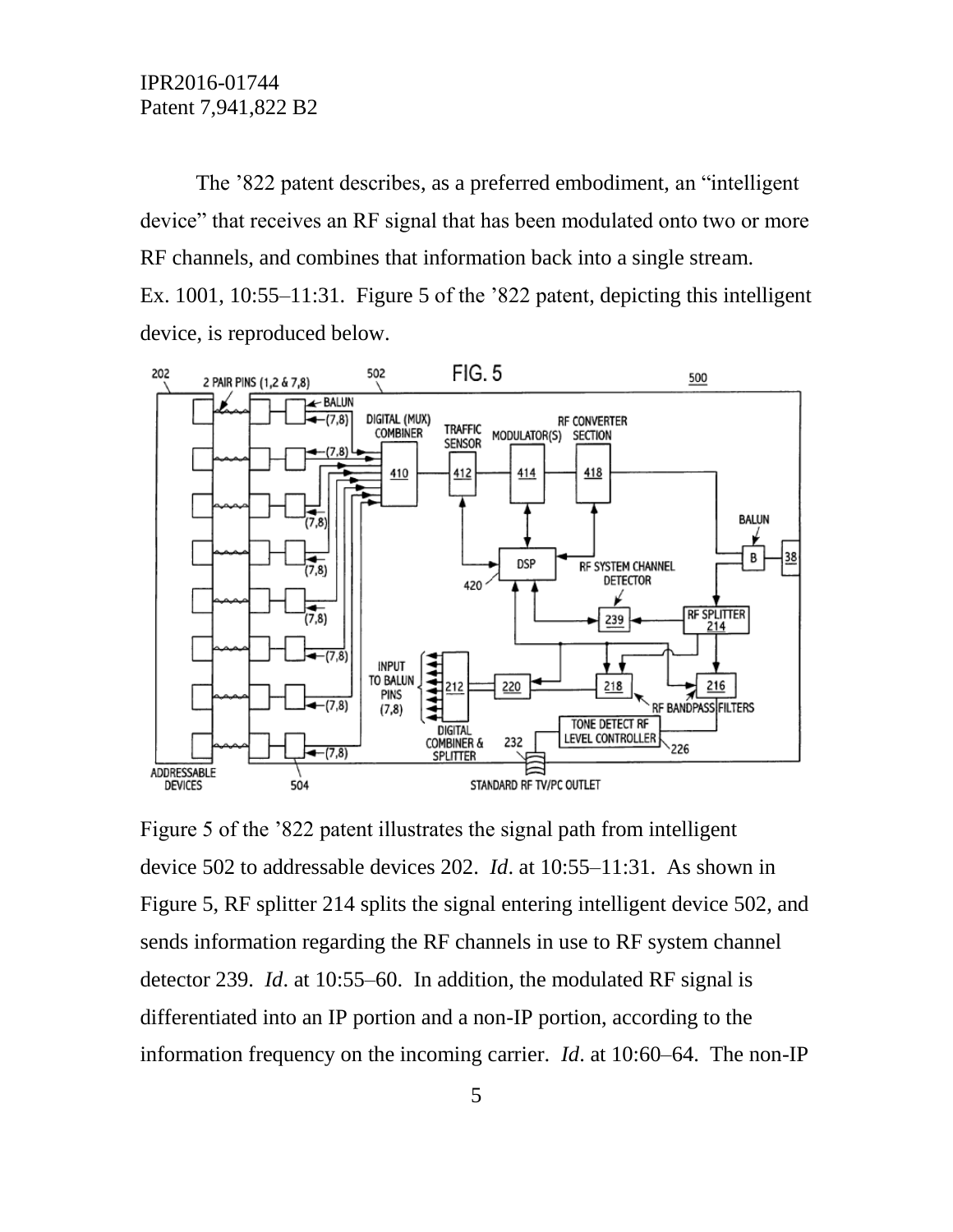The ’822 patent describes, as a preferred embodiment, an “intelligent device” that receives an RF signal that has been modulated onto two or more RF channels, and combines that information back into a single stream. Ex. 1001, 10:55–11:31. Figure 5 of the ’822 patent, depicting this intelligent device, is reproduced below.

Figure 5 of the ’822 patent illustrates the signal path from intelligent device 502 to addressable devices 202. *Id*. at 10:55–11:31. As shown in Figure 5, RF splitter 214 splits the signal entering intelligent device 502, and sends information regarding the RF channels in use to RF system channel detector 239. *Id*. at 10:55–60. In addition, the modulated RF signal is differentiated into an IP portion and a non-IP portion, according to the information frequency on the incoming carrier. *Id*. at 10:60–64. The non-IP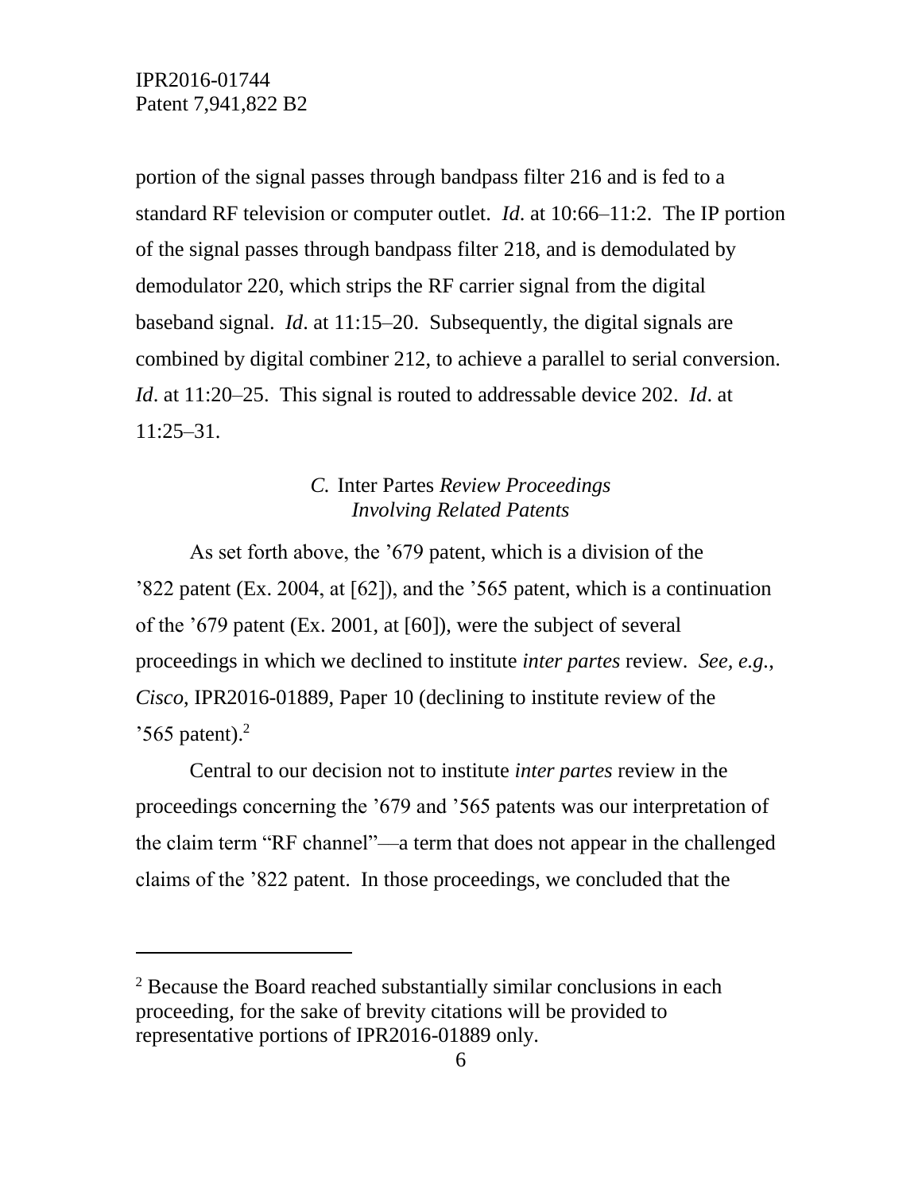portion of the signal passes through bandpass filter 216 and is fed to a standard RF television or computer outlet. *Id*. at 10:66–11:2. The IP portion of the signal passes through bandpass filter 218, and is demodulated by demodulator 220, which strips the RF carrier signal from the digital baseband signal. *Id*. at 11:15–20. Subsequently, the digital signals are combined by digital combiner 212, to achieve a parallel to serial conversion. *Id*. at 11:20–25. This signal is routed to addressable device 202. *Id*. at 11:25–31.

### *C.* Inter Partes *Review Proceedings Involving Related Patents*

As set forth above, the ’679 patent, which is a division of the ’822 patent (Ex. 2004, at [62]), and the ’565 patent, which is a continuation of the ’679 patent (Ex. 2001, at [60]), were the subject of several proceedings in which we declined to institute *inter partes* review. *See, e.g.*, *Cisco*, IPR2016-01889, Paper 10 (declining to institute review of the ’565 patent).[2]

Central to our decision not to institute *inter partes* review in the proceedings concerning the ’679 and ’565 patents was our interpretation of the claim term “RF channel”—a term that does not appear in the challenged claims of the ’822 patent. In those proceedings, we concluded that the

---

[2] Because the Board reached substantially similar conclusions in each proceeding, for the sake of brevity citations will be provided to representative portions of IPR2016-01889 only.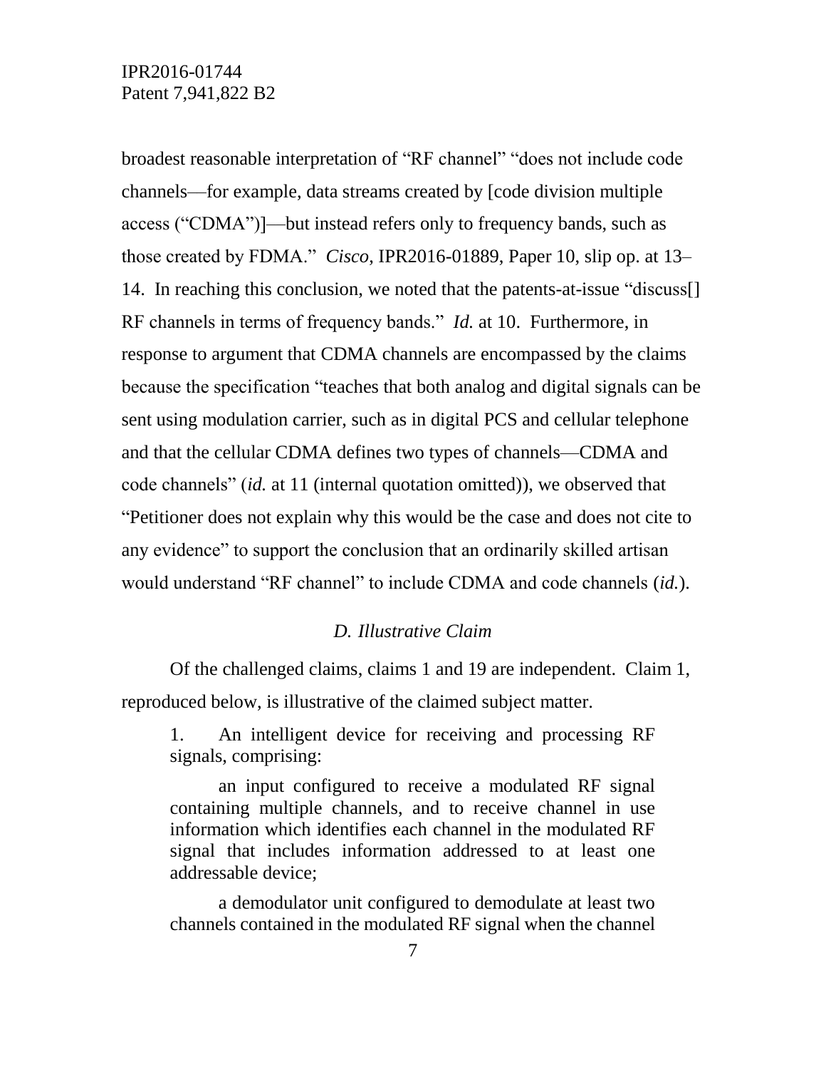broadest reasonable interpretation of "RF channel" "does not include code channels—for example, data streams created by [code division multiple access ("CDMA")]—but instead refers only to frequency bands, such as those created by FDMA." *Cisco*, IPR2016-01889, Paper 10, slip op. at 13–14. In reaching this conclusion, we noted that the patents-at-issue "discuss[] RF channels in terms of frequency bands." *Id.* at 10. Furthermore, in response to argument that CDMA channels are encompassed by the claims because the specification "teaches that both analog and digital signals can be sent using modulation carrier, such as in digital PCS and cellular telephone and that the cellular CDMA defines two types of channels—CDMA and code channels" (*id.* at 11 (internal quotation omitted)), we observed that "Petitioner does not explain why this would be the case and does not cite to any evidence" to support the conclusion that an ordinarily skilled artisan would understand "RF channel" to include CDMA and code channels (*id.*).

### *D. Illustrative Claim*

Of the challenged claims, claims 1 and 19 are independent. Claim 1, reproduced below, is illustrative of the claimed subject matter.

> 1. An intelligent device for receiving and processing RF signals, comprising:
>
> an input configured to receive a modulated RF signal containing multiple channels, and to receive channel in use information which identifies each channel in the modulated RF signal that includes information addressed to at least one addressable device;
>
> a demodulator unit configured to demodulate at least two channels contained in the modulated RF signal when the channel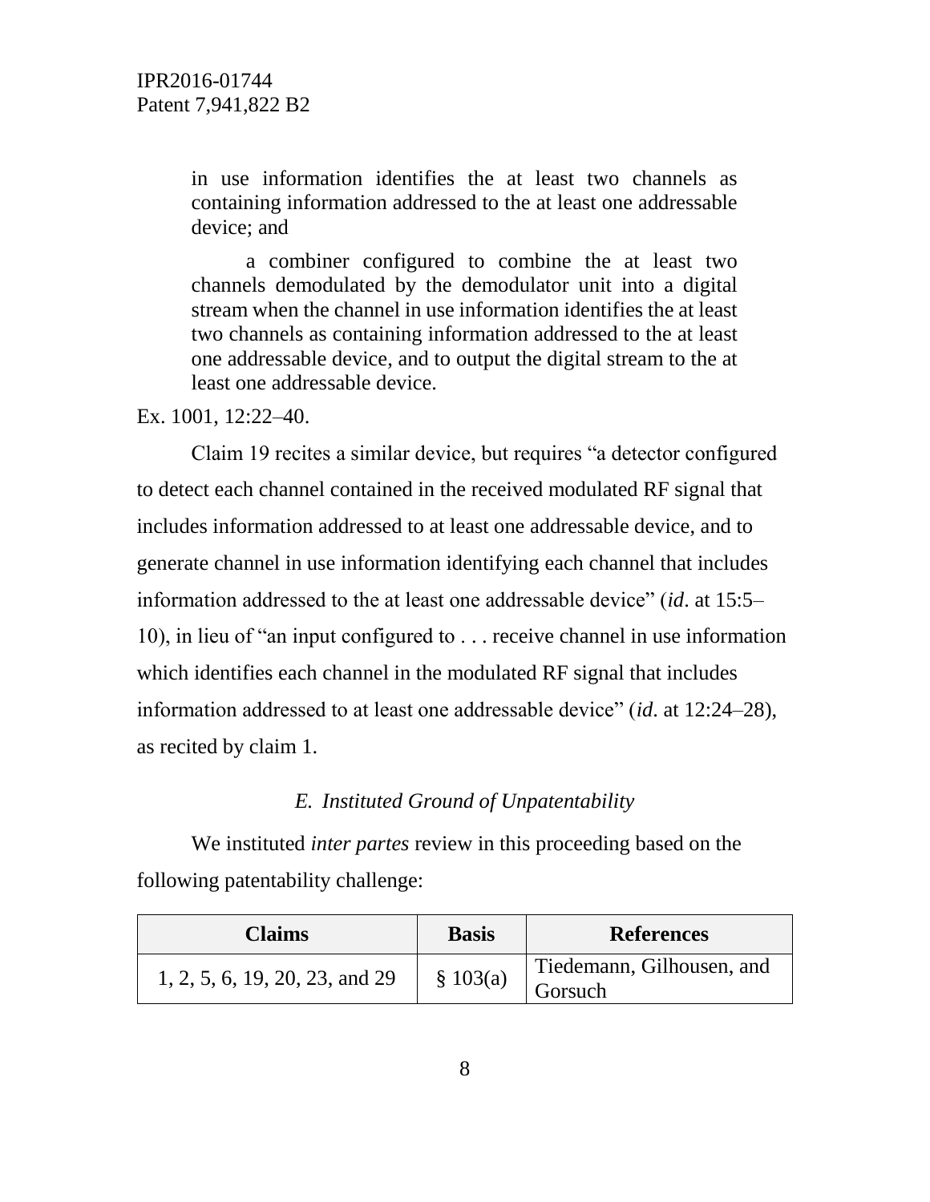> in use information identifies the at least two channels as containing information addressed to the at least one addressable device; and
>
> a combiner configured to combine the at least two channels demodulated by the demodulator unit into a digital stream when the channel in use information identifies the at least two channels as containing information addressed to the at least one addressable device, and to output the digital stream to the at least one addressable device.

Ex. 1001, 12:22–40.

Claim 19 recites a similar device, but requires "a detector configured to detect each channel contained in the received modulated RF signal that includes information addressed to at least one addressable device, and to generate channel in use information identifying each channel that includes information addressed to the at least one addressable device" (*id*. at 15:5–10), in lieu of "an input configured to . . . receive channel in use information which identifies each channel in the modulated RF signal that includes information addressed to at least one addressable device" (*id*. at 12:24–28), as recited by claim 1.

### *E. Instituted Ground of Unpatentability*

We instituted *inter partes* review in this proceeding based on the following patentability challenge:

| Claims | Basis | References |
|---|---|---|
| 1, 2, 5, 6, 19, 20, 23, and 29 | § 103(a) | Tiedemann, Gilhousen, and Gorsuch |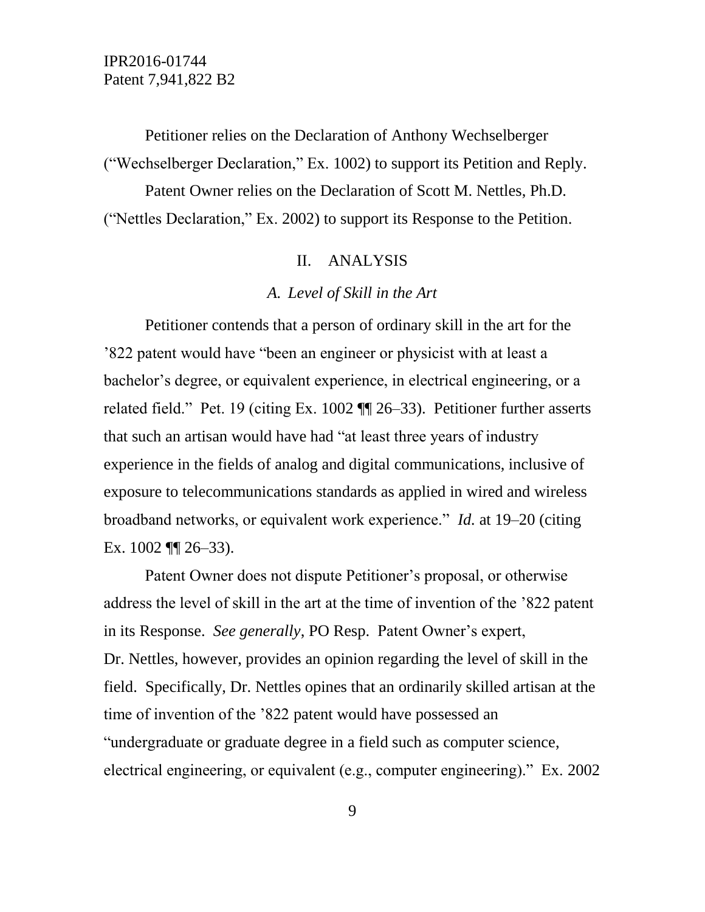Petitioner relies on the Declaration of Anthony Wechselberger ("Wechselberger Declaration," Ex. 1002) to support its Petition and Reply.

Patent Owner relies on the Declaration of Scott M. Nettles, Ph.D. ("Nettles Declaration," Ex. 2002) to support its Response to the Petition.

## II. ANALYSIS

### *A. Level of Skill in the Art*

Petitioner contends that a person of ordinary skill in the art for the '822 patent would have "been an engineer or physicist with at least a bachelor's degree, or equivalent experience, in electrical engineering, or a related field." Pet. 19 (citing Ex. 1002 ¶¶ 26–33). Petitioner further asserts that such an artisan would have had "at least three years of industry experience in the fields of analog and digital communications, inclusive of exposure to telecommunications standards as applied in wired and wireless broadband networks, or equivalent work experience." *Id.* at 19–20 (citing Ex. 1002 ¶¶ 26–33).

Patent Owner does not dispute Petitioner's proposal, or otherwise address the level of skill in the art at the time of invention of the '822 patent in its Response. *See generally*, PO Resp. Patent Owner's expert, Dr. Nettles, however, provides an opinion regarding the level of skill in the field. Specifically, Dr. Nettles opines that an ordinarily skilled artisan at the time of invention of the '822 patent would have possessed an "undergraduate or graduate degree in a field such as computer science, electrical engineering, or equivalent (e.g., computer engineering)." Ex. 2002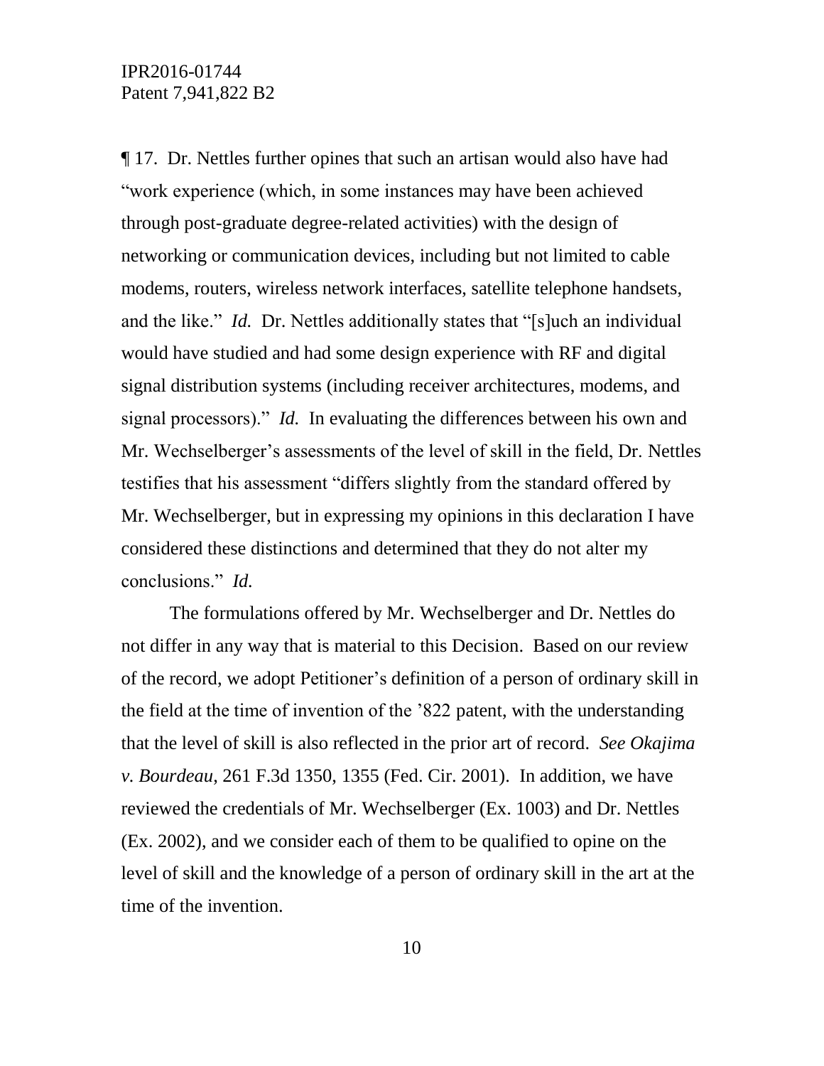¶ 17. Dr. Nettles further opines that such an artisan would also have had "work experience (which, in some instances may have been achieved through post-graduate degree-related activities) with the design of networking or communication devices, including but not limited to cable modems, routers, wireless network interfaces, satellite telephone handsets, and the like." *Id.* Dr. Nettles additionally states that "[s]uch an individual would have studied and had some design experience with RF and digital signal distribution systems (including receiver architectures, modems, and signal processors)." *Id.* In evaluating the differences between his own and Mr. Wechselberger's assessments of the level of skill in the field, Dr. Nettles testifies that his assessment "differs slightly from the standard offered by Mr. Wechselberger, but in expressing my opinions in this declaration I have considered these distinctions and determined that they do not alter my conclusions." *Id.*

The formulations offered by Mr. Wechselberger and Dr. Nettles do not differ in any way that is material to this Decision. Based on our review of the record, we adopt Petitioner's definition of a person of ordinary skill in the field at the time of invention of the '822 patent, with the understanding that the level of skill is also reflected in the prior art of record. *See Okajima v. Bourdeau*, 261 F.3d 1350, 1355 (Fed. Cir. 2001). In addition, we have reviewed the credentials of Mr. Wechselberger (Ex. 1003) and Dr. Nettles (Ex. 2002), and we consider each of them to be qualified to opine on the level of skill and the knowledge of a person of ordinary skill in the art at the time of the invention.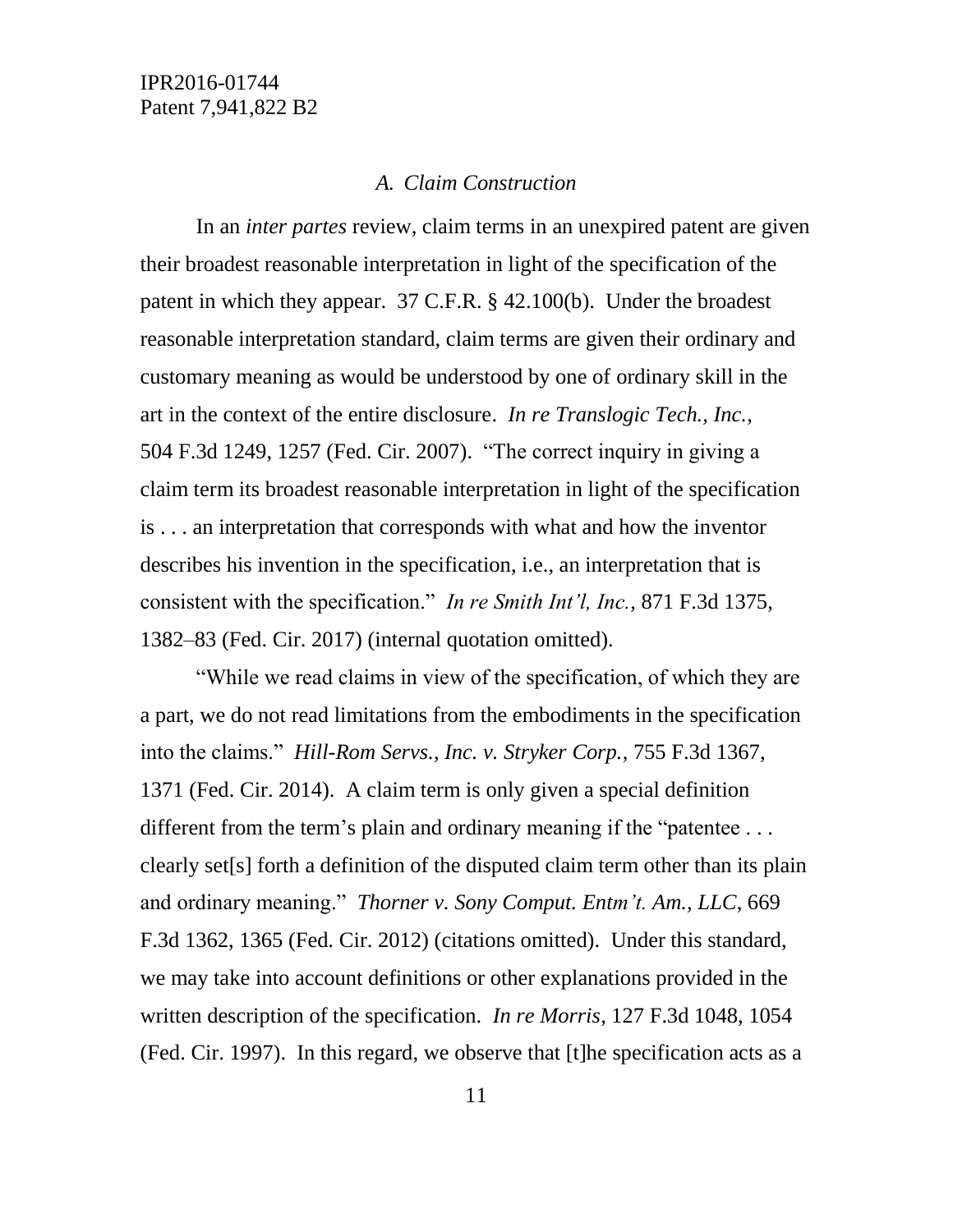### *A. Claim Construction*

In an *inter partes* review, claim terms in an unexpired patent are given their broadest reasonable interpretation in light of the specification of the patent in which they appear. 37 C.F.R. § 42.100(b). Under the broadest reasonable interpretation standard, claim terms are given their ordinary and customary meaning as would be understood by one of ordinary skill in the art in the context of the entire disclosure. *In re Translogic Tech., Inc.*, 504 F.3d 1249, 1257 (Fed. Cir. 2007). "The correct inquiry in giving a claim term its broadest reasonable interpretation in light of the specification is . . . an interpretation that corresponds with what and how the inventor describes his invention in the specification, i.e., an interpretation that is consistent with the specification." *In re Smith Int'l, Inc.*, 871 F.3d 1375, 1382–83 (Fed. Cir. 2017) (internal quotation omitted).

"While we read claims in view of the specification, of which they are a part, we do not read limitations from the embodiments in the specification into the claims." *Hill-Rom Servs., Inc. v. Stryker Corp.*, 755 F.3d 1367, 1371 (Fed. Cir. 2014). A claim term is only given a special definition different from the term's plain and ordinary meaning if the "patentee . . . clearly set[s] forth a definition of the disputed claim term other than its plain and ordinary meaning." *Thorner v. Sony Comput. Entm't. Am., LLC*, 669 F.3d 1362, 1365 (Fed. Cir. 2012) (citations omitted). Under this standard, we may take into account definitions or other explanations provided in the written description of the specification. *In re Morris*, 127 F.3d 1048, 1054 (Fed. Cir. 1997). In this regard, we observe that [t]he specification acts as a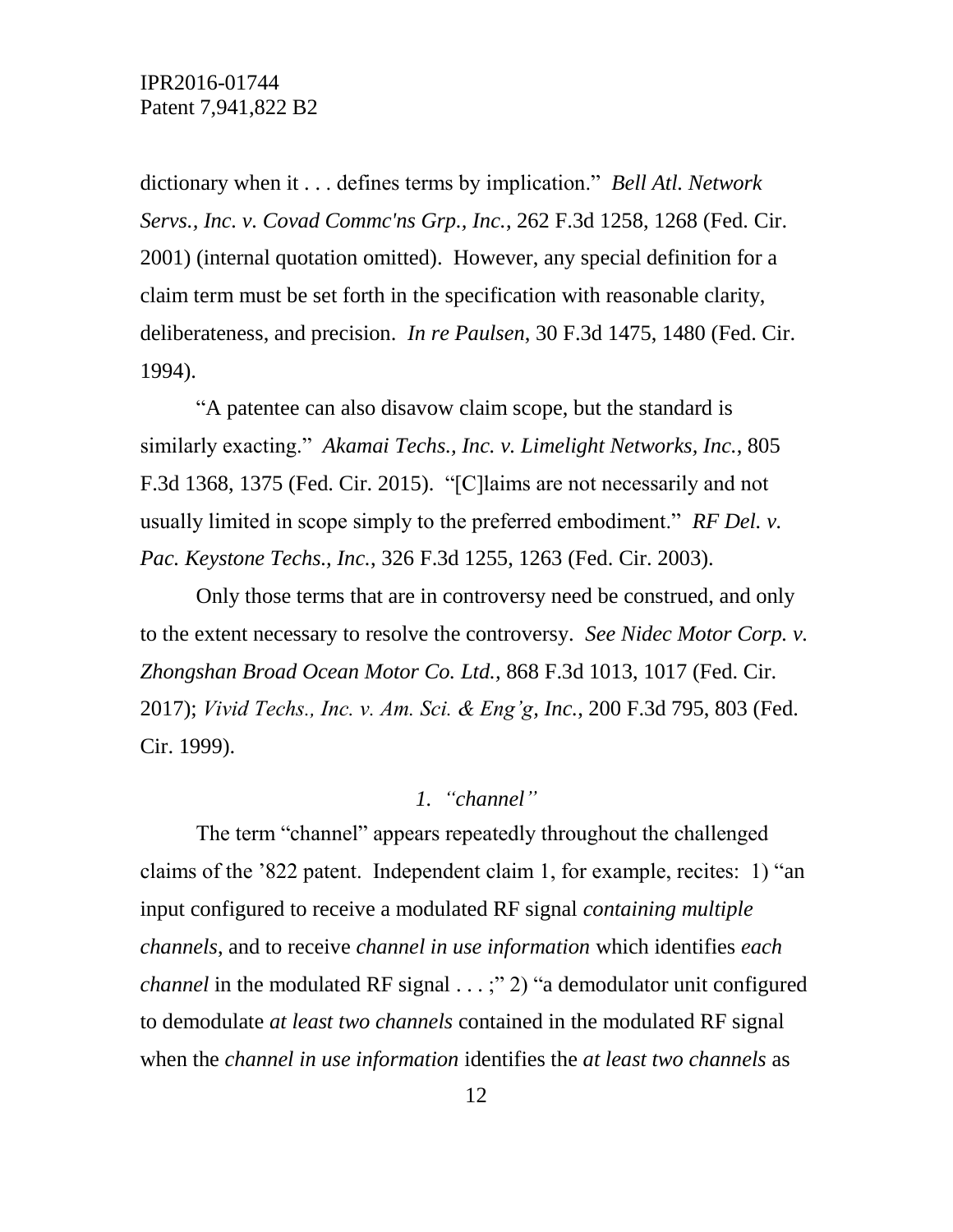dictionary when it . . . defines terms by implication." *Bell Atl. Network Servs., Inc. v. Covad Commc'ns Grp., Inc.*, 262 F.3d 1258, 1268 (Fed. Cir. 2001) (internal quotation omitted). However, any special definition for a claim term must be set forth in the specification with reasonable clarity, deliberateness, and precision. *In re Paulsen*, 30 F.3d 1475, 1480 (Fed. Cir. 1994).

"A patentee can also disavow claim scope, but the standard is similarly exacting." *Akamai Techs., Inc. v. Limelight Networks, Inc.*, 805 F.3d 1368, 1375 (Fed. Cir. 2015). "[C]laims are not necessarily and not usually limited in scope simply to the preferred embodiment." *RF Del. v. Pac. Keystone Techs., Inc.*, 326 F.3d 1255, 1263 (Fed. Cir. 2003).

Only those terms that are in controversy need be construed, and only to the extent necessary to resolve the controversy. *See Nidec Motor Corp. v. Zhongshan Broad Ocean Motor Co. Ltd.*, 868 F.3d 1013, 1017 (Fed. Cir. 2017); *Vivid Techs., Inc. v. Am. Sci. & Eng'g, Inc.*, 200 F.3d 795, 803 (Fed. Cir. 1999).

### *1. "channel"*

The term "channel" appears repeatedly throughout the challenged claims of the '822 patent. Independent claim 1, for example, recites: 1) "an input configured to receive a modulated RF signal *containing multiple channels*, and to receive *channel in use information* which identifies *each channel* in the modulated RF signal . . . ;" 2) "a demodulator unit configured to demodulate *at least two channels* contained in the modulated RF signal when the *channel in use information* identifies the *at least two channels* as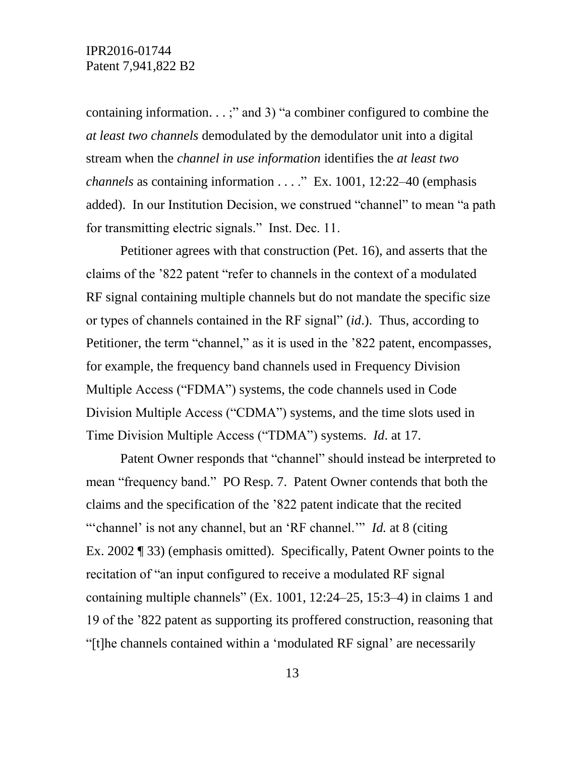containing information. . . ;" and 3) "a combiner configured to combine the *at least two channels* demodulated by the demodulator unit into a digital stream when the *channel in use information* identifies the *at least two channels* as containing information . . . ." Ex. 1001, 12:22–40 (emphasis added). In our Institution Decision, we construed "channel" to mean "a path for transmitting electric signals." Inst. Dec. 11.

Petitioner agrees with that construction (Pet. 16), and asserts that the claims of the '822 patent "refer to channels in the context of a modulated RF signal containing multiple channels but do not mandate the specific size or types of channels contained in the RF signal" (*id*.). Thus, according to Petitioner, the term "channel," as it is used in the '822 patent, encompasses, for example, the frequency band channels used in Frequency Division Multiple Access ("FDMA") systems, the code channels used in Code Division Multiple Access ("CDMA") systems, and the time slots used in Time Division Multiple Access ("TDMA") systems. *Id*. at 17.

Patent Owner responds that "channel" should instead be interpreted to mean "frequency band." PO Resp. 7. Patent Owner contends that both the claims and the specification of the '822 patent indicate that the recited "'channel' is not any channel, but an 'RF channel.'" *Id.* at 8 (citing Ex. 2002 ¶ 33) (emphasis omitted). Specifically, Patent Owner points to the recitation of "an input configured to receive a modulated RF signal containing multiple channels" (Ex. 1001, 12:24–25, 15:3–4) in claims 1 and 19 of the '822 patent as supporting its proffered construction, reasoning that "[t]he channels contained within a 'modulated RF signal' are necessarily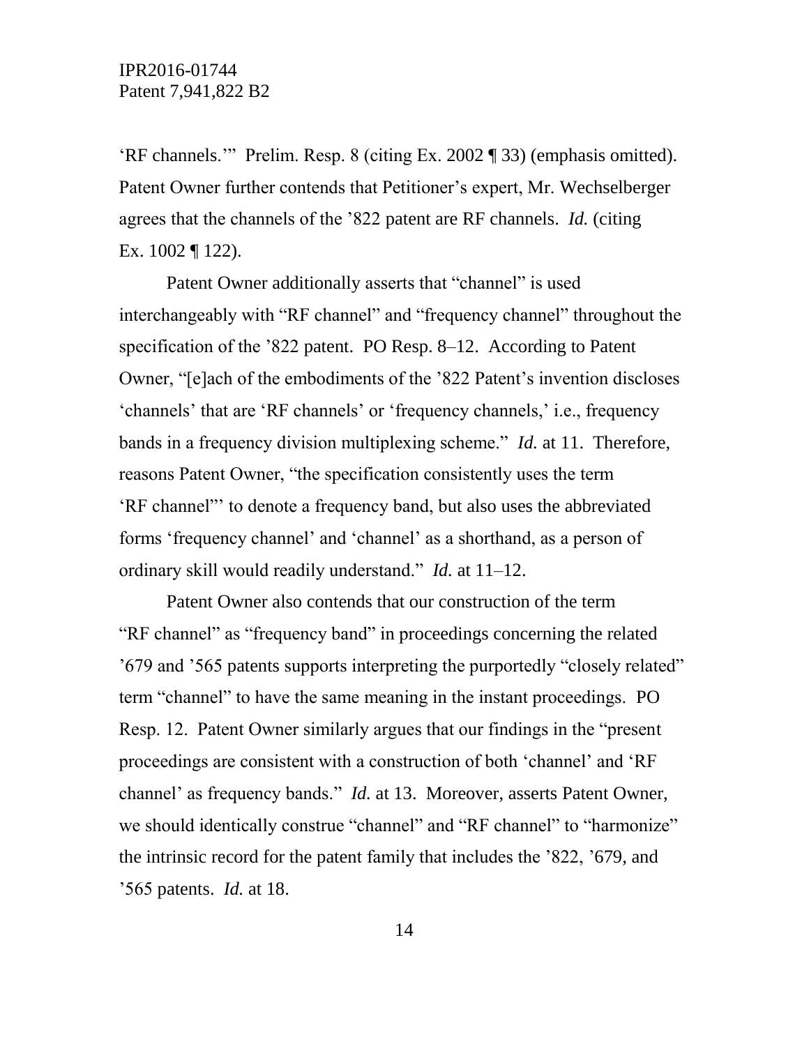'RF channels.'" Prelim. Resp. 8 (citing Ex. 2002 ¶ 33) (emphasis omitted). Patent Owner further contends that Petitioner's expert, Mr. Wechselberger agrees that the channels of the '822 patent are RF channels. *Id.* (citing Ex. 1002 ¶ 122).

Patent Owner additionally asserts that "channel" is used interchangeably with "RF channel" and "frequency channel" throughout the specification of the '822 patent. PO Resp. 8–12. According to Patent Owner, "[e]ach of the embodiments of the '822 Patent's invention discloses 'channels' that are 'RF channels' or 'frequency channels,' i.e., frequency bands in a frequency division multiplexing scheme." *Id.* at 11. Therefore, reasons Patent Owner, "the specification consistently uses the term 'RF channel"' to denote a frequency band, but also uses the abbreviated forms 'frequency channel' and 'channel' as a shorthand, as a person of ordinary skill would readily understand." *Id.* at 11–12.

Patent Owner also contends that our construction of the term "RF channel" as "frequency band" in proceedings concerning the related '679 and '565 patents supports interpreting the purportedly "closely related" term "channel" to have the same meaning in the instant proceedings. PO Resp. 12. Patent Owner similarly argues that our findings in the "present proceedings are consistent with a construction of both 'channel' and 'RF channel' as frequency bands." *Id.* at 13. Moreover, asserts Patent Owner, we should identically construe "channel" and "RF channel" to "harmonize" the intrinsic record for the patent family that includes the '822, '679, and '565 patents. *Id.* at 18.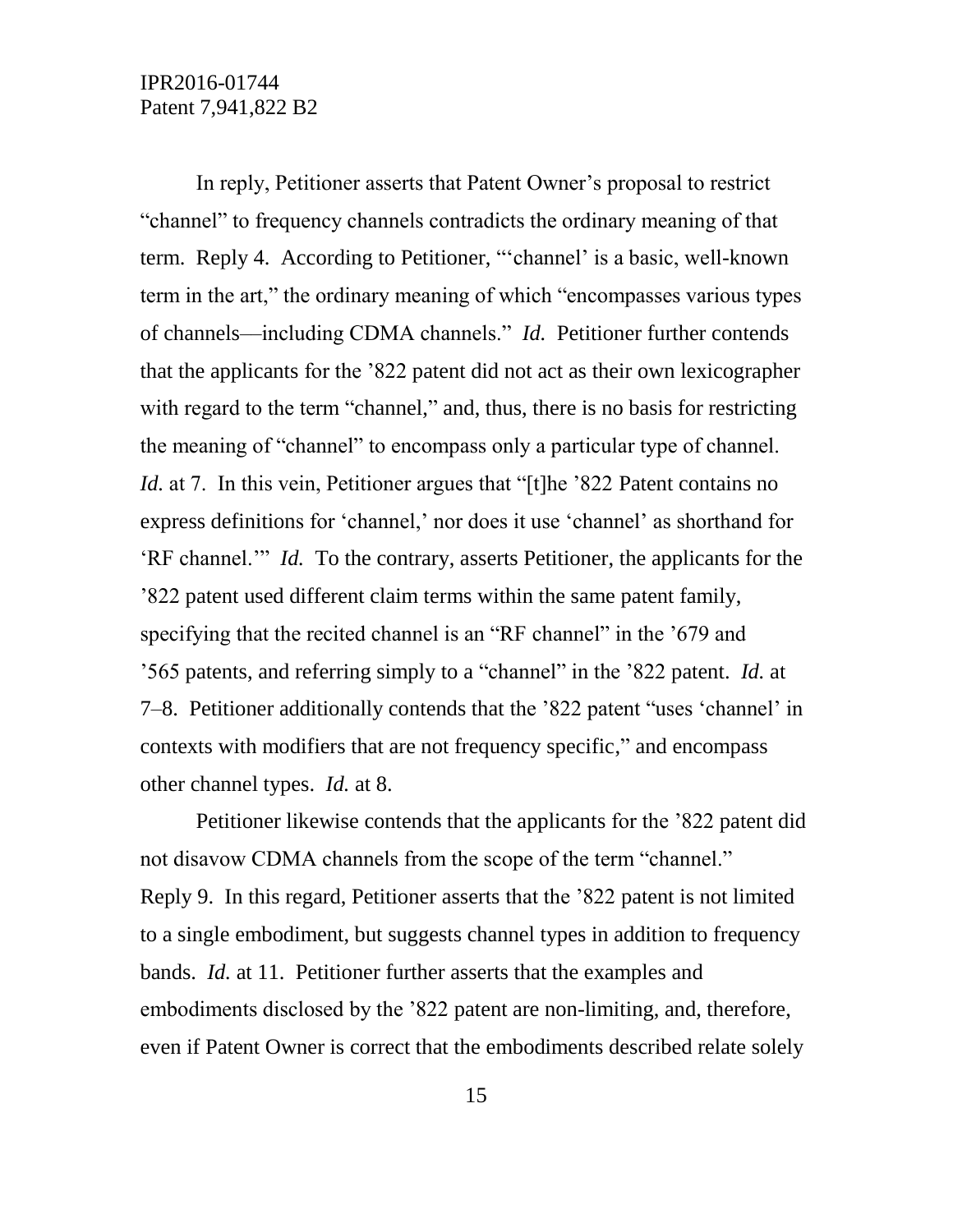In reply, Petitioner asserts that Patent Owner's proposal to restrict "channel" to frequency channels contradicts the ordinary meaning of that term. Reply 4. According to Petitioner, "'channel' is a basic, well-known term in the art," the ordinary meaning of which "encompasses various types of channels—including CDMA channels." *Id.* Petitioner further contends that the applicants for the '822 patent did not act as their own lexicographer with regard to the term "channel," and, thus, there is no basis for restricting the meaning of "channel" to encompass only a particular type of channel. *Id.* at 7. In this vein, Petitioner argues that "[t]he '822 Patent contains no express definitions for 'channel,' nor does it use 'channel' as shorthand for 'RF channel.'" *Id.* To the contrary, asserts Petitioner, the applicants for the '822 patent used different claim terms within the same patent family, specifying that the recited channel is an "RF channel" in the '679 and '565 patents, and referring simply to a "channel" in the '822 patent. *Id.* at 7–8. Petitioner additionally contends that the '822 patent "uses 'channel' in contexts with modifiers that are not frequency specific," and encompass other channel types. *Id.* at 8.

Petitioner likewise contends that the applicants for the '822 patent did not disavow CDMA channels from the scope of the term "channel." Reply 9. In this regard, Petitioner asserts that the '822 patent is not limited to a single embodiment, but suggests channel types in addition to frequency bands. *Id.* at 11. Petitioner further asserts that the examples and embodiments disclosed by the '822 patent are non-limiting, and, therefore, even if Patent Owner is correct that the embodiments described relate solely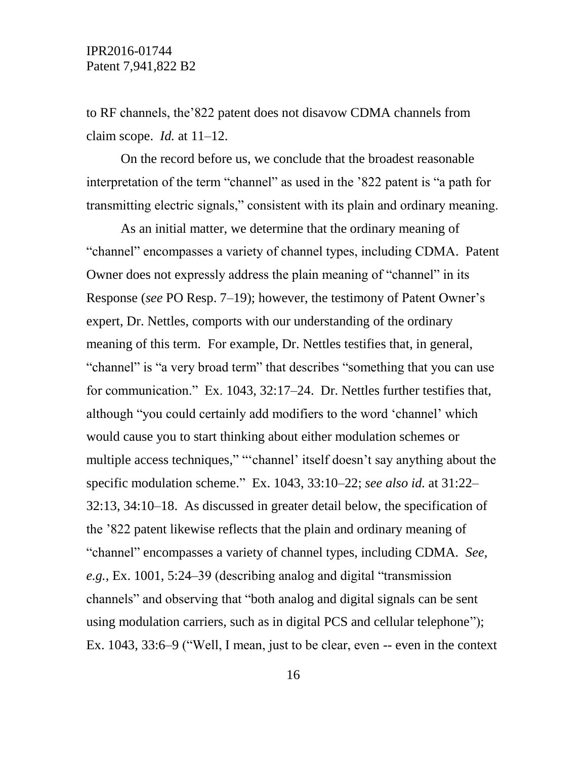to RF channels, the'822 patent does not disavow CDMA channels from claim scope. *Id.* at 11–12.

On the record before us, we conclude that the broadest reasonable interpretation of the term "channel" as used in the '822 patent is "a path for transmitting electric signals," consistent with its plain and ordinary meaning.

As an initial matter, we determine that the ordinary meaning of "channel" encompasses a variety of channel types, including CDMA. Patent Owner does not expressly address the plain meaning of "channel" in its Response (*see* PO Resp. 7–19); however, the testimony of Patent Owner's expert, Dr. Nettles, comports with our understanding of the ordinary meaning of this term. For example, Dr. Nettles testifies that, in general, "channel" is "a very broad term" that describes "something that you can use for communication." Ex. 1043, 32:17–24. Dr. Nettles further testifies that, although "you could certainly add modifiers to the word 'channel' which would cause you to start thinking about either modulation schemes or multiple access techniques," "'channel' itself doesn't say anything about the specific modulation scheme." Ex. 1043, 33:10–22; *see also id.* at 31:22–32:13, 34:10–18. As discussed in greater detail below, the specification of the '822 patent likewise reflects that the plain and ordinary meaning of "channel" encompasses a variety of channel types, including CDMA. *See, e.g.*, Ex. 1001, 5:24–39 (describing analog and digital "transmission channels" and observing that "both analog and digital signals can be sent using modulation carriers, such as in digital PCS and cellular telephone"); Ex. 1043, 33:6–9 ("Well, I mean, just to be clear, even -- even in the context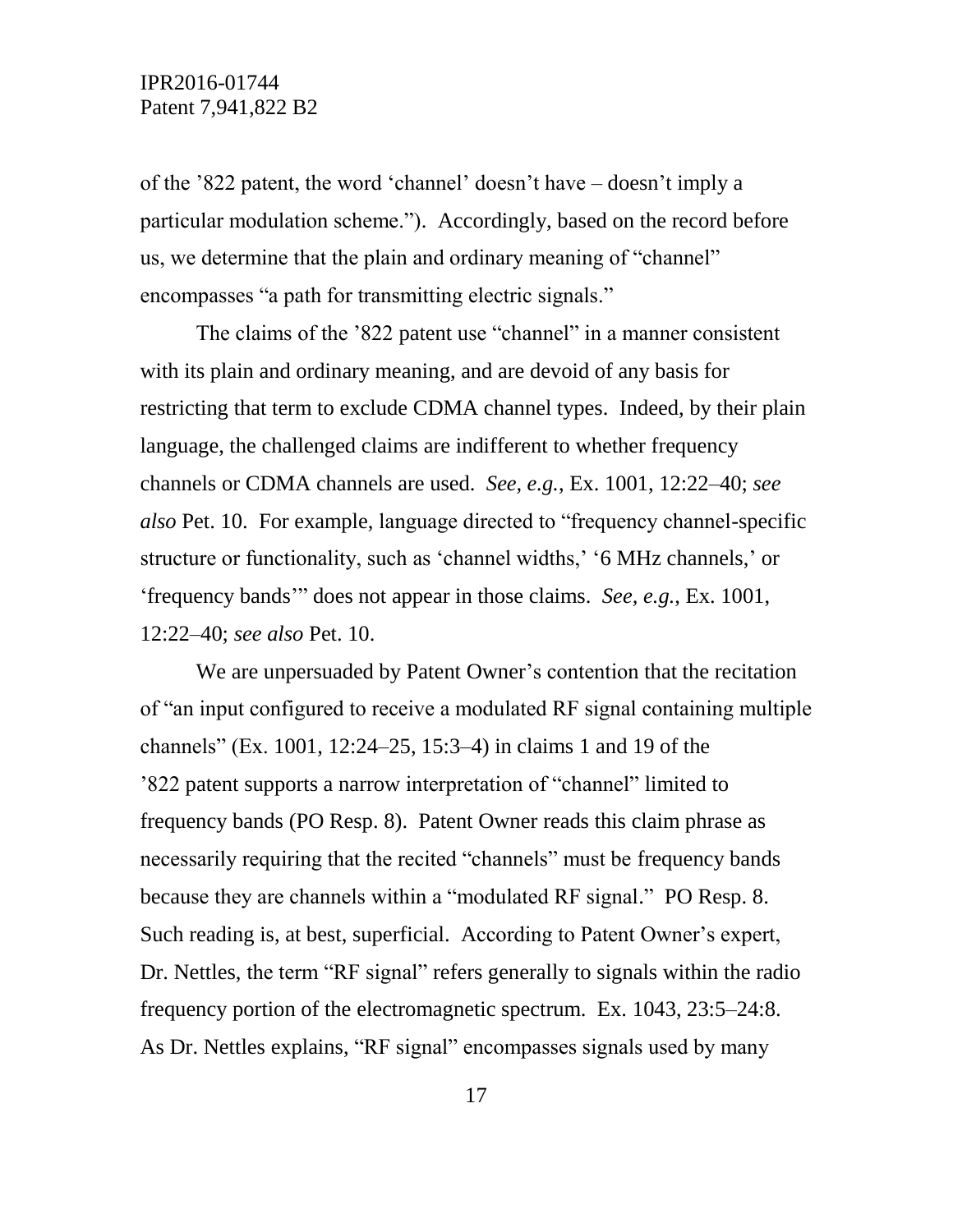of the ’822 patent, the word ‘channel’ doesn’t have – doesn’t imply a particular modulation scheme.”). Accordingly, based on the record before us, we determine that the plain and ordinary meaning of “channel” encompasses “a path for transmitting electric signals.”

The claims of the ’822 patent use “channel” in a manner consistent with its plain and ordinary meaning, and are devoid of any basis for restricting that term to exclude CDMA channel types. Indeed, by their plain language, the challenged claims are indifferent to whether frequency channels or CDMA channels are used. *See, e.g.*, Ex. 1001, 12:22–40; *see also* Pet. 10. For example, language directed to “frequency channel-specific structure or functionality, such as ‘channel widths,’ ‘6 MHz channels,’ or ‘frequency bands’” does not appear in those claims. *See, e.g.*, Ex. 1001, 12:22–40; *see also* Pet. 10.

We are unpersuaded by Patent Owner’s contention that the recitation of “an input configured to receive a modulated RF signal containing multiple channels” (Ex. 1001, 12:24–25, 15:3–4) in claims 1 and 19 of the ’822 patent supports a narrow interpretation of “channel” limited to frequency bands (PO Resp. 8). Patent Owner reads this claim phrase as necessarily requiring that the recited “channels” must be frequency bands because they are channels within a “modulated RF signal.” PO Resp. 8. Such reading is, at best, superficial. According to Patent Owner’s expert, Dr. Nettles, the term “RF signal” refers generally to signals within the radio frequency portion of the electromagnetic spectrum. Ex. 1043, 23:5–24:8. As Dr. Nettles explains, “RF signal” encompasses signals used by many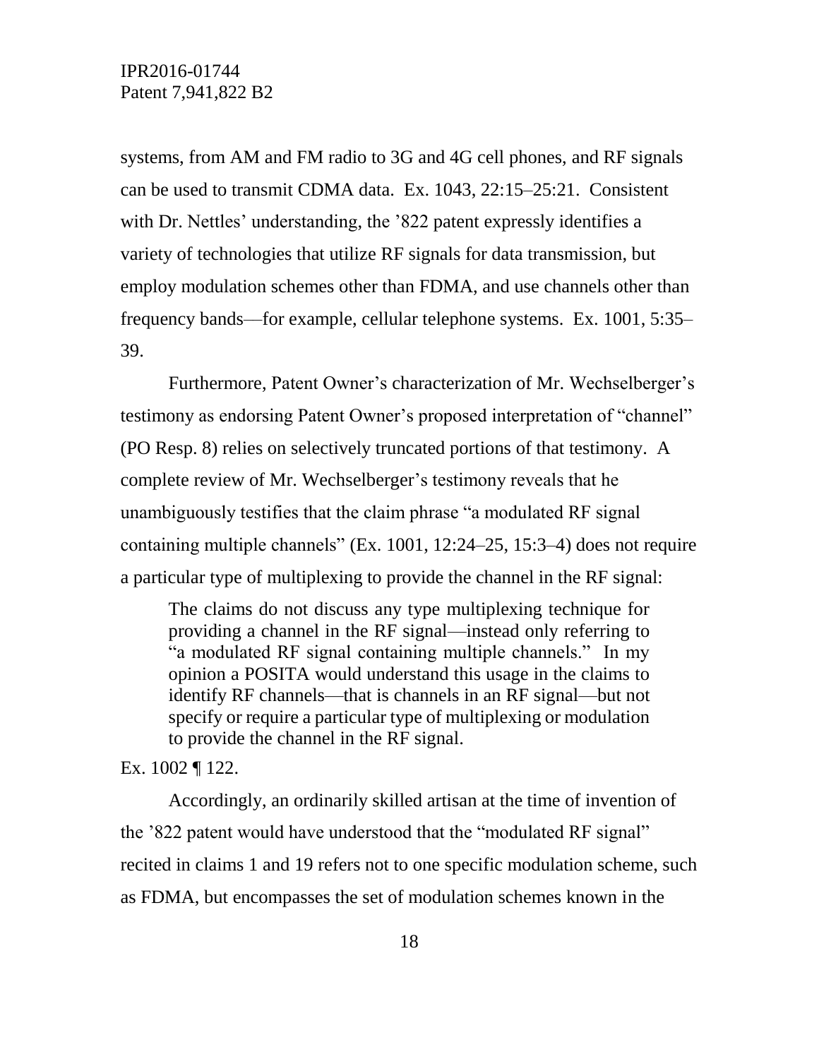systems, from AM and FM radio to 3G and 4G cell phones, and RF signals can be used to transmit CDMA data. Ex. 1043, 22:15–25:21. Consistent with Dr. Nettles' understanding, the '822 patent expressly identifies a variety of technologies that utilize RF signals for data transmission, but employ modulation schemes other than FDMA, and use channels other than frequency bands—for example, cellular telephone systems. Ex. 1001, 5:35–39.

Furthermore, Patent Owner's characterization of Mr. Wechselberger's testimony as endorsing Patent Owner's proposed interpretation of "channel" (PO Resp. 8) relies on selectively truncated portions of that testimony. A complete review of Mr. Wechselberger's testimony reveals that he unambiguously testifies that the claim phrase "a modulated RF signal containing multiple channels" (Ex. 1001, 12:24–25, 15:3–4) does not require a particular type of multiplexing to provide the channel in the RF signal:

> The claims do not discuss any type multiplexing technique for providing a channel in the RF signal—instead only referring to "a modulated RF signal containing multiple channels." In my opinion a POSITA would understand this usage in the claims to identify RF channels—that is channels in an RF signal—but not specify or require a particular type of multiplexing or modulation to provide the channel in the RF signal.

Ex. 1002 ¶ 122.

Accordingly, an ordinarily skilled artisan at the time of invention of the '822 patent would have understood that the "modulated RF signal" recited in claims 1 and 19 refers not to one specific modulation scheme, such as FDMA, but encompasses the set of modulation schemes known in the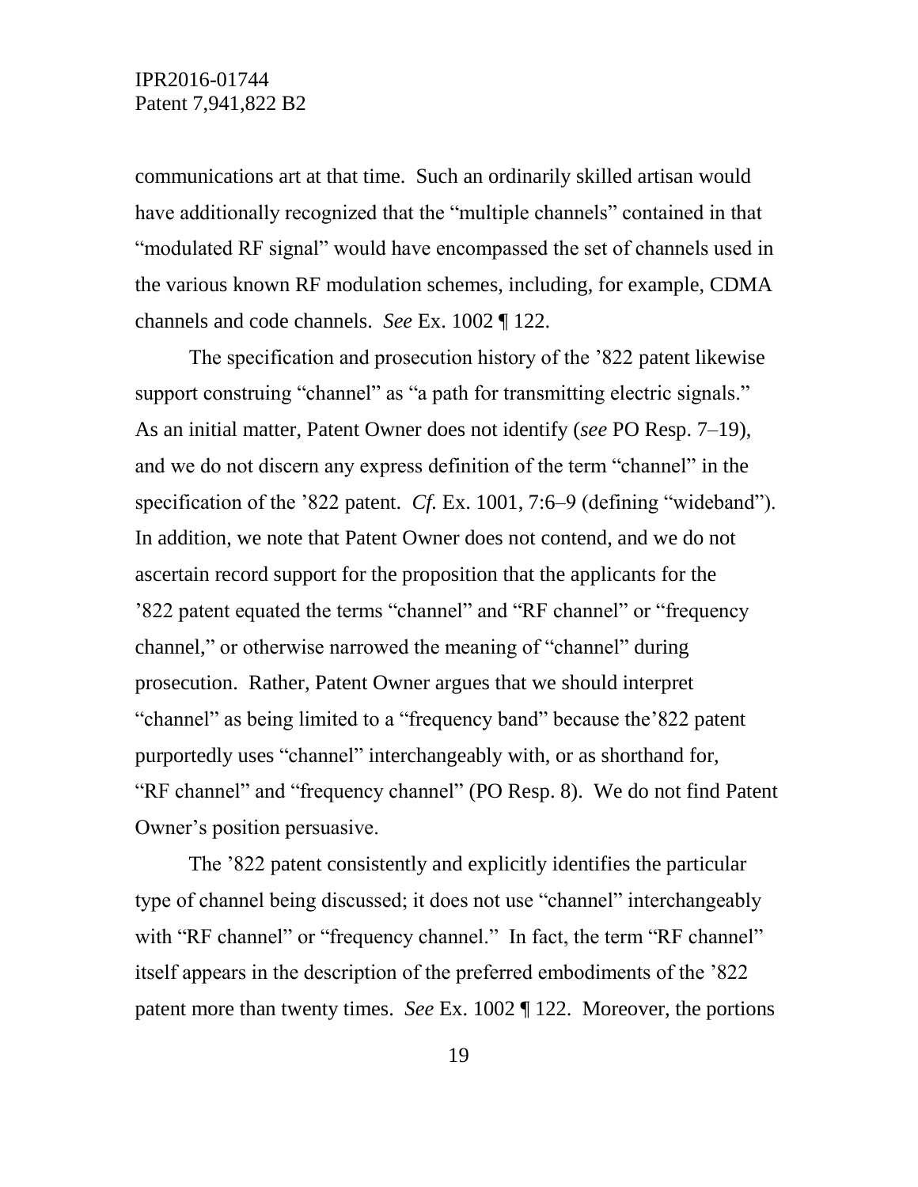communications art at that time. Such an ordinarily skilled artisan would have additionally recognized that the "multiple channels" contained in that "modulated RF signal" would have encompassed the set of channels used in the various known RF modulation schemes, including, for example, CDMA channels and code channels. *See* Ex. 1002 ¶ 122.

The specification and prosecution history of the '822 patent likewise support construing "channel" as "a path for transmitting electric signals." As an initial matter, Patent Owner does not identify (*see* PO Resp. 7–19), and we do not discern any express definition of the term "channel" in the specification of the '822 patent. *Cf.* Ex. 1001, 7:6–9 (defining "wideband"). In addition, we note that Patent Owner does not contend, and we do not ascertain record support for the proposition that the applicants for the '822 patent equated the terms "channel" and "RF channel" or "frequency channel," or otherwise narrowed the meaning of "channel" during prosecution. Rather, Patent Owner argues that we should interpret "channel" as being limited to a "frequency band" because the'822 patent purportedly uses "channel" interchangeably with, or as shorthand for, "RF channel" and "frequency channel" (PO Resp. 8). We do not find Patent Owner's position persuasive.

The '822 patent consistently and explicitly identifies the particular type of channel being discussed; it does not use "channel" interchangeably with "RF channel" or "frequency channel." In fact, the term "RF channel" itself appears in the description of the preferred embodiments of the '822 patent more than twenty times. *See* Ex. 1002 ¶ 122. Moreover, the portions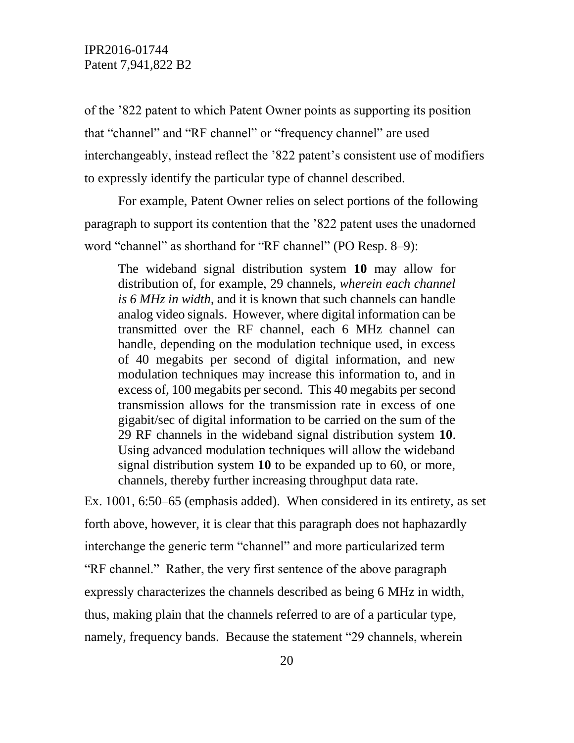of the '822 patent to which Patent Owner points as supporting its position that "channel" and "RF channel" or "frequency channel" are used interchangeably, instead reflect the '822 patent's consistent use of modifiers to expressly identify the particular type of channel described.

For example, Patent Owner relies on select portions of the following paragraph to support its contention that the '822 patent uses the unadorned word "channel" as shorthand for "RF channel" (PO Resp. 8–9):

> The wideband signal distribution system **10** may allow for distribution of, for example, 29 channels, *wherein each channel is 6 MHz in width*, and it is known that such channels can handle analog video signals. However, where digital information can be transmitted over the RF channel, each 6 MHz channel can handle, depending on the modulation technique used, in excess of 40 megabits per second of digital information, and new modulation techniques may increase this information to, and in excess of, 100 megabits per second. This 40 megabits per second transmission allows for the transmission rate in excess of one gigabit/sec of digital information to be carried on the sum of the 29 RF channels in the wideband signal distribution system **10**. Using advanced modulation techniques will allow the wideband signal distribution system **10** to be expanded up to 60, or more, channels, thereby further increasing throughput data rate.

Ex. 1001, 6:50–65 (emphasis added). When considered in its entirety, as set forth above, however, it is clear that this paragraph does not haphazardly interchange the generic term "channel" and more particularized term "RF channel." Rather, the very first sentence of the above paragraph expressly characterizes the channels described as being 6 MHz in width, thus, making plain that the channels referred to are of a particular type, namely, frequency bands. Because the statement "29 channels, wherein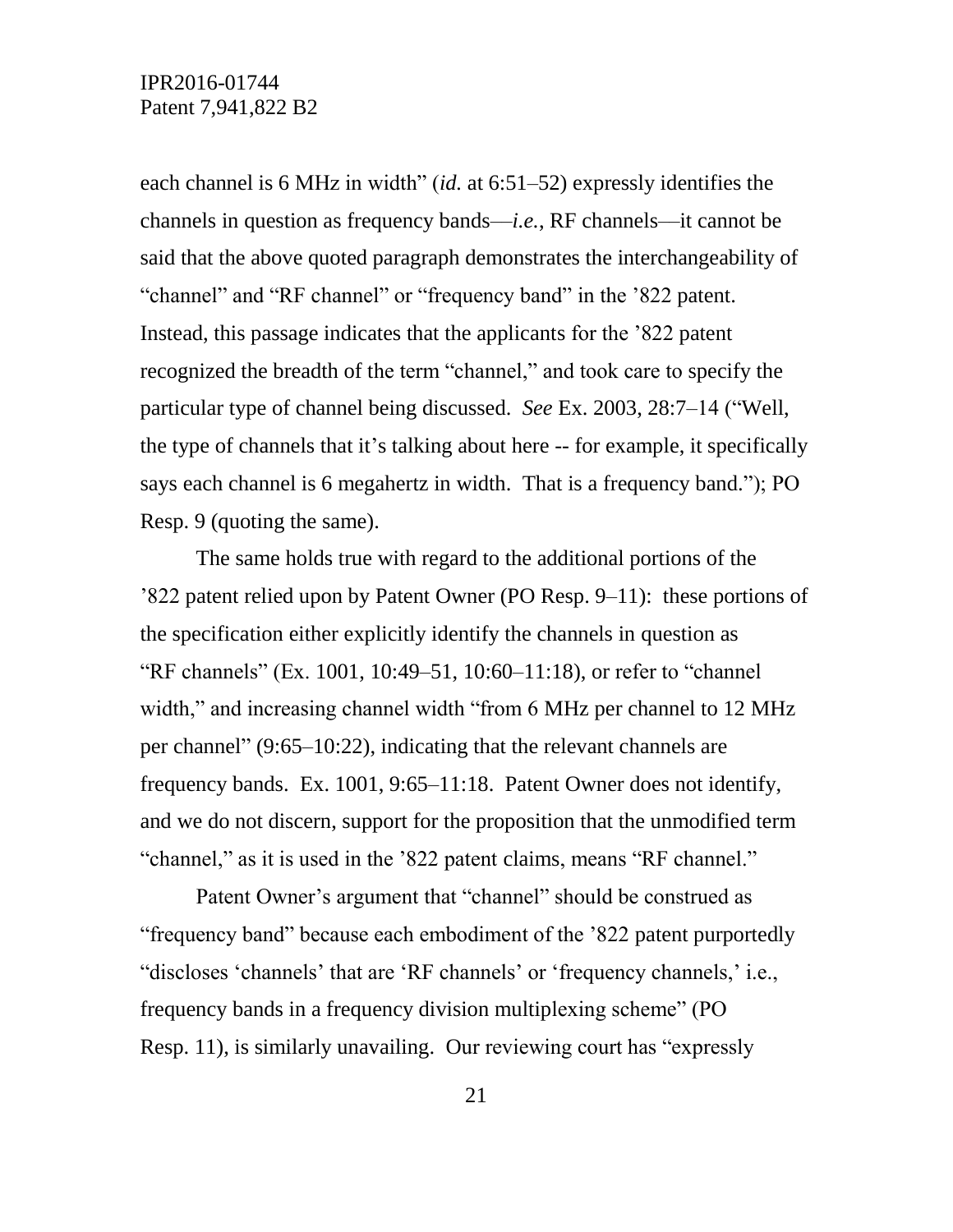each channel is 6 MHz in width" (*id.* at 6:51–52) expressly identifies the channels in question as frequency bands—*i.e.*, RF channels—it cannot be said that the above quoted paragraph demonstrates the interchangeability of "channel" and "RF channel" or "frequency band" in the '822 patent. Instead, this passage indicates that the applicants for the '822 patent recognized the breadth of the term "channel," and took care to specify the particular type of channel being discussed. *See* Ex. 2003, 28:7–14 ("Well, the type of channels that it's talking about here -- for example, it specifically says each channel is 6 megahertz in width. That is a frequency band."); PO Resp. 9 (quoting the same).

The same holds true with regard to the additional portions of the '822 patent relied upon by Patent Owner (PO Resp. 9–11): these portions of the specification either explicitly identify the channels in question as "RF channels" (Ex. 1001, 10:49–51, 10:60–11:18), or refer to "channel width," and increasing channel width "from 6 MHz per channel to 12 MHz per channel" (9:65–10:22), indicating that the relevant channels are frequency bands. Ex. 1001, 9:65–11:18. Patent Owner does not identify, and we do not discern, support for the proposition that the unmodified term "channel," as it is used in the '822 patent claims, means "RF channel."

Patent Owner's argument that "channel" should be construed as "frequency band" because each embodiment of the '822 patent purportedly "discloses 'channels' that are 'RF channels' or 'frequency channels,' i.e., frequency bands in a frequency division multiplexing scheme" (PO Resp. 11), is similarly unavailing. Our reviewing court has "expressly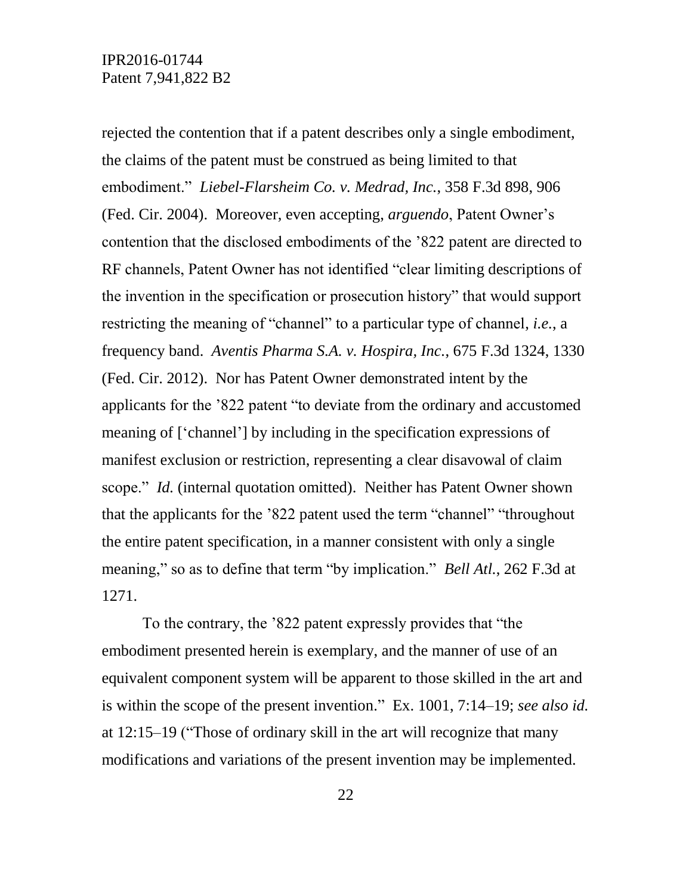rejected the contention that if a patent describes only a single embodiment, the claims of the patent must be construed as being limited to that embodiment." *Liebel-Flarsheim Co. v. Medrad, Inc.*, 358 F.3d 898, 906 (Fed. Cir. 2004). Moreover, even accepting, *arguendo*, Patent Owner's contention that the disclosed embodiments of the '822 patent are directed to RF channels, Patent Owner has not identified "clear limiting descriptions of the invention in the specification or prosecution history" that would support restricting the meaning of "channel" to a particular type of channel, *i.e.*, a frequency band. *Aventis Pharma S.A. v. Hospira, Inc.*, 675 F.3d 1324, 1330 (Fed. Cir. 2012). Nor has Patent Owner demonstrated intent by the applicants for the '822 patent "to deviate from the ordinary and accustomed meaning of ['channel'] by including in the specification expressions of manifest exclusion or restriction, representing a clear disavowal of claim scope." *Id.* (internal quotation omitted). Neither has Patent Owner shown that the applicants for the '822 patent used the term "channel" "throughout the entire patent specification, in a manner consistent with only a single meaning," so as to define that term "by implication." *Bell Atl.*, 262 F.3d at 1271.

To the contrary, the '822 patent expressly provides that "the embodiment presented herein is exemplary, and the manner of use of an equivalent component system will be apparent to those skilled in the art and is within the scope of the present invention." Ex. 1001, 7:14–19; *see also id.* at 12:15–19 ("Those of ordinary skill in the art will recognize that many modifications and variations of the present invention may be implemented.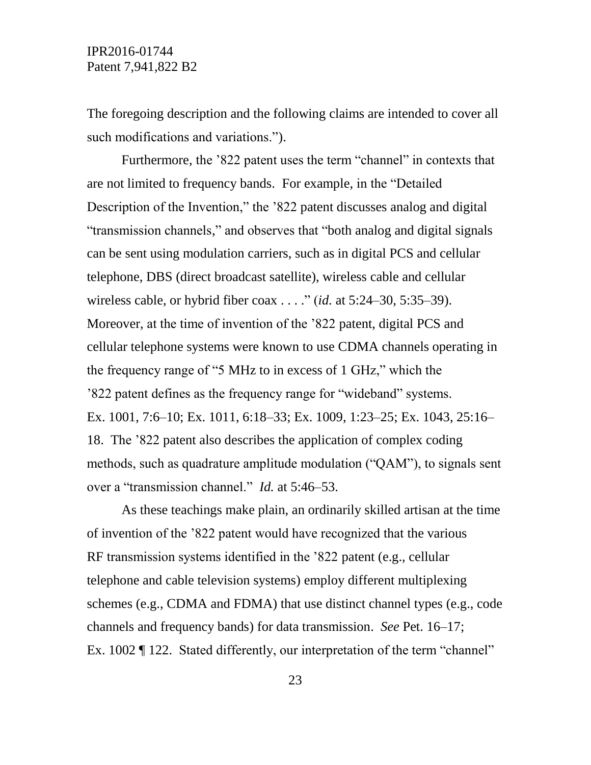The foregoing description and the following claims are intended to cover all such modifications and variations.").

Furthermore, the '822 patent uses the term "channel" in contexts that are not limited to frequency bands. For example, in the "Detailed Description of the Invention," the '822 patent discusses analog and digital "transmission channels," and observes that "both analog and digital signals can be sent using modulation carriers, such as in digital PCS and cellular telephone, DBS (direct broadcast satellite), wireless cable and cellular wireless cable, or hybrid fiber coax . . . ." (*id.* at 5:24–30, 5:35–39). Moreover, at the time of invention of the '822 patent, digital PCS and cellular telephone systems were known to use CDMA channels operating in the frequency range of "5 MHz to in excess of 1 GHz," which the '822 patent defines as the frequency range for "wideband" systems. Ex. 1001, 7:6–10; Ex. 1011, 6:18–33; Ex. 1009, 1:23–25; Ex. 1043, 25:16–18. The '822 patent also describes the application of complex coding methods, such as quadrature amplitude modulation ("QAM"), to signals sent over a "transmission channel." *Id.* at 5:46–53.

As these teachings make plain, an ordinarily skilled artisan at the time of invention of the '822 patent would have recognized that the various RF transmission systems identified in the '822 patent (e.g., cellular telephone and cable television systems) employ different multiplexing schemes (e.g., CDMA and FDMA) that use distinct channel types (e.g., code channels and frequency bands) for data transmission. *See* Pet. 16–17; Ex. 1002 ¶ 122. Stated differently, our interpretation of the term "channel"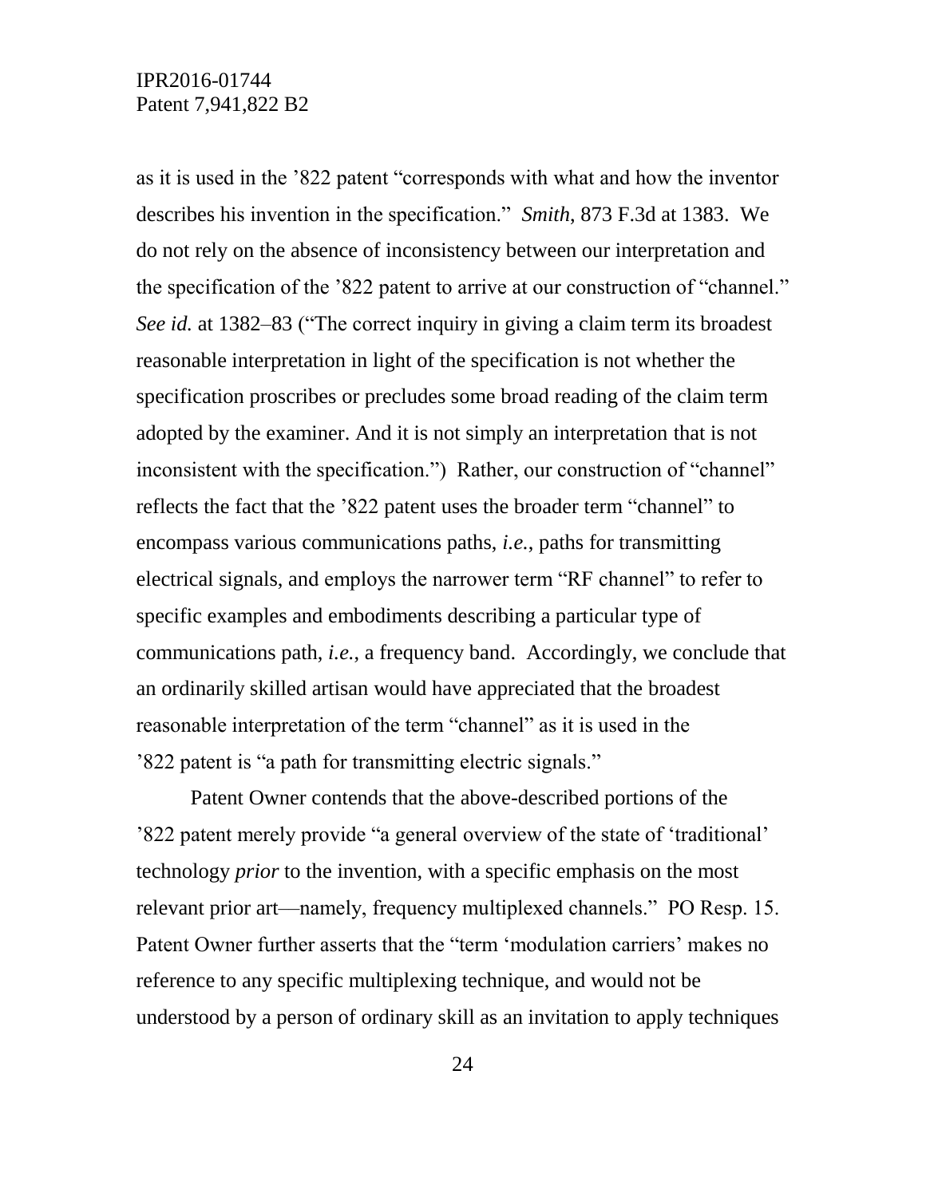as it is used in the '822 patent "corresponds with what and how the inventor describes his invention in the specification." *Smith*, 873 F.3d at 1383. We do not rely on the absence of inconsistency between our interpretation and the specification of the '822 patent to arrive at our construction of "channel." *See id.* at 1382–83 ("The correct inquiry in giving a claim term its broadest reasonable interpretation in light of the specification is not whether the specification proscribes or precludes some broad reading of the claim term adopted by the examiner. And it is not simply an interpretation that is not inconsistent with the specification.") Rather, our construction of "channel" reflects the fact that the '822 patent uses the broader term "channel" to encompass various communications paths, *i.e.*, paths for transmitting electrical signals, and employs the narrower term "RF channel" to refer to specific examples and embodiments describing a particular type of communications path, *i.e.*, a frequency band. Accordingly, we conclude that an ordinarily skilled artisan would have appreciated that the broadest reasonable interpretation of the term "channel" as it is used in the '822 patent is "a path for transmitting electric signals."

Patent Owner contends that the above-described portions of the '822 patent merely provide "a general overview of the state of 'traditional' technology *prior* to the invention, with a specific emphasis on the most relevant prior art—namely, frequency multiplexed channels." PO Resp. 15. Patent Owner further asserts that the "term 'modulation carriers' makes no reference to any specific multiplexing technique, and would not be understood by a person of ordinary skill as an invitation to apply techniques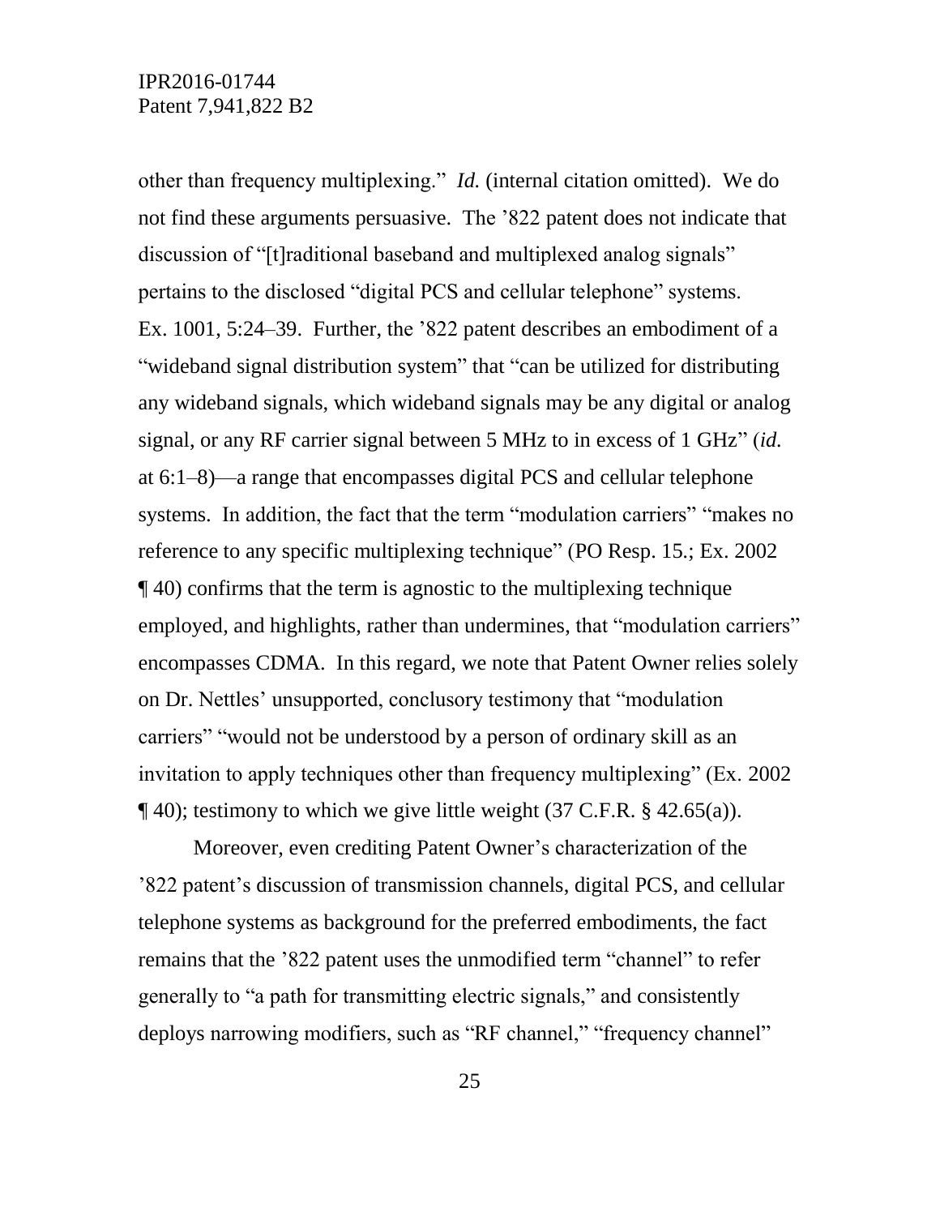other than frequency multiplexing." *Id.* (internal citation omitted). We do not find these arguments persuasive. The '822 patent does not indicate that discussion of "[t]raditional baseband and multiplexed analog signals" pertains to the disclosed "digital PCS and cellular telephone" systems. Ex. 1001, 5:24–39. Further, the '822 patent describes an embodiment of a "wideband signal distribution system" that "can be utilized for distributing any wideband signals, which wideband signals may be any digital or analog signal, or any RF carrier signal between 5 MHz to in excess of 1 GHz" (*id.* at 6:1–8)—a range that encompasses digital PCS and cellular telephone systems. In addition, the fact that the term "modulation carriers" "makes no reference to any specific multiplexing technique" (PO Resp. 15.; Ex. 2002 ¶ 40) confirms that the term is agnostic to the multiplexing technique employed, and highlights, rather than undermines, that "modulation carriers" encompasses CDMA. In this regard, we note that Patent Owner relies solely on Dr. Nettles' unsupported, conclusory testimony that "modulation carriers" "would not be understood by a person of ordinary skill as an invitation to apply techniques other than frequency multiplexing" (Ex. 2002 ¶ 40); testimony to which we give little weight (37 C.F.R. § 42.65(a)).

Moreover, even crediting Patent Owner's characterization of the '822 patent's discussion of transmission channels, digital PCS, and cellular telephone systems as background for the preferred embodiments, the fact remains that the '822 patent uses the unmodified term "channel" to refer generally to "a path for transmitting electric signals," and consistently deploys narrowing modifiers, such as "RF channel," "frequency channel"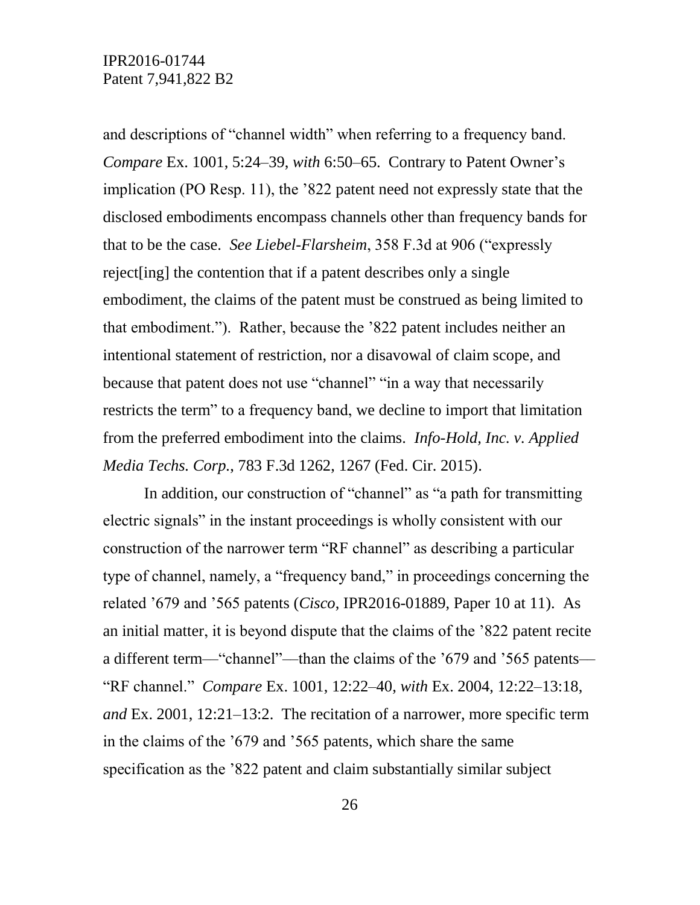and descriptions of "channel width" when referring to a frequency band. *Compare* Ex. 1001, 5:24–39, *with* 6:50–65. Contrary to Patent Owner's implication (PO Resp. 11), the '822 patent need not expressly state that the disclosed embodiments encompass channels other than frequency bands for that to be the case. *See Liebel-Flarsheim*, 358 F.3d at 906 ("expressly reject[ing] the contention that if a patent describes only a single embodiment, the claims of the patent must be construed as being limited to that embodiment."). Rather, because the '822 patent includes neither an intentional statement of restriction, nor a disavowal of claim scope, and because that patent does not use "channel" "in a way that necessarily restricts the term" to a frequency band, we decline to import that limitation from the preferred embodiment into the claims. *Info-Hold, Inc. v. Applied Media Techs. Corp.*, 783 F.3d 1262, 1267 (Fed. Cir. 2015).

In addition, our construction of "channel" as "a path for transmitting electric signals" in the instant proceedings is wholly consistent with our construction of the narrower term "RF channel" as describing a particular type of channel, namely, a "frequency band," in proceedings concerning the related '679 and '565 patents (*Cisco*, IPR2016-01889, Paper 10 at 11). As an initial matter, it is beyond dispute that the claims of the '822 patent recite a different term—"channel"—than the claims of the '679 and '565 patents—"RF channel." *Compare* Ex. 1001, 12:22–40, *with* Ex. 2004, 12:22–13:18, *and* Ex. 2001, 12:21–13:2. The recitation of a narrower, more specific term in the claims of the '679 and '565 patents, which share the same specification as the '822 patent and claim substantially similar subject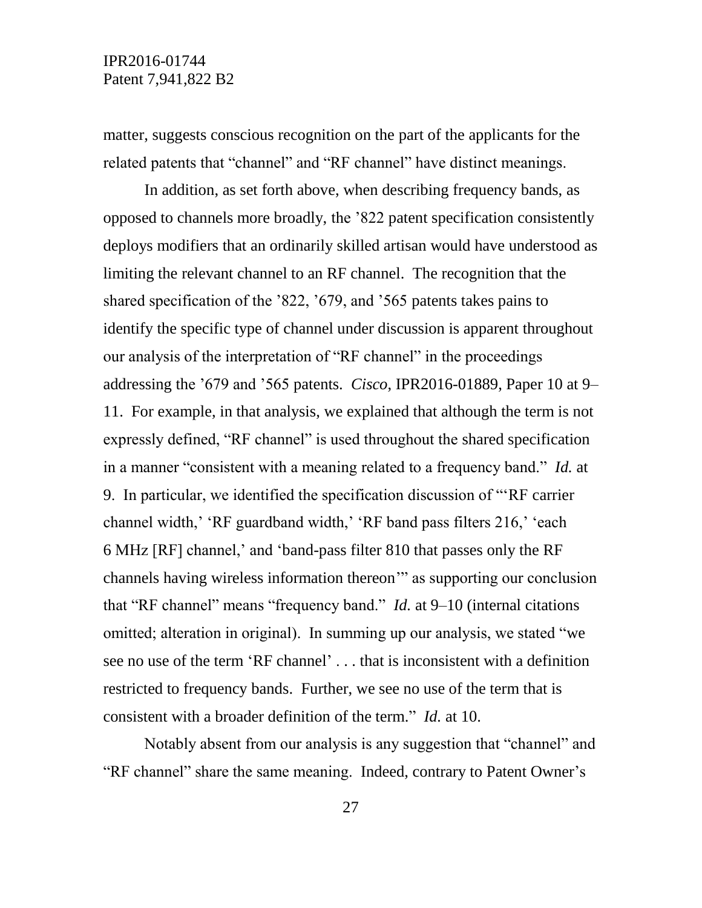matter, suggests conscious recognition on the part of the applicants for the related patents that "channel" and "RF channel" have distinct meanings.

In addition, as set forth above, when describing frequency bands, as opposed to channels more broadly, the '822 patent specification consistently deploys modifiers that an ordinarily skilled artisan would have understood as limiting the relevant channel to an RF channel. The recognition that the shared specification of the '822, '679, and '565 patents takes pains to identify the specific type of channel under discussion is apparent throughout our analysis of the interpretation of "RF channel" in the proceedings addressing the '679 and '565 patents. *Cisco*, IPR2016-01889, Paper 10 at 9–11. For example, in that analysis, we explained that although the term is not expressly defined, "RF channel" is used throughout the shared specification in a manner "consistent with a meaning related to a frequency band." *Id.* at 9. In particular, we identified the specification discussion of "'RF carrier channel width,' 'RF guardband width,' 'RF band pass filters 216,' 'each 6 MHz [RF] channel,' and 'band-pass filter 810 that passes only the RF channels having wireless information thereon'" as supporting our conclusion that "RF channel" means "frequency band." *Id.* at 9–10 (internal citations omitted; alteration in original). In summing up our analysis, we stated "we see no use of the term 'RF channel' . . . that is inconsistent with a definition restricted to frequency bands. Further, we see no use of the term that is consistent with a broader definition of the term." *Id.* at 10.

Notably absent from our analysis is any suggestion that "channel" and "RF channel" share the same meaning. Indeed, contrary to Patent Owner's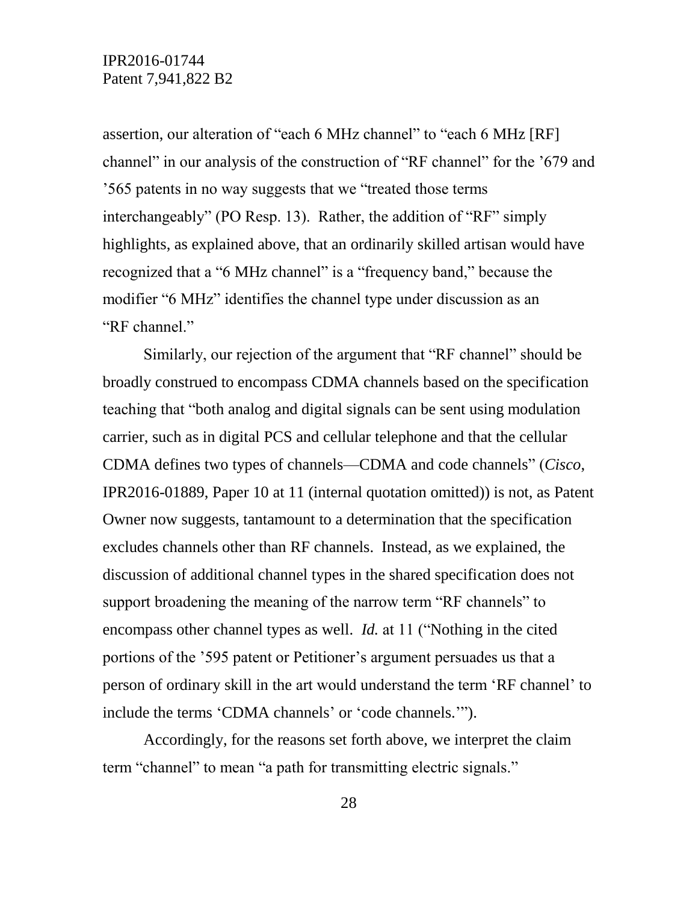assertion, our alteration of "each 6 MHz channel" to "each 6 MHz [RF] channel" in our analysis of the construction of "RF channel" for the '679 and '565 patents in no way suggests that we "treated those terms interchangeably" (PO Resp. 13). Rather, the addition of "RF" simply highlights, as explained above, that an ordinarily skilled artisan would have recognized that a "6 MHz channel" is a "frequency band," because the modifier "6 MHz" identifies the channel type under discussion as an "RF channel."

Similarly, our rejection of the argument that "RF channel" should be broadly construed to encompass CDMA channels based on the specification teaching that "both analog and digital signals can be sent using modulation carrier, such as in digital PCS and cellular telephone and that the cellular CDMA defines two types of channels—CDMA and code channels" (*Cisco*, IPR2016-01889, Paper 10 at 11 (internal quotation omitted)) is not, as Patent Owner now suggests, tantamount to a determination that the specification excludes channels other than RF channels. Instead, as we explained, the discussion of additional channel types in the shared specification does not support broadening the meaning of the narrow term "RF channels" to encompass other channel types as well. *Id.* at 11 ("Nothing in the cited portions of the '595 patent or Petitioner's argument persuades us that a person of ordinary skill in the art would understand the term 'RF channel' to include the terms 'CDMA channels' or 'code channels.'").

Accordingly, for the reasons set forth above, we interpret the claim term "channel" to mean "a path for transmitting electric signals."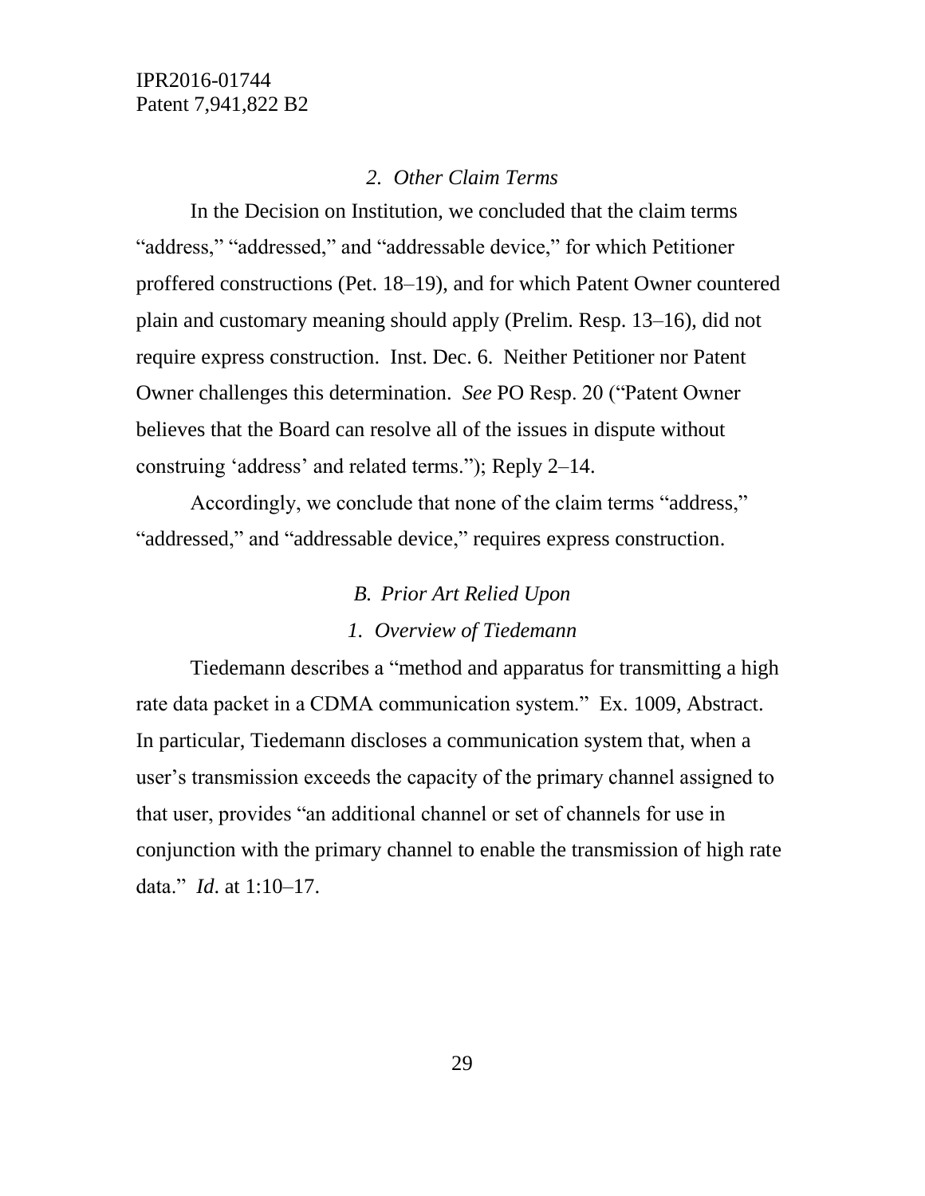### *2. Other Claim Terms*

In the Decision on Institution, we concluded that the claim terms "address," "addressed," and "addressable device," for which Petitioner proffered constructions (Pet. 18–19), and for which Patent Owner countered plain and customary meaning should apply (Prelim. Resp. 13–16), did not require express construction. Inst. Dec. 6. Neither Petitioner nor Patent Owner challenges this determination. *See* PO Resp. 20 ("Patent Owner believes that the Board can resolve all of the issues in dispute without construing 'address' and related terms."); Reply 2–14.

Accordingly, we conclude that none of the claim terms "address," "addressed," and "addressable device," requires express construction.

## *B. Prior Art Relied Upon*

### *1. Overview of Tiedemann*

Tiedemann describes a "method and apparatus for transmitting a high rate data packet in a CDMA communication system." Ex. 1009, Abstract. In particular, Tiedemann discloses a communication system that, when a user's transmission exceeds the capacity of the primary channel assigned to that user, provides "an additional channel or set of channels for use in conjunction with the primary channel to enable the transmission of high rate data." *Id.* at 1:10–17.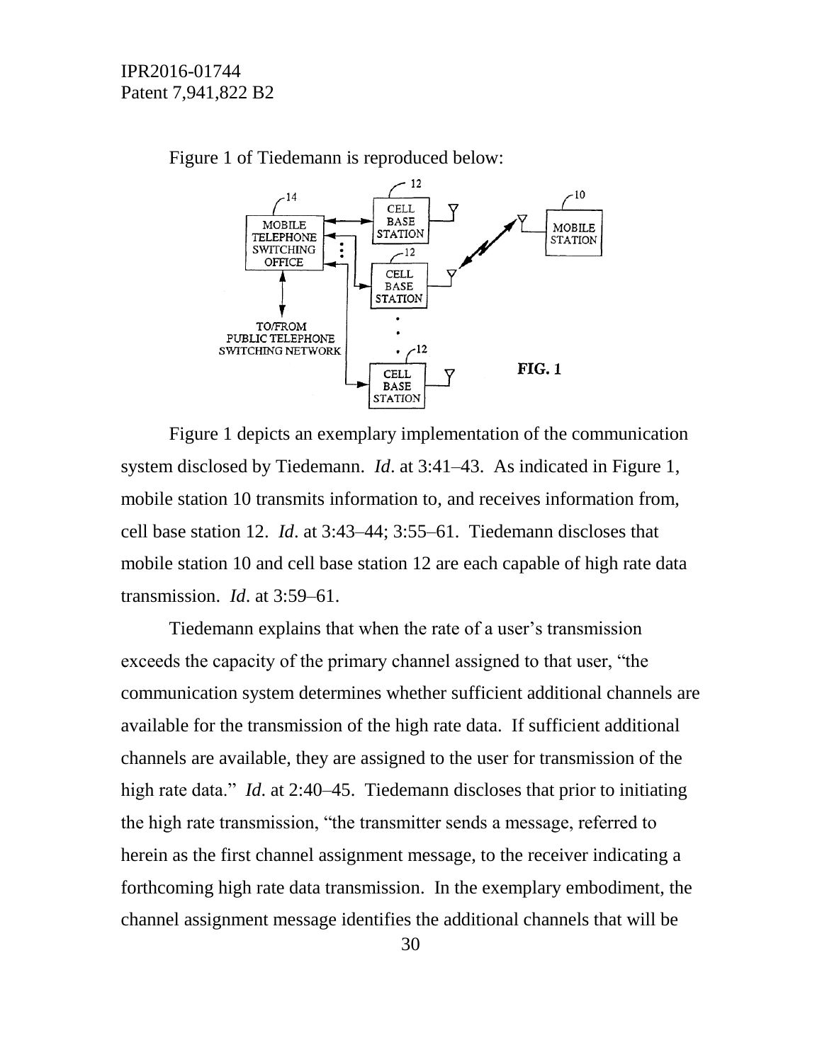Figure 1 of Tiedemann is reproduced below:

Figure 1 depicts an exemplary implementation of the communication system disclosed by Tiedemann. *Id*. at 3:41–43. As indicated in Figure 1, mobile station 10 transmits information to, and receives information from, cell base station 12. *Id*. at 3:43–44; 3:55–61. Tiedemann discloses that mobile station 10 and cell base station 12 are each capable of high rate data transmission. *Id*. at 3:59–61.

Tiedemann explains that when the rate of a user's transmission exceeds the capacity of the primary channel assigned to that user, "the communication system determines whether sufficient additional channels are available for the transmission of the high rate data. If sufficient additional channels are available, they are assigned to the user for transmission of the high rate data." *Id*. at 2:40–45. Tiedemann discloses that prior to initiating the high rate transmission, "the transmitter sends a message, referred to herein as the first channel assignment message, to the receiver indicating a forthcoming high rate data transmission. In the exemplary embodiment, the channel assignment message identifies the additional channels that will be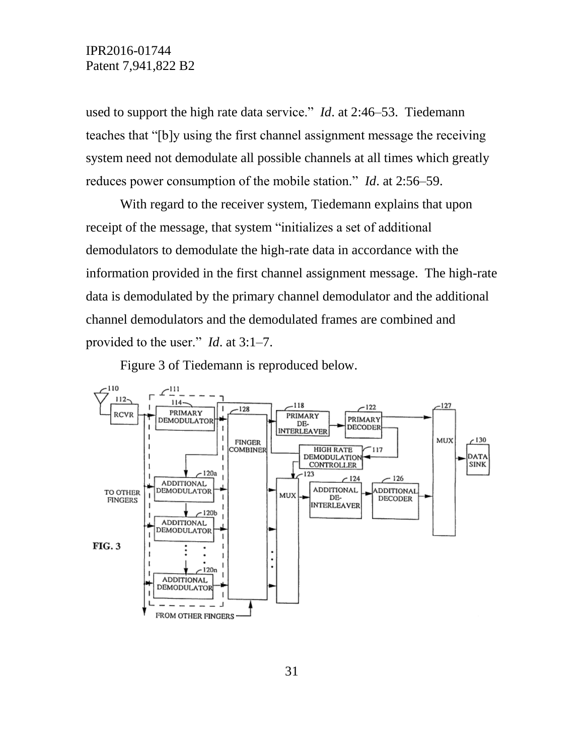used to support the high rate data service." *Id*. at 2:46–53. Tiedemann teaches that "[b]y using the first channel assignment message the receiving system need not demodulate all possible channels at all times which greatly reduces power consumption of the mobile station." *Id*. at 2:56–59.

With regard to the receiver system, Tiedemann explains that upon receipt of the message, that system "initializes a set of additional demodulators to demodulate the high-rate data in accordance with the information provided in the first channel assignment message. The high-rate data is demodulated by the primary channel demodulator and the additional channel demodulators and the demodulated frames are combined and provided to the user." *Id*. at 3:1–7.

Figure 3 of Tiedemann is reproduced below.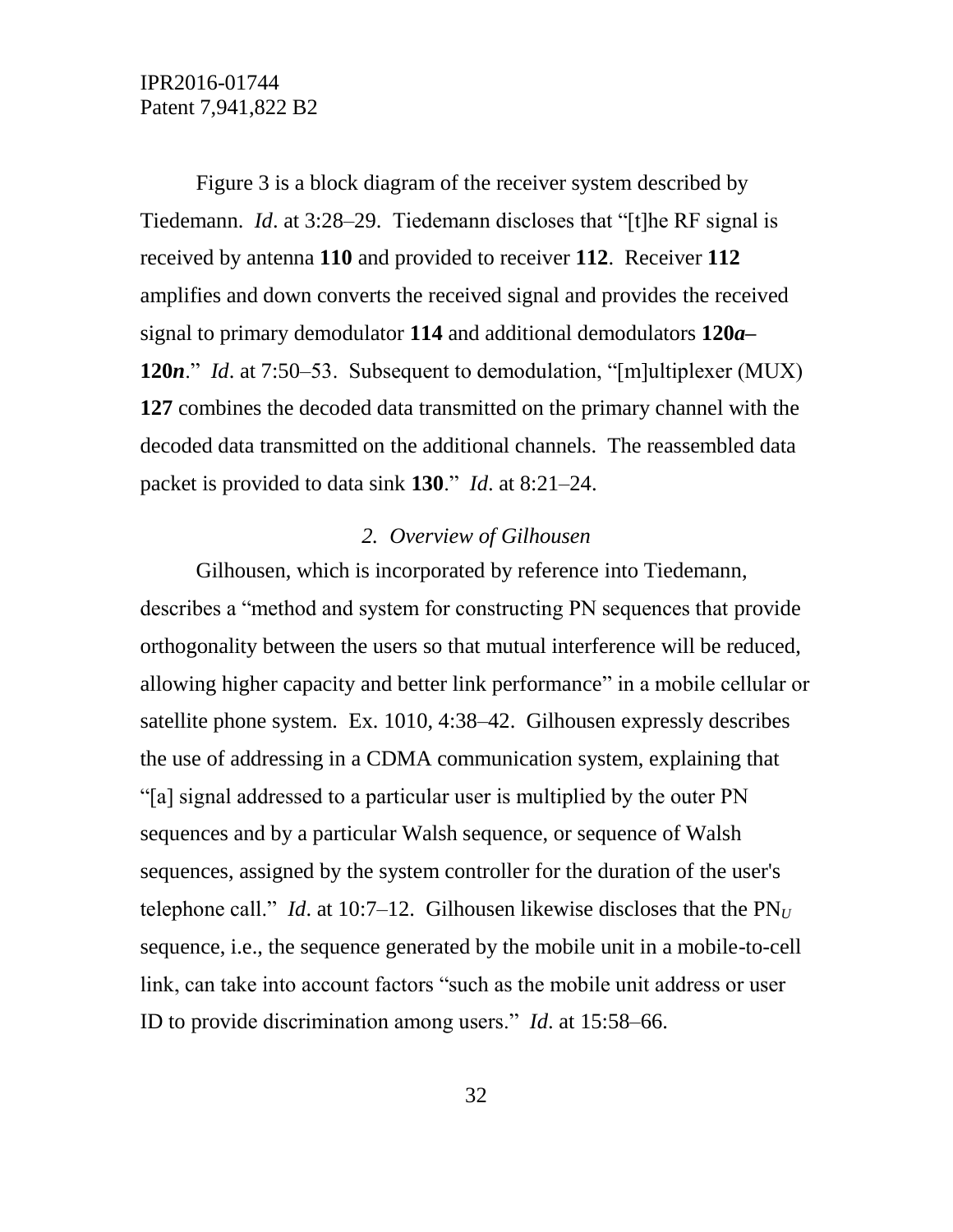Figure 3 is a block diagram of the receiver system described by Tiedemann. *Id*. at 3:28–29. Tiedemann discloses that "[t]he RF signal is received by antenna **110** and provided to receiver **112**. Receiver **112** amplifies and down converts the received signal and provides the received signal to primary demodulator **114** and additional demodulators **120*a*–120*n***." *Id*. at 7:50–53. Subsequent to demodulation, "[m]ultiplexer (MUX) **127** combines the decoded data transmitted on the primary channel with the decoded data transmitted on the additional channels. The reassembled data packet is provided to data sink **130**." *Id*. at 8:21–24.

### *2. Overview of Gilhousen*

Gilhousen, which is incorporated by reference into Tiedemann, describes a "method and system for constructing PN sequences that provide orthogonality between the users so that mutual interference will be reduced, allowing higher capacity and better link performance" in a mobile cellular or satellite phone system. Ex. 1010, 4:38–42. Gilhousen expressly describes the use of addressing in a CDMA communication system, explaining that "[a] signal addressed to a particular user is multiplied by the outer PN sequences and by a particular Walsh sequence, or sequence of Walsh sequences, assigned by the system controller for the duration of the user's telephone call." *Id*. at 10:7–12. Gilhousen likewise discloses that the $PN_U$ sequence, i.e., the sequence generated by the mobile unit in a mobile-to-cell link, can take into account factors "such as the mobile unit address or user ID to provide discrimination among users." *Id*. at 15:58–66.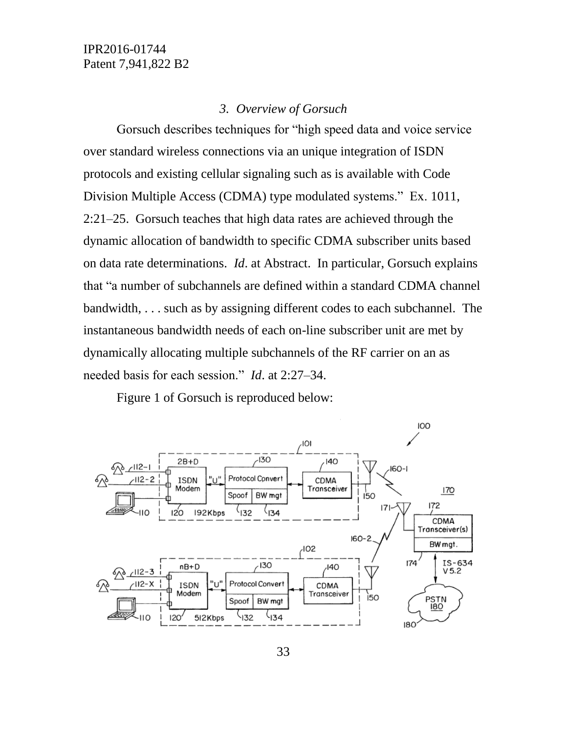### 3. *Overview of Gorsuch*

Gorsuch describes techniques for "high speed data and voice service over standard wireless connections via an unique integration of ISDN protocols and existing cellular signaling such as is available with Code Division Multiple Access (CDMA) type modulated systems." Ex. 1011, 2:21–25. Gorsuch teaches that high data rates are achieved through the dynamic allocation of bandwidth to specific CDMA subscriber units based on data rate determinations. *Id*. at Abstract. In particular, Gorsuch explains that "a number of subchannels are defined within a standard CDMA channel bandwidth, . . . such as by assigning different codes to each subchannel. The instantaneous bandwidth needs of each on-line subscriber unit are met by dynamically allocating multiple subchannels of the RF carrier on an as needed basis for each session." *Id*. at 2:27–34.

Figure 1 of Gorsuch is reproduced below: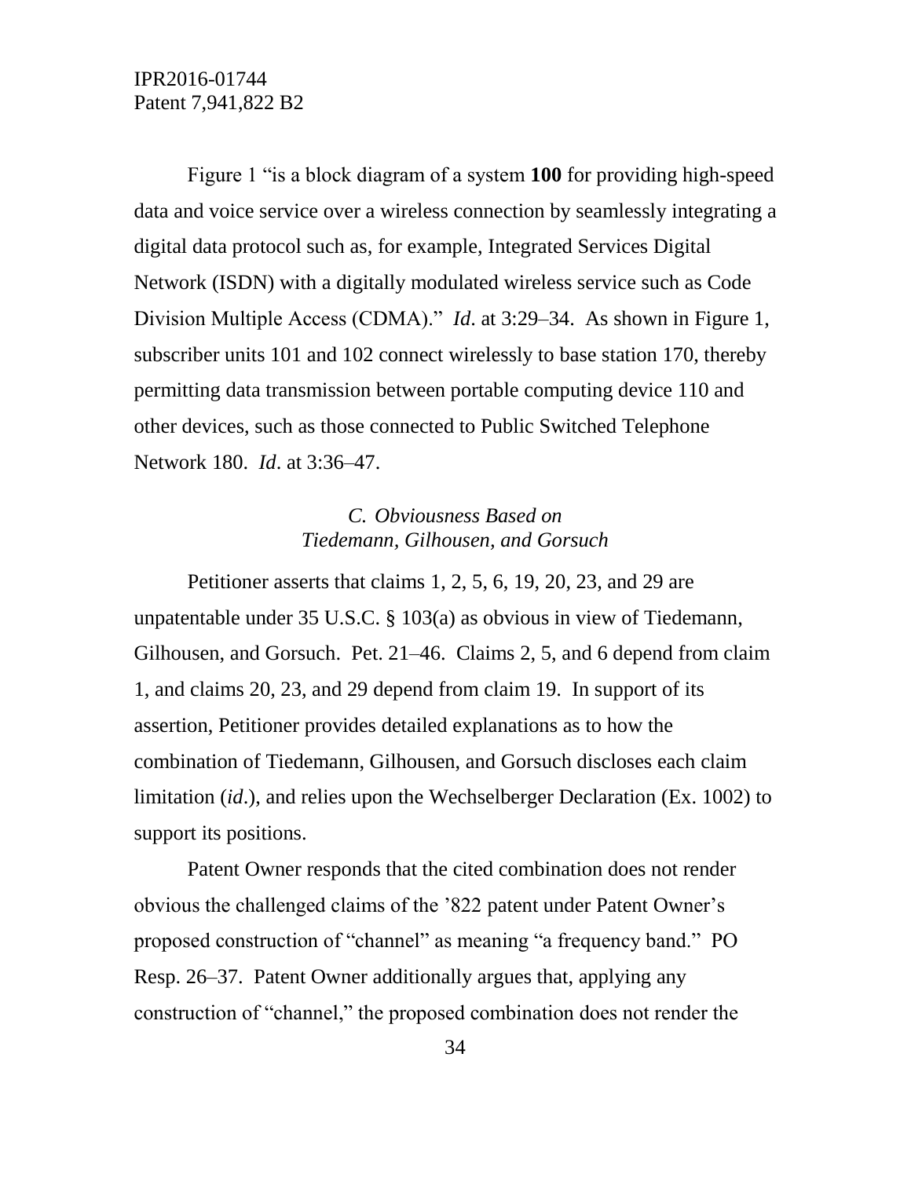Figure 1 "is a block diagram of a system **100** for providing high-speed data and voice service over a wireless connection by seamlessly integrating a digital data protocol such as, for example, Integrated Services Digital Network (ISDN) with a digitally modulated wireless service such as Code Division Multiple Access (CDMA)." *Id*. at 3:29–34. As shown in Figure 1, subscriber units 101 and 102 connect wirelessly to base station 170, thereby permitting data transmission between portable computing device 110 and other devices, such as those connected to Public Switched Telephone Network 180. *Id*. at 3:36–47.

### *C. Obviousness Based on Tiedemann, Gilhousen, and Gorsuch*

Petitioner asserts that claims 1, 2, 5, 6, 19, 20, 23, and 29 are unpatentable under 35 U.S.C. § 103(a) as obvious in view of Tiedemann, Gilhousen, and Gorsuch. Pet. 21–46. Claims 2, 5, and 6 depend from claim 1, and claims 20, 23, and 29 depend from claim 19. In support of its assertion, Petitioner provides detailed explanations as to how the combination of Tiedemann, Gilhousen, and Gorsuch discloses each claim limitation (*id*.), and relies upon the Wechselberger Declaration (Ex. 1002) to support its positions.

Patent Owner responds that the cited combination does not render obvious the challenged claims of the '822 patent under Patent Owner's proposed construction of "channel" as meaning "a frequency band." PO Resp. 26–37. Patent Owner additionally argues that, applying any construction of "channel," the proposed combination does not render the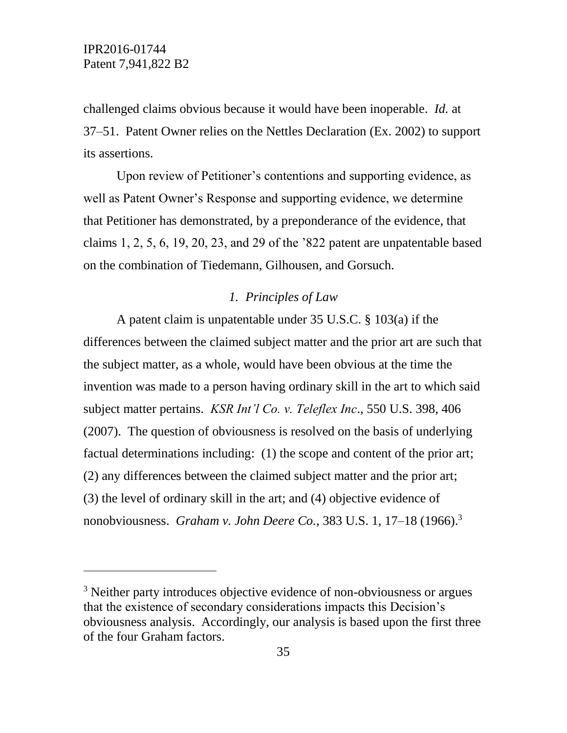challenged claims obvious because it would have been inoperable. *Id.* at 37–51. Patent Owner relies on the Nettles Declaration (Ex. 2002) to support its assertions.

Upon review of Petitioner's contentions and supporting evidence, as well as Patent Owner's Response and supporting evidence, we determine that Petitioner has demonstrated, by a preponderance of the evidence, that claims 1, 2, 5, 6, 19, 20, 23, and 29 of the '822 patent are unpatentable based on the combination of Tiedemann, Gilhousen, and Gorsuch.

### *1. Principles of Law*

A patent claim is unpatentable under 35 U.S.C. § 103(a) if the differences between the claimed subject matter and the prior art are such that the subject matter, as a whole, would have been obvious at the time the invention was made to a person having ordinary skill in the art to which said subject matter pertains. *KSR Int'l Co. v. Teleflex Inc*., 550 U.S. 398, 406 (2007). The question of obviousness is resolved on the basis of underlying factual determinations including: (1) the scope and content of the prior art; (2) any differences between the claimed subject matter and the prior art; (3) the level of ordinary skill in the art; and (4) objective evidence of nonobviousness. *Graham v. John Deere Co.*, 383 U.S. 1, 17–18 (1966).[3]

---

[3] Neither party introduces objective evidence of non-obviousness or argues that the existence of secondary considerations impacts this Decision's obviousness analysis. Accordingly, our analysis is based upon the first three of the four Graham factors.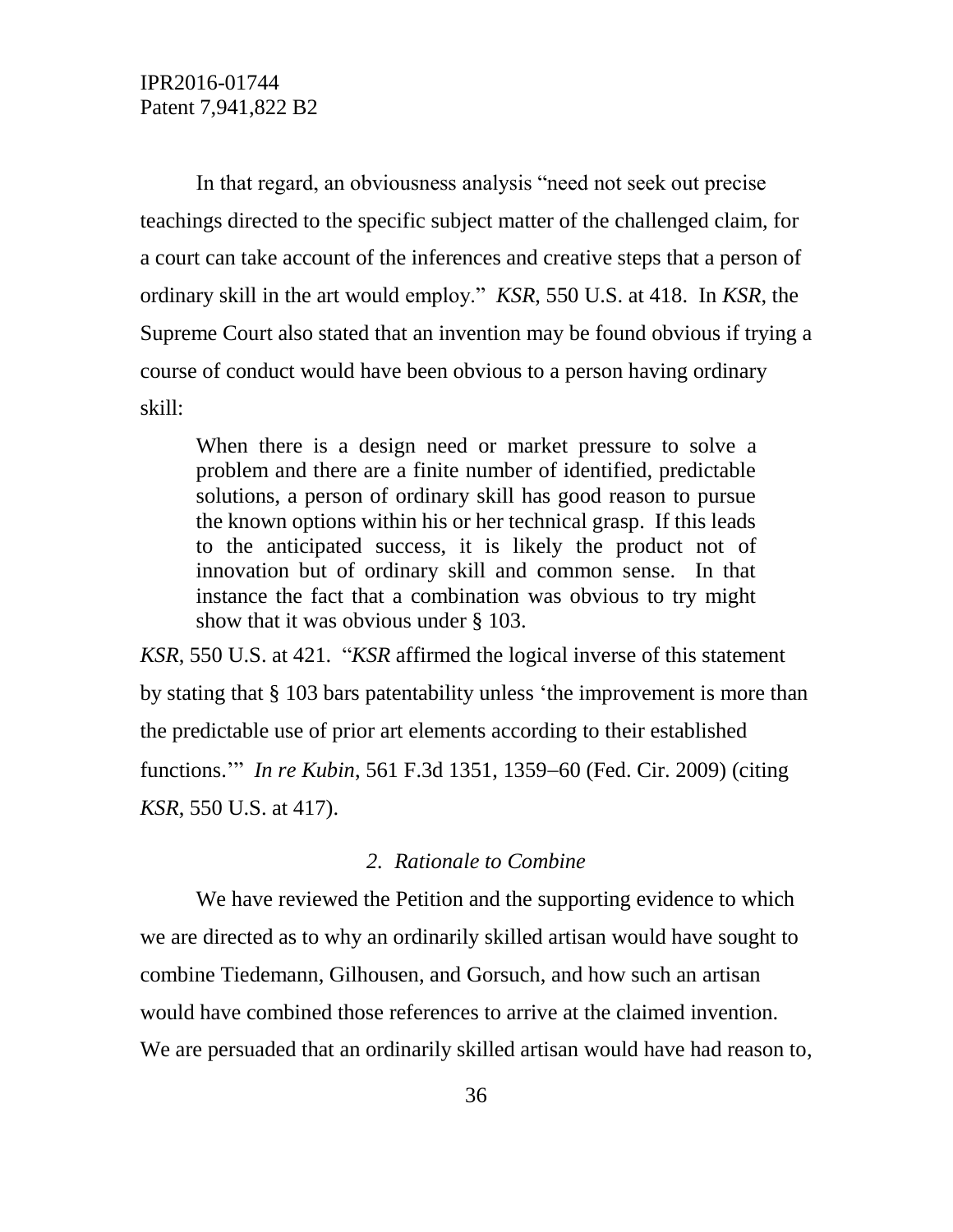In that regard, an obviousness analysis "need not seek out precise teachings directed to the specific subject matter of the challenged claim, for a court can take account of the inferences and creative steps that a person of ordinary skill in the art would employ." *KSR*, 550 U.S. at 418. In *KSR*, the Supreme Court also stated that an invention may be found obvious if trying a course of conduct would have been obvious to a person having ordinary skill:

> When there is a design need or market pressure to solve a problem and there are a finite number of identified, predictable solutions, a person of ordinary skill has good reason to pursue the known options within his or her technical grasp. If this leads to the anticipated success, it is likely the product not of innovation but of ordinary skill and common sense. In that instance the fact that a combination was obvious to try might show that it was obvious under § 103.

*KSR*, 550 U.S. at 421. "*KSR* affirmed the logical inverse of this statement by stating that § 103 bars patentability unless 'the improvement is more than the predictable use of prior art elements according to their established functions.'" *In re Kubin*, 561 F.3d 1351, 1359–60 (Fed. Cir. 2009) (citing *KSR*, 550 U.S. at 417).

### *2. Rationale to Combine*

We have reviewed the Petition and the supporting evidence to which we are directed as to why an ordinarily skilled artisan would have sought to combine Tiedemann, Gilhousen, and Gorsuch, and how such an artisan would have combined those references to arrive at the claimed invention. We are persuaded that an ordinarily skilled artisan would have had reason to,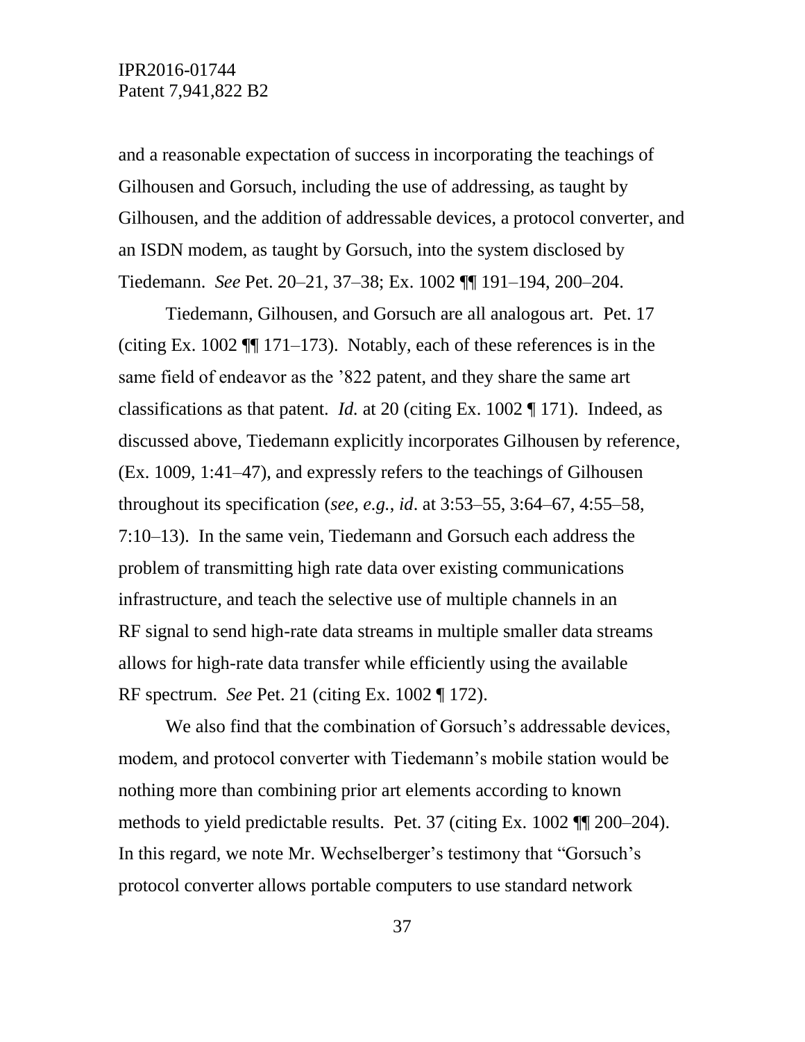and a reasonable expectation of success in incorporating the teachings of Gilhousen and Gorsuch, including the use of addressing, as taught by Gilhousen, and the addition of addressable devices, a protocol converter, and an ISDN modem, as taught by Gorsuch, into the system disclosed by Tiedemann. *See* Pet. 20–21, 37–38; Ex. 1002 ¶¶ 191–194, 200–204.

Tiedemann, Gilhousen, and Gorsuch are all analogous art. Pet. 17 (citing Ex. 1002 ¶¶ 171–173). Notably, each of these references is in the same field of endeavor as the ’822 patent, and they share the same art classifications as that patent. *Id.* at 20 (citing Ex. 1002 ¶ 171). Indeed, as discussed above, Tiedemann explicitly incorporates Gilhousen by reference, (Ex. 1009, 1:41–47), and expressly refers to the teachings of Gilhousen throughout its specification (*see, e.g.*, *id*. at 3:53–55, 3:64–67, 4:55–58, 7:10–13). In the same vein, Tiedemann and Gorsuch each address the problem of transmitting high rate data over existing communications infrastructure, and teach the selective use of multiple channels in an RF signal to send high-rate data streams in multiple smaller data streams allows for high-rate data transfer while efficiently using the available RF spectrum. *See* Pet. 21 (citing Ex. 1002 ¶ 172).

We also find that the combination of Gorsuch's addressable devices, modem, and protocol converter with Tiedemann's mobile station would be nothing more than combining prior art elements according to known methods to yield predictable results. Pet. 37 (citing Ex. 1002 ¶¶ 200–204). In this regard, we note Mr. Wechselberger's testimony that "Gorsuch's protocol converter allows portable computers to use standard network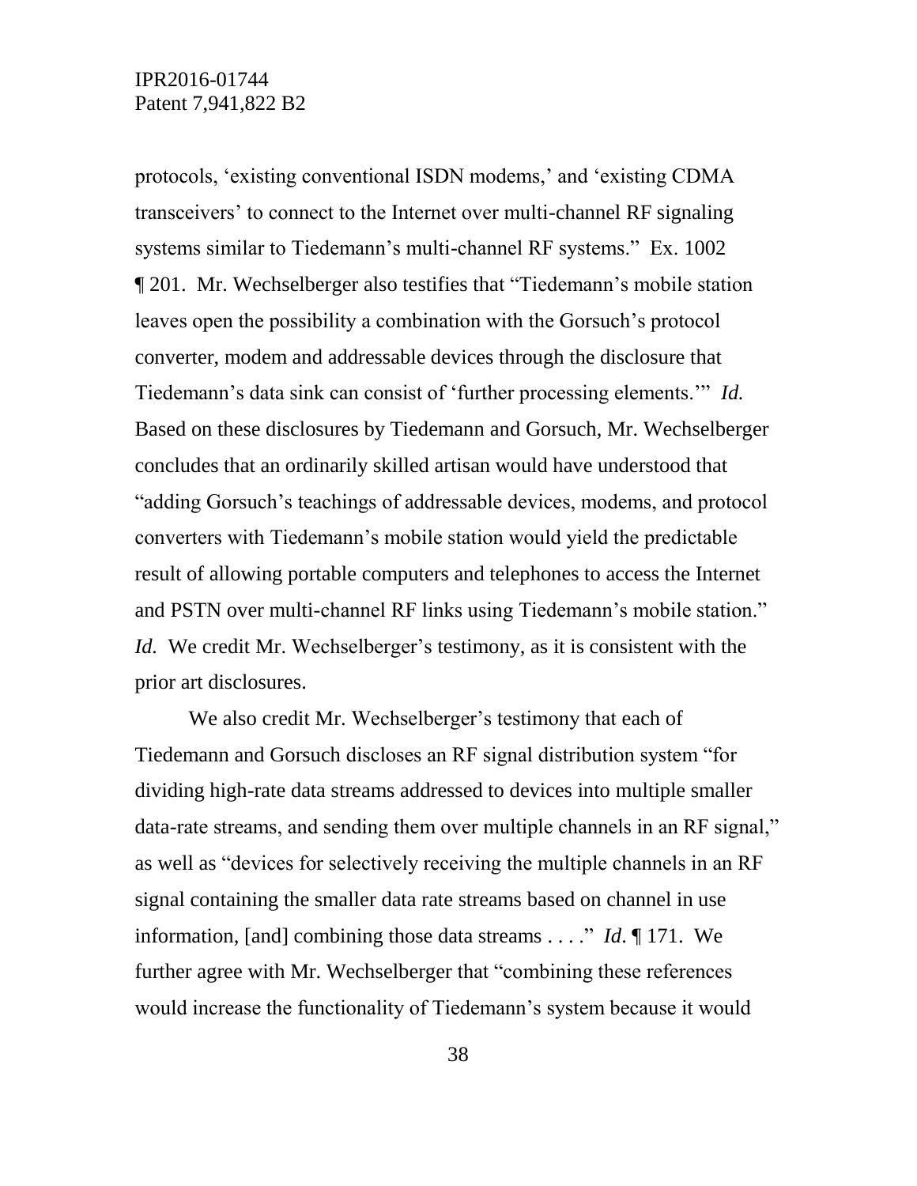protocols, 'existing conventional ISDN modems,' and 'existing CDMA transceivers' to connect to the Internet over multi-channel RF signaling systems similar to Tiedemann's multi-channel RF systems." Ex. 1002 ¶ 201. Mr. Wechselberger also testifies that "Tiedemann's mobile station leaves open the possibility a combination with the Gorsuch's protocol converter, modem and addressable devices through the disclosure that Tiedemann's data sink can consist of 'further processing elements.'" *Id.* Based on these disclosures by Tiedemann and Gorsuch, Mr. Wechselberger concludes that an ordinarily skilled artisan would have understood that "adding Gorsuch's teachings of addressable devices, modems, and protocol converters with Tiedemann's mobile station would yield the predictable result of allowing portable computers and telephones to access the Internet and PSTN over multi-channel RF links using Tiedemann's mobile station." *Id.* We credit Mr. Wechselberger's testimony, as it is consistent with the prior art disclosures.

We also credit Mr. Wechselberger's testimony that each of Tiedemann and Gorsuch discloses an RF signal distribution system "for dividing high-rate data streams addressed to devices into multiple smaller data-rate streams, and sending them over multiple channels in an RF signal," as well as "devices for selectively receiving the multiple channels in an RF signal containing the smaller data rate streams based on channel in use information, [and] combining those data streams . . . ." *Id.* ¶ 171. We further agree with Mr. Wechselberger that "combining these references would increase the functionality of Tiedemann's system because it would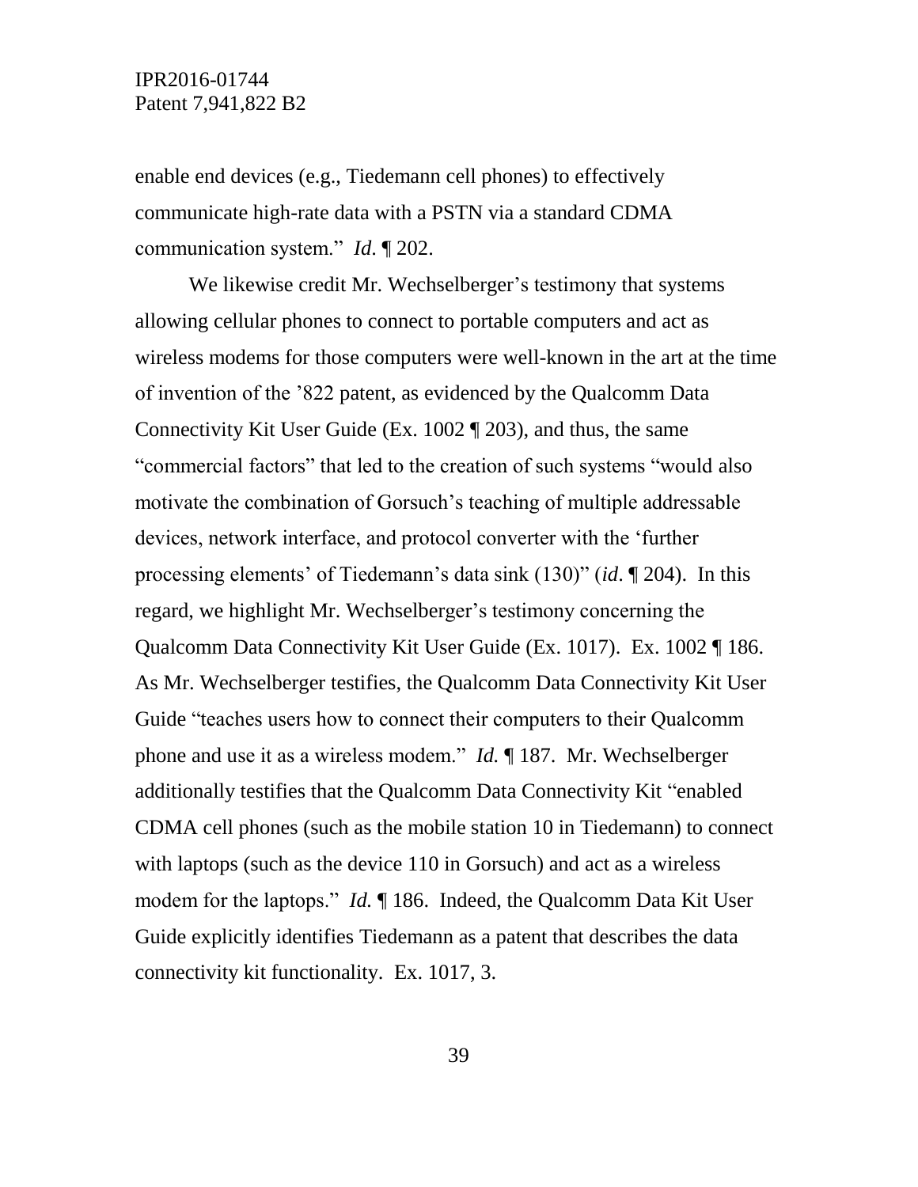enable end devices (e.g., Tiedemann cell phones) to effectively communicate high-rate data with a PSTN via a standard CDMA communication system." *Id*. ¶ 202.

We likewise credit Mr. Wechselberger's testimony that systems allowing cellular phones to connect to portable computers and act as wireless modems for those computers were well-known in the art at the time of invention of the '822 patent, as evidenced by the Qualcomm Data Connectivity Kit User Guide (Ex. 1002 ¶ 203), and thus, the same "commercial factors" that led to the creation of such systems "would also motivate the combination of Gorsuch's teaching of multiple addressable devices, network interface, and protocol converter with the 'further processing elements' of Tiedemann's data sink (130)" (*id*. ¶ 204). In this regard, we highlight Mr. Wechselberger's testimony concerning the Qualcomm Data Connectivity Kit User Guide (Ex. 1017). Ex. 1002 ¶ 186. As Mr. Wechselberger testifies, the Qualcomm Data Connectivity Kit User Guide "teaches users how to connect their computers to their Qualcomm phone and use it as a wireless modem." *Id.* ¶ 187. Mr. Wechselberger additionally testifies that the Qualcomm Data Connectivity Kit "enabled CDMA cell phones (such as the mobile station 10 in Tiedemann) to connect with laptops (such as the device 110 in Gorsuch) and act as a wireless modem for the laptops." *Id.* ¶ 186. Indeed, the Qualcomm Data Kit User Guide explicitly identifies Tiedemann as a patent that describes the data connectivity kit functionality. Ex. 1017, 3.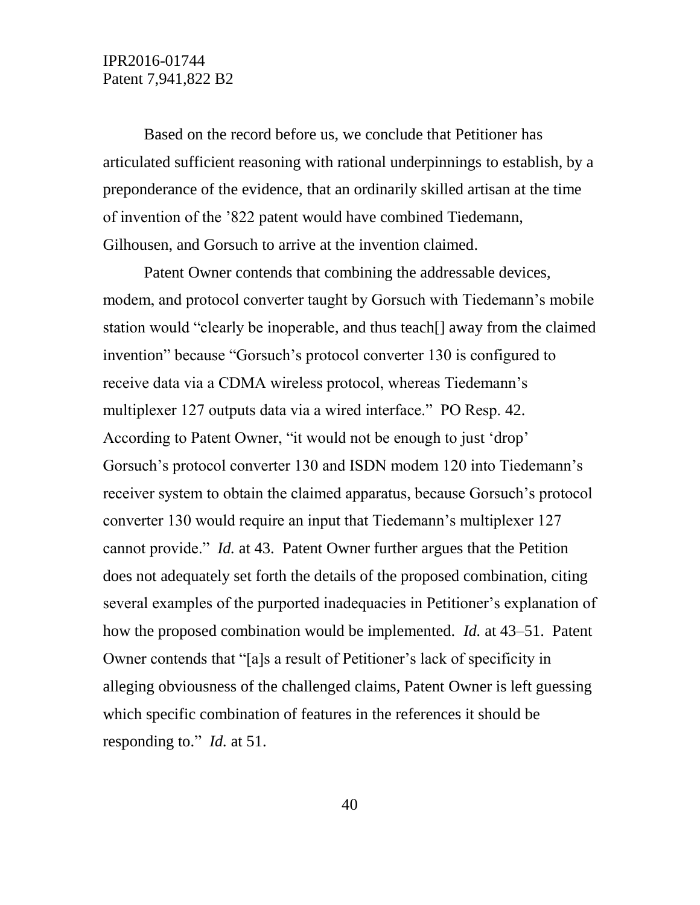Based on the record before us, we conclude that Petitioner has articulated sufficient reasoning with rational underpinnings to establish, by a preponderance of the evidence, that an ordinarily skilled artisan at the time of invention of the '822 patent would have combined Tiedemann, Gilhousen, and Gorsuch to arrive at the invention claimed.

Patent Owner contends that combining the addressable devices, modem, and protocol converter taught by Gorsuch with Tiedemann's mobile station would "clearly be inoperable, and thus teach[] away from the claimed invention" because "Gorsuch's protocol converter 130 is configured to receive data via a CDMA wireless protocol, whereas Tiedemann's multiplexer 127 outputs data via a wired interface." PO Resp. 42. According to Patent Owner, "it would not be enough to just 'drop' Gorsuch's protocol converter 130 and ISDN modem 120 into Tiedemann's receiver system to obtain the claimed apparatus, because Gorsuch's protocol converter 130 would require an input that Tiedemann's multiplexer 127 cannot provide." *Id.* at 43. Patent Owner further argues that the Petition does not adequately set forth the details of the proposed combination, citing several examples of the purported inadequacies in Petitioner's explanation of how the proposed combination would be implemented. *Id.* at 43–51. Patent Owner contends that "[a]s a result of Petitioner's lack of specificity in alleging obviousness of the challenged claims, Patent Owner is left guessing which specific combination of features in the references it should be responding to." *Id.* at 51.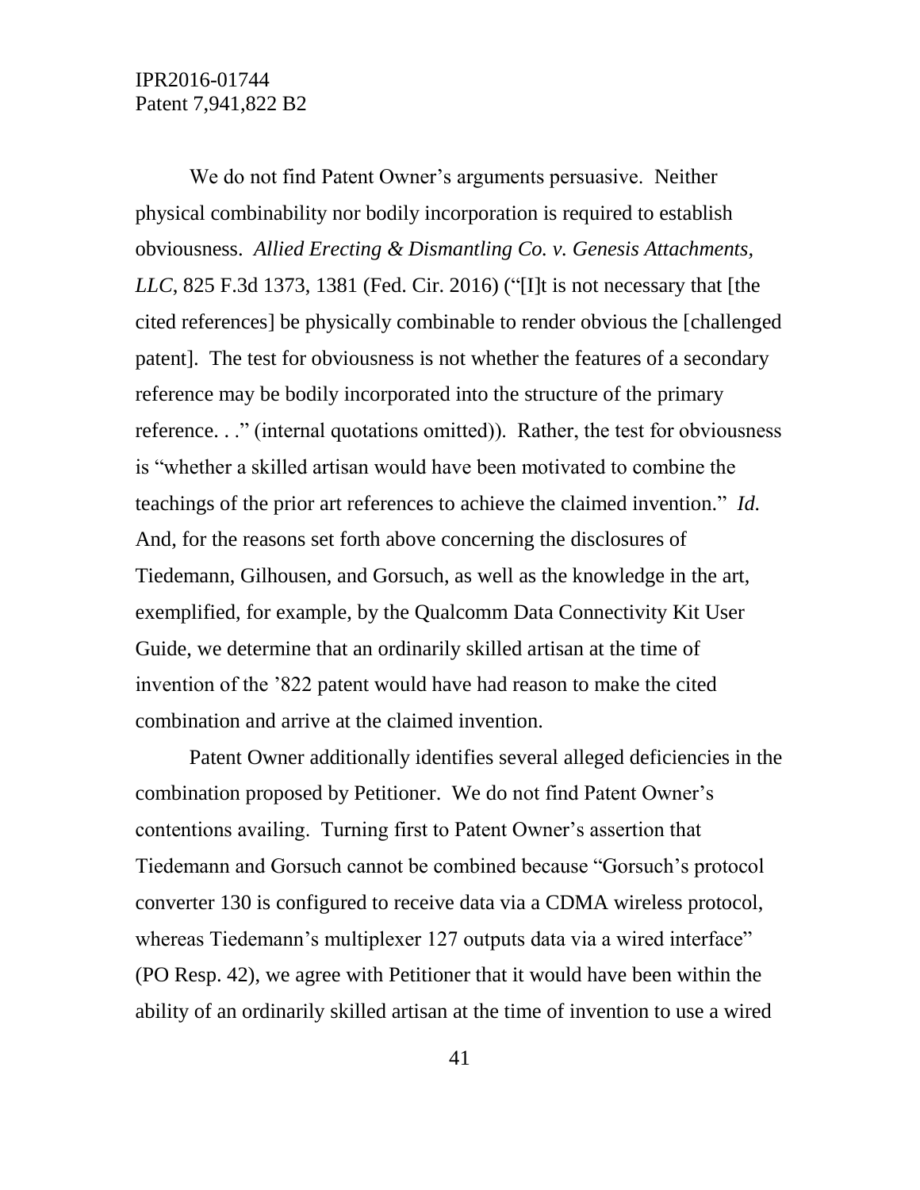We do not find Patent Owner's arguments persuasive. Neither physical combinability nor bodily incorporation is required to establish obviousness. *Allied Erecting & Dismantling Co. v. Genesis Attachments, LLC*, 825 F.3d 1373, 1381 (Fed. Cir. 2016) ("[I]t is not necessary that [the cited references] be physically combinable to render obvious the [challenged patent]. The test for obviousness is not whether the features of a secondary reference may be bodily incorporated into the structure of the primary reference. . ." (internal quotations omitted)). Rather, the test for obviousness is "whether a skilled artisan would have been motivated to combine the teachings of the prior art references to achieve the claimed invention." *Id.* And, for the reasons set forth above concerning the disclosures of Tiedemann, Gilhousen, and Gorsuch, as well as the knowledge in the art, exemplified, for example, by the Qualcomm Data Connectivity Kit User Guide, we determine that an ordinarily skilled artisan at the time of invention of the '822 patent would have had reason to make the cited combination and arrive at the claimed invention.

Patent Owner additionally identifies several alleged deficiencies in the combination proposed by Petitioner. We do not find Patent Owner's contentions availing. Turning first to Patent Owner's assertion that Tiedemann and Gorsuch cannot be combined because "Gorsuch's protocol converter 130 is configured to receive data via a CDMA wireless protocol, whereas Tiedemann's multiplexer 127 outputs data via a wired interface" (PO Resp. 42), we agree with Petitioner that it would have been within the ability of an ordinarily skilled artisan at the time of invention to use a wired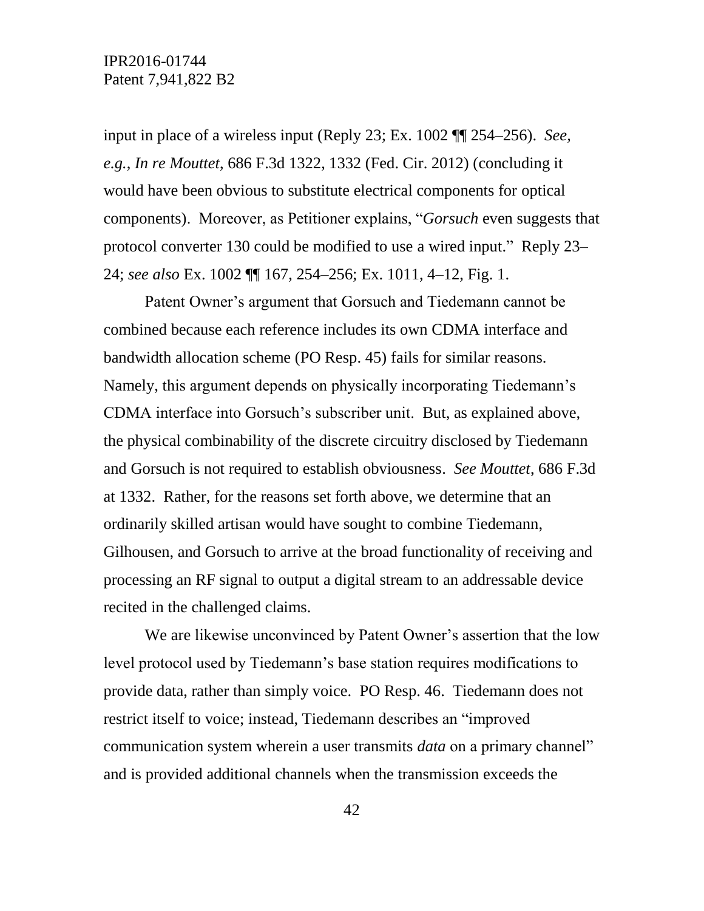input in place of a wireless input (Reply 23; Ex. 1002 ¶¶ 254–256). *See, e.g.*, *In re Mouttet*, 686 F.3d 1322, 1332 (Fed. Cir. 2012) (concluding it would have been obvious to substitute electrical components for optical components). Moreover, as Petitioner explains, "*Gorsuch* even suggests that protocol converter 130 could be modified to use a wired input." Reply 23–24; *see also* Ex. 1002 ¶¶ 167, 254–256; Ex. 1011, 4–12, Fig. 1.

Patent Owner's argument that Gorsuch and Tiedemann cannot be combined because each reference includes its own CDMA interface and bandwidth allocation scheme (PO Resp. 45) fails for similar reasons. Namely, this argument depends on physically incorporating Tiedemann's CDMA interface into Gorsuch's subscriber unit. But, as explained above, the physical combinability of the discrete circuitry disclosed by Tiedemann and Gorsuch is not required to establish obviousness. *See Mouttet*, 686 F.3d at 1332. Rather, for the reasons set forth above, we determine that an ordinarily skilled artisan would have sought to combine Tiedemann, Gilhousen, and Gorsuch to arrive at the broad functionality of receiving and processing an RF signal to output a digital stream to an addressable device recited in the challenged claims.

We are likewise unconvinced by Patent Owner's assertion that the low level protocol used by Tiedemann's base station requires modifications to provide data, rather than simply voice. PO Resp. 46. Tiedemann does not restrict itself to voice; instead, Tiedemann describes an "improved communication system wherein a user transmits *data* on a primary channel" and is provided additional channels when the transmission exceeds the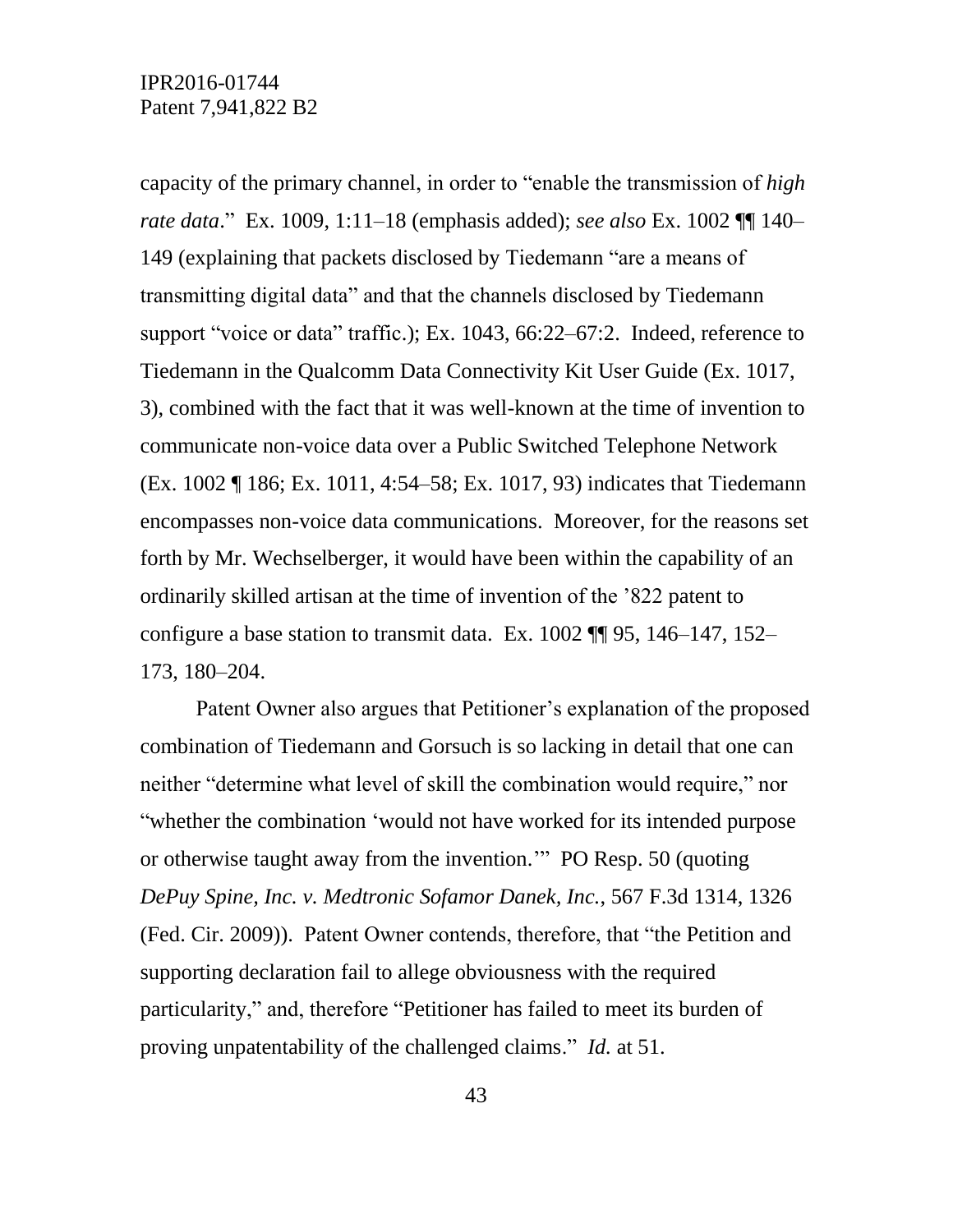capacity of the primary channel, in order to "enable the transmission of *high rate data*." Ex. 1009, 1:11–18 (emphasis added); *see also* Ex. 1002 ¶¶ 140–149 (explaining that packets disclosed by Tiedemann "are a means of transmitting digital data" and that the channels disclosed by Tiedemann support "voice or data" traffic.); Ex. 1043, 66:22–67:2. Indeed, reference to Tiedemann in the Qualcomm Data Connectivity Kit User Guide (Ex. 1017, 3), combined with the fact that it was well-known at the time of invention to communicate non-voice data over a Public Switched Telephone Network (Ex. 1002 ¶ 186; Ex. 1011, 4:54–58; Ex. 1017, 93) indicates that Tiedemann encompasses non-voice data communications. Moreover, for the reasons set forth by Mr. Wechselberger, it would have been within the capability of an ordinarily skilled artisan at the time of invention of the '822 patent to configure a base station to transmit data. Ex. 1002 ¶¶ 95, 146–147, 152–173, 180–204.

Patent Owner also argues that Petitioner's explanation of the proposed combination of Tiedemann and Gorsuch is so lacking in detail that one can neither "determine what level of skill the combination would require," nor "whether the combination 'would not have worked for its intended purpose or otherwise taught away from the invention.'" PO Resp. 50 (quoting *DePuy Spine, Inc. v. Medtronic Sofamor Danek, Inc.*, 567 F.3d 1314, 1326 (Fed. Cir. 2009)). Patent Owner contends, therefore, that "the Petition and supporting declaration fail to allege obviousness with the required particularity," and, therefore "Petitioner has failed to meet its burden of proving unpatentability of the challenged claims." *Id.* at 51.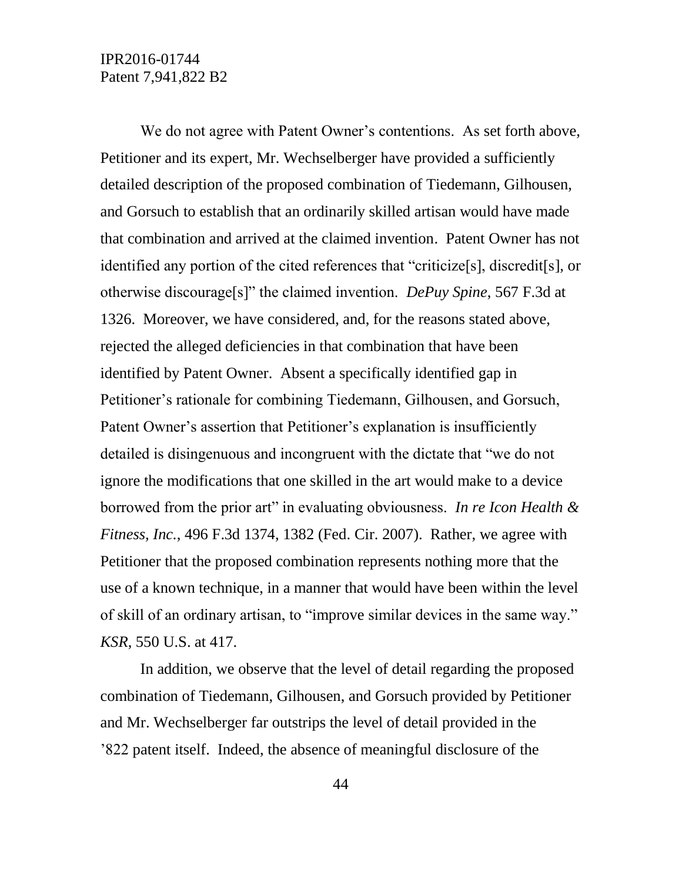We do not agree with Patent Owner's contentions. As set forth above, Petitioner and its expert, Mr. Wechselberger have provided a sufficiently detailed description of the proposed combination of Tiedemann, Gilhousen, and Gorsuch to establish that an ordinarily skilled artisan would have made that combination and arrived at the claimed invention. Patent Owner has not identified any portion of the cited references that "criticize[s], discredit[s], or otherwise discourage[s]" the claimed invention. *DePuy Spine*, 567 F.3d at 1326. Moreover, we have considered, and, for the reasons stated above, rejected the alleged deficiencies in that combination that have been identified by Patent Owner. Absent a specifically identified gap in Petitioner's rationale for combining Tiedemann, Gilhousen, and Gorsuch, Patent Owner's assertion that Petitioner's explanation is insufficiently detailed is disingenuous and incongruent with the dictate that "we do not ignore the modifications that one skilled in the art would make to a device borrowed from the prior art" in evaluating obviousness. *In re Icon Health & Fitness, Inc.*, 496 F.3d 1374, 1382 (Fed. Cir. 2007). Rather, we agree with Petitioner that the proposed combination represents nothing more that the use of a known technique, in a manner that would have been within the level of skill of an ordinary artisan, to "improve similar devices in the same way." *KSR*, 550 U.S. at 417.

In addition, we observe that the level of detail regarding the proposed combination of Tiedemann, Gilhousen, and Gorsuch provided by Petitioner and Mr. Wechselberger far outstrips the level of detail provided in the '822 patent itself. Indeed, the absence of meaningful disclosure of the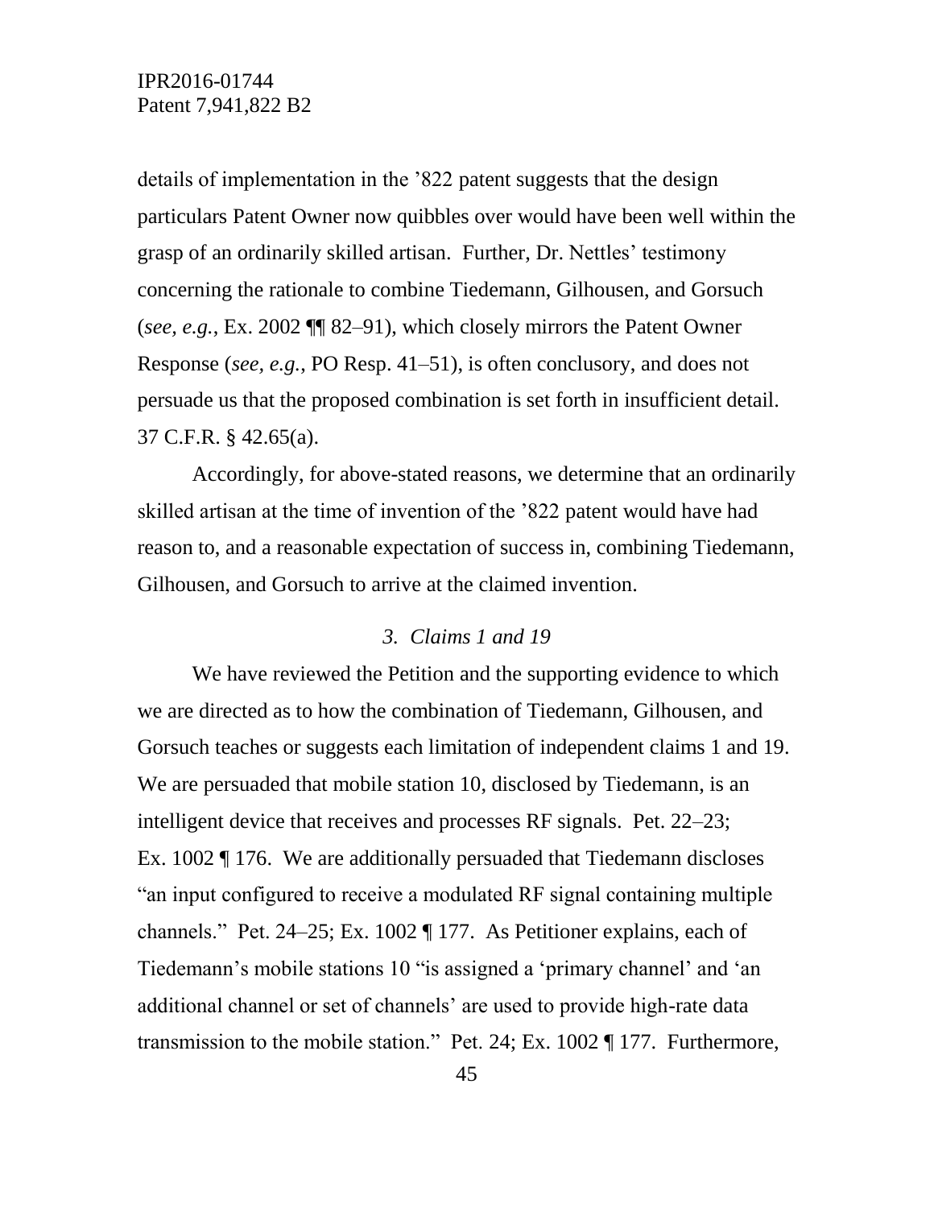details of implementation in the ’822 patent suggests that the design particulars Patent Owner now quibbles over would have been well within the grasp of an ordinarily skilled artisan. Further, Dr. Nettles’ testimony concerning the rationale to combine Tiedemann, Gilhousen, and Gorsuch (*see, e.g.*, Ex. 2002 ¶¶ 82–91), which closely mirrors the Patent Owner Response (*see, e.g.*, PO Resp. 41–51), is often conclusory, and does not persuade us that the proposed combination is set forth in insufficient detail. 37 C.F.R. § 42.65(a).

Accordingly, for above-stated reasons, we determine that an ordinarily skilled artisan at the time of invention of the ’822 patent would have had reason to, and a reasonable expectation of success in, combining Tiedemann, Gilhousen, and Gorsuch to arrive at the claimed invention.

### *3. Claims 1 and 19*

We have reviewed the Petition and the supporting evidence to which we are directed as to how the combination of Tiedemann, Gilhousen, and Gorsuch teaches or suggests each limitation of independent claims 1 and 19. We are persuaded that mobile station 10, disclosed by Tiedemann, is an intelligent device that receives and processes RF signals. Pet. 22–23; Ex. 1002 ¶ 176. We are additionally persuaded that Tiedemann discloses “an input configured to receive a modulated RF signal containing multiple channels.” Pet. 24–25; Ex. 1002 ¶ 177. As Petitioner explains, each of Tiedemann’s mobile stations 10 “is assigned a ‘primary channel’ and ‘an additional channel or set of channels’ are used to provide high-rate data transmission to the mobile station.” Pet. 24; Ex. 1002 ¶ 177. Furthermore,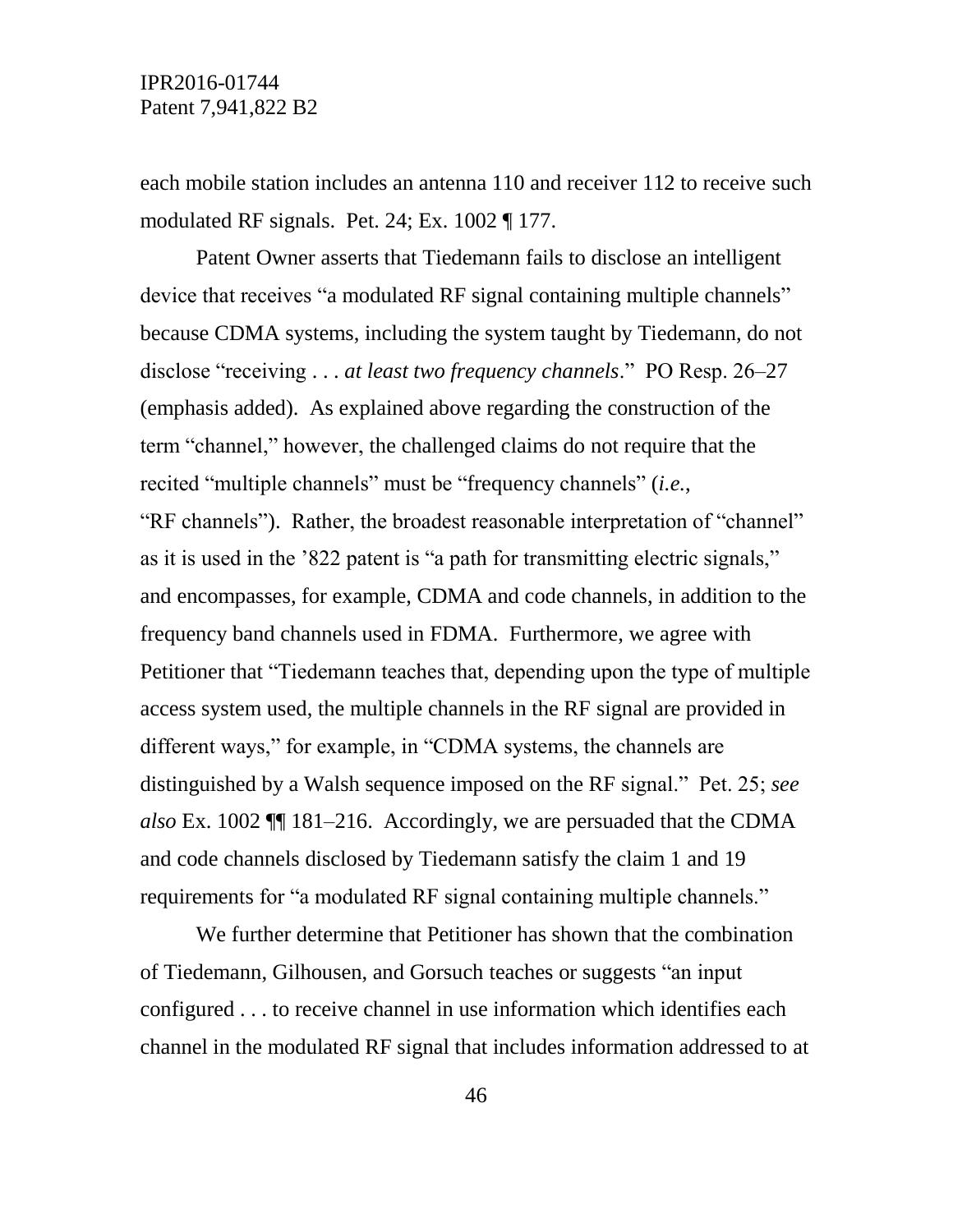each mobile station includes an antenna 110 and receiver 112 to receive such modulated RF signals. Pet. 24; Ex. 1002 ¶ 177.

Patent Owner asserts that Tiedemann fails to disclose an intelligent device that receives "a modulated RF signal containing multiple channels" because CDMA systems, including the system taught by Tiedemann, do not disclose "receiving . . . *at least two frequency channels*." PO Resp. 26–27 (emphasis added). As explained above regarding the construction of the term "channel," however, the challenged claims do not require that the recited "multiple channels" must be "frequency channels" (*i.e.*, "RF channels"). Rather, the broadest reasonable interpretation of "channel" as it is used in the '822 patent is "a path for transmitting electric signals," and encompasses, for example, CDMA and code channels, in addition to the frequency band channels used in FDMA. Furthermore, we agree with Petitioner that "Tiedemann teaches that, depending upon the type of multiple access system used, the multiple channels in the RF signal are provided in different ways," for example, in "CDMA systems, the channels are distinguished by a Walsh sequence imposed on the RF signal." Pet. 25; *see also* Ex. 1002 ¶¶ 181–216. Accordingly, we are persuaded that the CDMA and code channels disclosed by Tiedemann satisfy the claim 1 and 19 requirements for "a modulated RF signal containing multiple channels."

We further determine that Petitioner has shown that the combination of Tiedemann, Gilhousen, and Gorsuch teaches or suggests "an input configured . . . to receive channel in use information which identifies each channel in the modulated RF signal that includes information addressed to at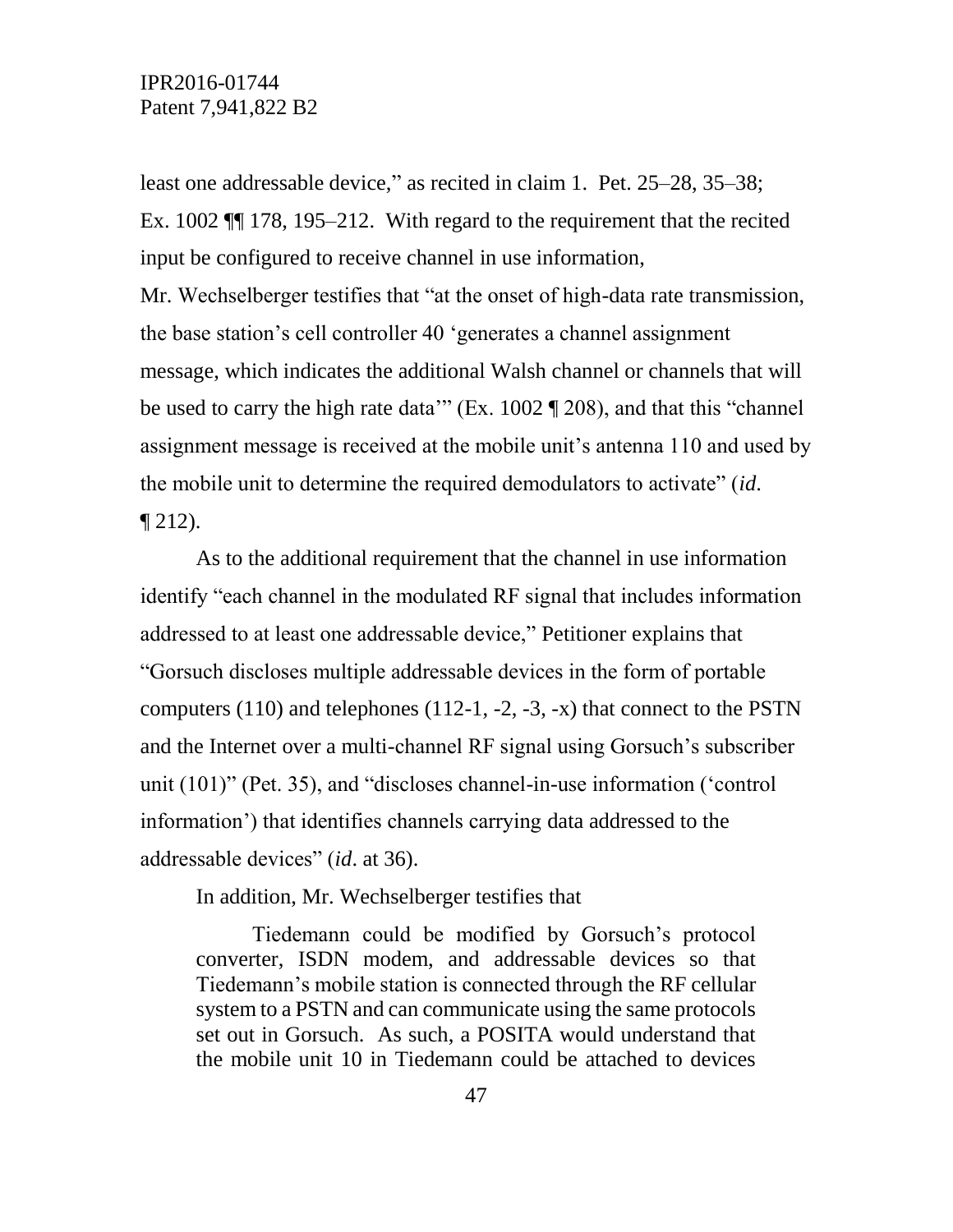least one addressable device," as recited in claim 1. Pet. 25–28, 35–38; Ex. 1002 ¶¶ 178, 195–212. With regard to the requirement that the recited input be configured to receive channel in use information, Mr. Wechselberger testifies that "at the onset of high-data rate transmission, the base station's cell controller 40 'generates a channel assignment message, which indicates the additional Walsh channel or channels that will be used to carry the high rate data'" (Ex. 1002 ¶ 208), and that this "channel assignment message is received at the mobile unit's antenna 110 and used by the mobile unit to determine the required demodulators to activate" (*id.* ¶ 212).

As to the additional requirement that the channel in use information identify "each channel in the modulated RF signal that includes information addressed to at least one addressable device," Petitioner explains that "Gorsuch discloses multiple addressable devices in the form of portable computers (110) and telephones (112-1, -2, -3, -x) that connect to the PSTN and the Internet over a multi-channel RF signal using Gorsuch's subscriber unit (101)" (Pet. 35), and "discloses channel-in-use information ('control information') that identifies channels carrying data addressed to the addressable devices" (*id.* at 36).

In addition, Mr. Wechselberger testifies that

> Tiedemann could be modified by Gorsuch's protocol converter, ISDN modem, and addressable devices so that Tiedemann's mobile station is connected through the RF cellular system to a PSTN and can communicate using the same protocols set out in Gorsuch. As such, a POSITA would understand that the mobile unit 10 in Tiedemann could be attached to devices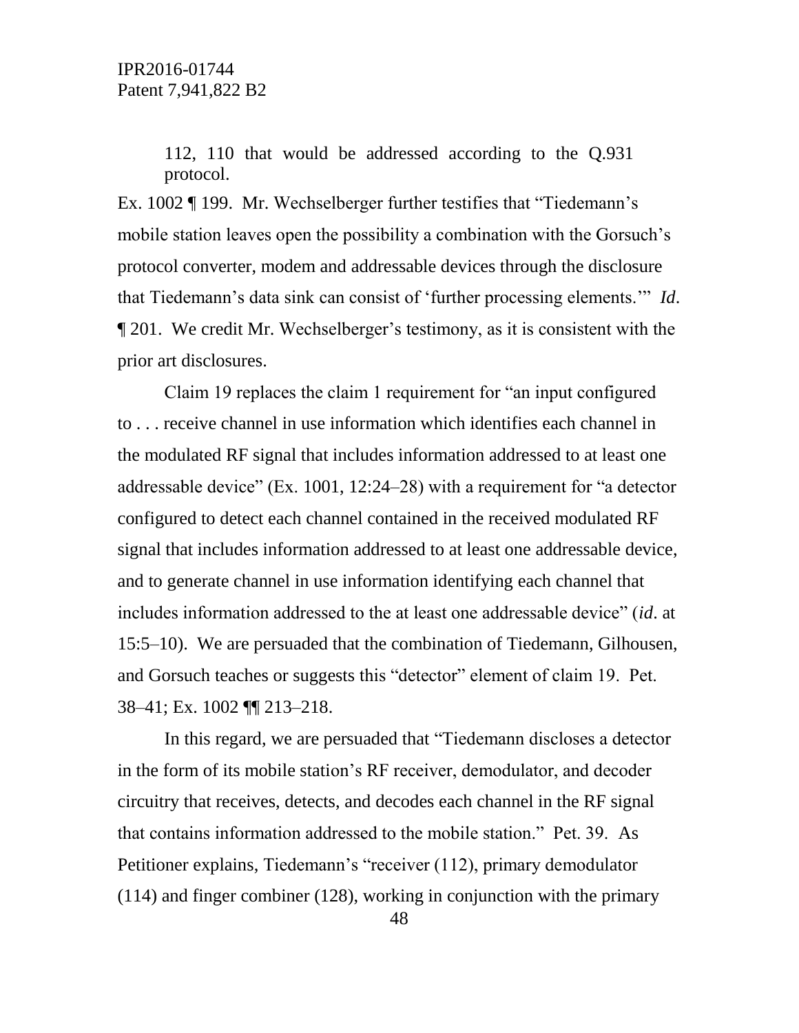112, 110 that would be addressed according to the Q.931 protocol.

Ex. 1002 ¶ 199. Mr. Wechselberger further testifies that "Tiedemann's mobile station leaves open the possibility a combination with the Gorsuch's protocol converter, modem and addressable devices through the disclosure that Tiedemann's data sink can consist of 'further processing elements.'" *Id*. ¶ 201. We credit Mr. Wechselberger's testimony, as it is consistent with the prior art disclosures.

Claim 19 replaces the claim 1 requirement for "an input configured to . . . receive channel in use information which identifies each channel in the modulated RF signal that includes information addressed to at least one addressable device" (Ex. 1001, 12:24–28) with a requirement for "a detector configured to detect each channel contained in the received modulated RF signal that includes information addressed to at least one addressable device, and to generate channel in use information identifying each channel that includes information addressed to the at least one addressable device" (*id*. at 15:5–10). We are persuaded that the combination of Tiedemann, Gilhousen, and Gorsuch teaches or suggests this "detector" element of claim 19. Pet. 38–41; Ex. 1002 ¶¶ 213–218.

In this regard, we are persuaded that "Tiedemann discloses a detector in the form of its mobile station's RF receiver, demodulator, and decoder circuitry that receives, detects, and decodes each channel in the RF signal that contains information addressed to the mobile station." Pet. 39. As Petitioner explains, Tiedemann's "receiver (112), primary demodulator (114) and finger combiner (128), working in conjunction with the primary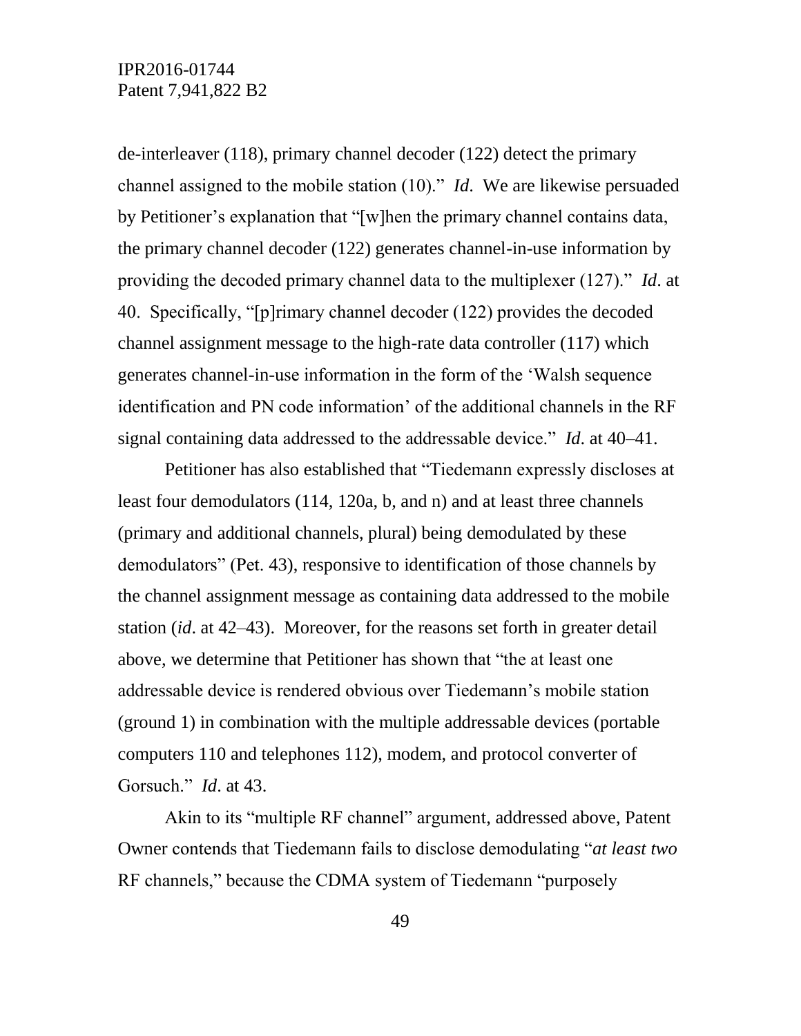de-interleaver (118), primary channel decoder (122) detect the primary channel assigned to the mobile station (10)." *Id*. We are likewise persuaded by Petitioner's explanation that "[w]hen the primary channel contains data, the primary channel decoder (122) generates channel-in-use information by providing the decoded primary channel data to the multiplexer (127)." *Id*. at 40. Specifically, "[p]rimary channel decoder (122) provides the decoded channel assignment message to the high-rate data controller (117) which generates channel-in-use information in the form of the 'Walsh sequence identification and PN code information' of the additional channels in the RF signal containing data addressed to the addressable device." *Id*. at 40–41.

Petitioner has also established that "Tiedemann expressly discloses at least four demodulators (114, 120a, b, and n) and at least three channels (primary and additional channels, plural) being demodulated by these demodulators" (Pet. 43), responsive to identification of those channels by the channel assignment message as containing data addressed to the mobile station (*id*. at 42–43). Moreover, for the reasons set forth in greater detail above, we determine that Petitioner has shown that "the at least one addressable device is rendered obvious over Tiedemann's mobile station (ground 1) in combination with the multiple addressable devices (portable computers 110 and telephones 112), modem, and protocol converter of Gorsuch." *Id*. at 43.

Akin to its "multiple RF channel" argument, addressed above, Patent Owner contends that Tiedemann fails to disclose demodulating "*at least two* RF channels," because the CDMA system of Tiedemann "purposely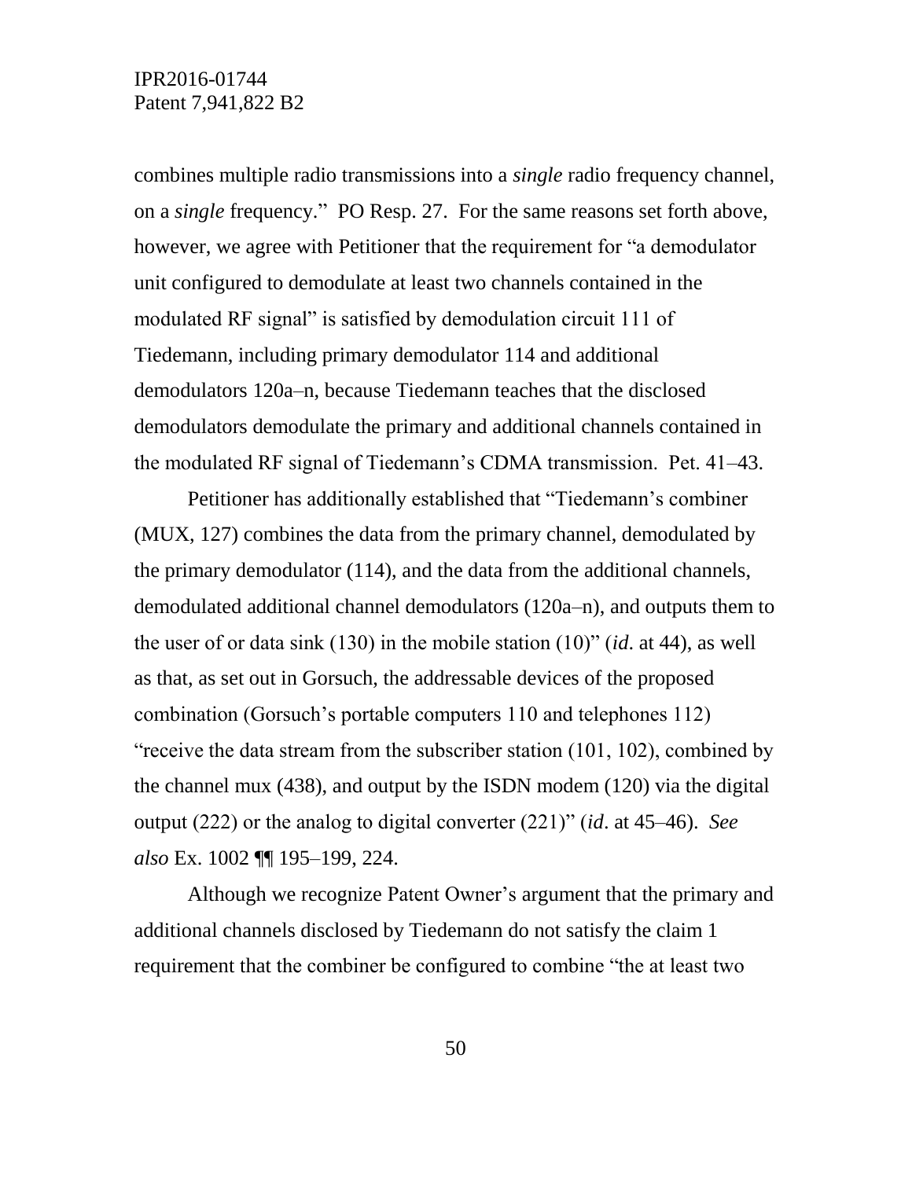combines multiple radio transmissions into a *single* radio frequency channel, on a *single* frequency." PO Resp. 27. For the same reasons set forth above, however, we agree with Petitioner that the requirement for "a demodulator unit configured to demodulate at least two channels contained in the modulated RF signal" is satisfied by demodulation circuit 111 of Tiedemann, including primary demodulator 114 and additional demodulators 120a–n, because Tiedemann teaches that the disclosed demodulators demodulate the primary and additional channels contained in the modulated RF signal of Tiedemann's CDMA transmission. Pet. 41–43.

Petitioner has additionally established that "Tiedemann's combiner (MUX, 127) combines the data from the primary channel, demodulated by the primary demodulator (114), and the data from the additional channels, demodulated additional channel demodulators (120a–n), and outputs them to the user of or data sink (130) in the mobile station (10)" (*id*. at 44), as well as that, as set out in Gorsuch, the addressable devices of the proposed combination (Gorsuch's portable computers 110 and telephones 112) "receive the data stream from the subscriber station (101, 102), combined by the channel mux (438), and output by the ISDN modem (120) via the digital output (222) or the analog to digital converter (221)" (*id*. at 45–46). *See also* Ex. 1002 ¶¶ 195–199, 224.

Although we recognize Patent Owner's argument that the primary and additional channels disclosed by Tiedemann do not satisfy the claim 1 requirement that the combiner be configured to combine "the at least two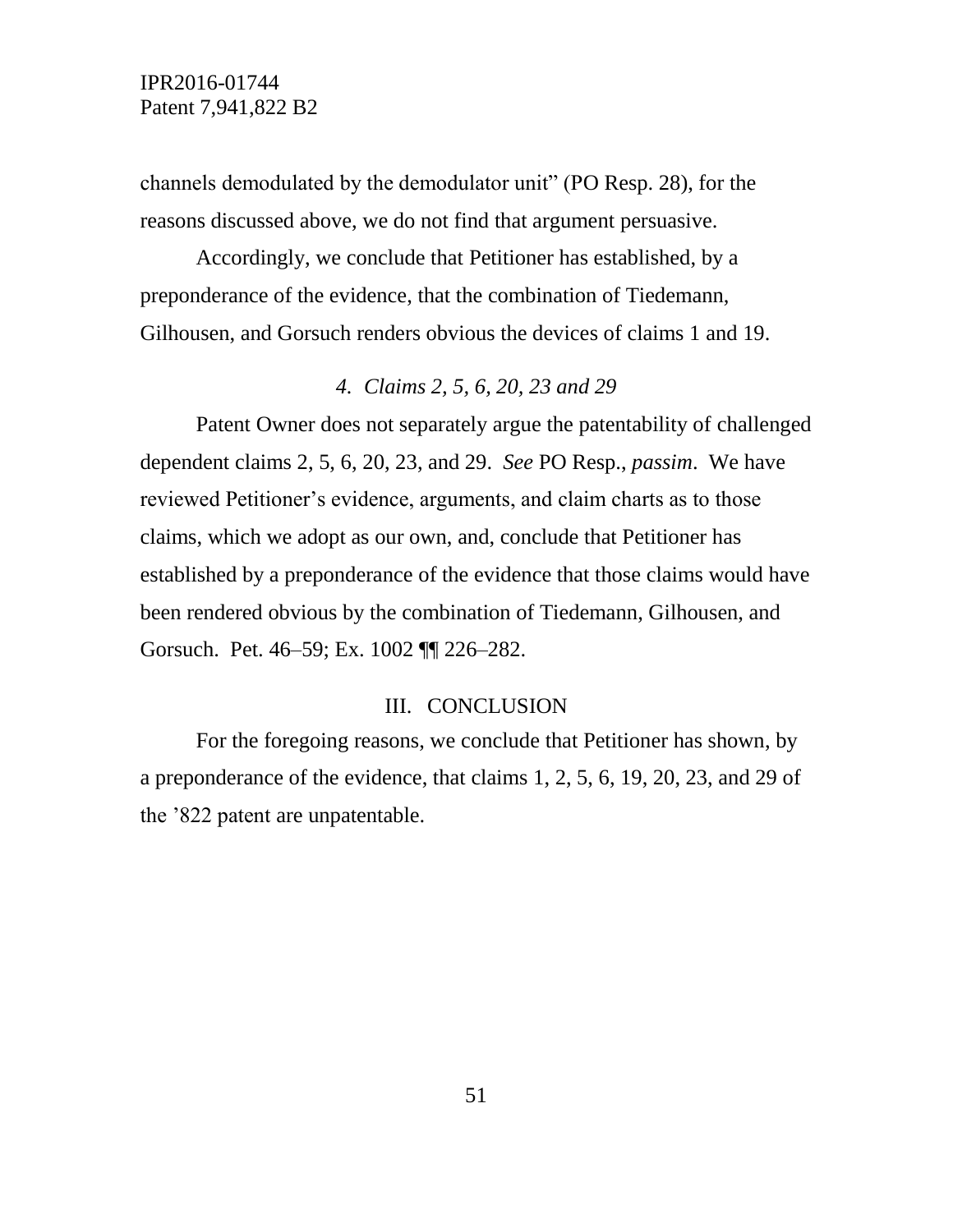channels demodulated by the demodulator unit" (PO Resp. 28), for the reasons discussed above, we do not find that argument persuasive.

Accordingly, we conclude that Petitioner has established, by a preponderance of the evidence, that the combination of Tiedemann, Gilhousen, and Gorsuch renders obvious the devices of claims 1 and 19.

### *4. Claims 2, 5, 6, 20, 23 and 29*

Patent Owner does not separately argue the patentability of challenged dependent claims 2, 5, 6, 20, 23, and 29. *See* PO Resp., *passim*. We have reviewed Petitioner's evidence, arguments, and claim charts as to those claims, which we adopt as our own, and, conclude that Petitioner has established by a preponderance of the evidence that those claims would have been rendered obvious by the combination of Tiedemann, Gilhousen, and Gorsuch. Pet. 46–59; Ex. 1002 ¶¶ 226–282.

## III. CONCLUSION

For the foregoing reasons, we conclude that Petitioner has shown, by a preponderance of the evidence, that claims 1, 2, 5, 6, 19, 20, 23, and 29 of the '822 patent are unpatentable.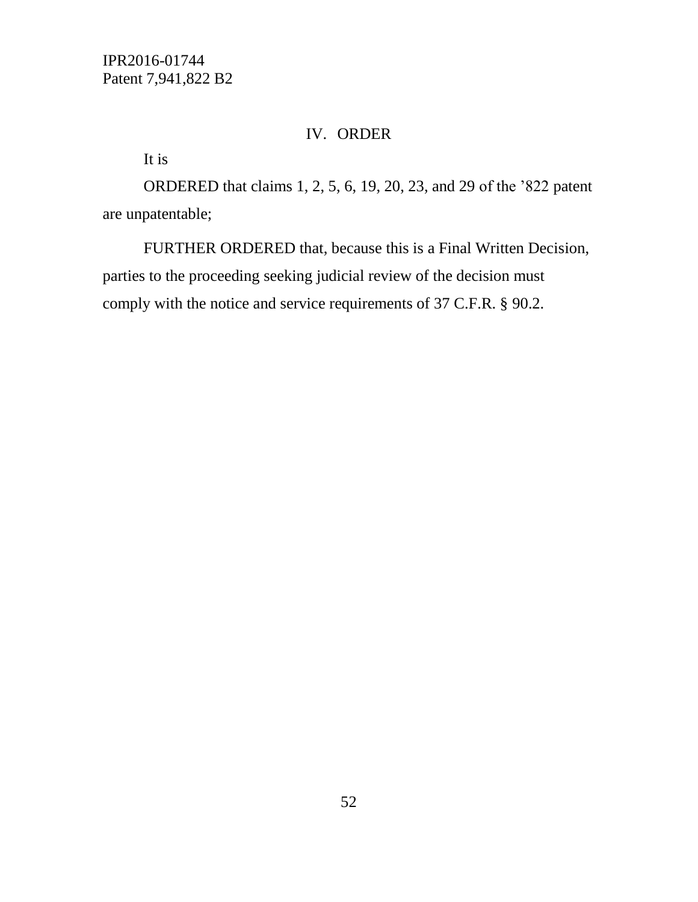## IV. ORDER

It is

ORDERED that claims 1, 2, 5, 6, 19, 20, 23, and 29 of the ’822 patent are unpatentable;

FURTHER ORDERED that, because this is a Final Written Decision, parties to the proceeding seeking judicial review of the decision must comply with the notice and service requirements of 37 C.F.R. § 90.2.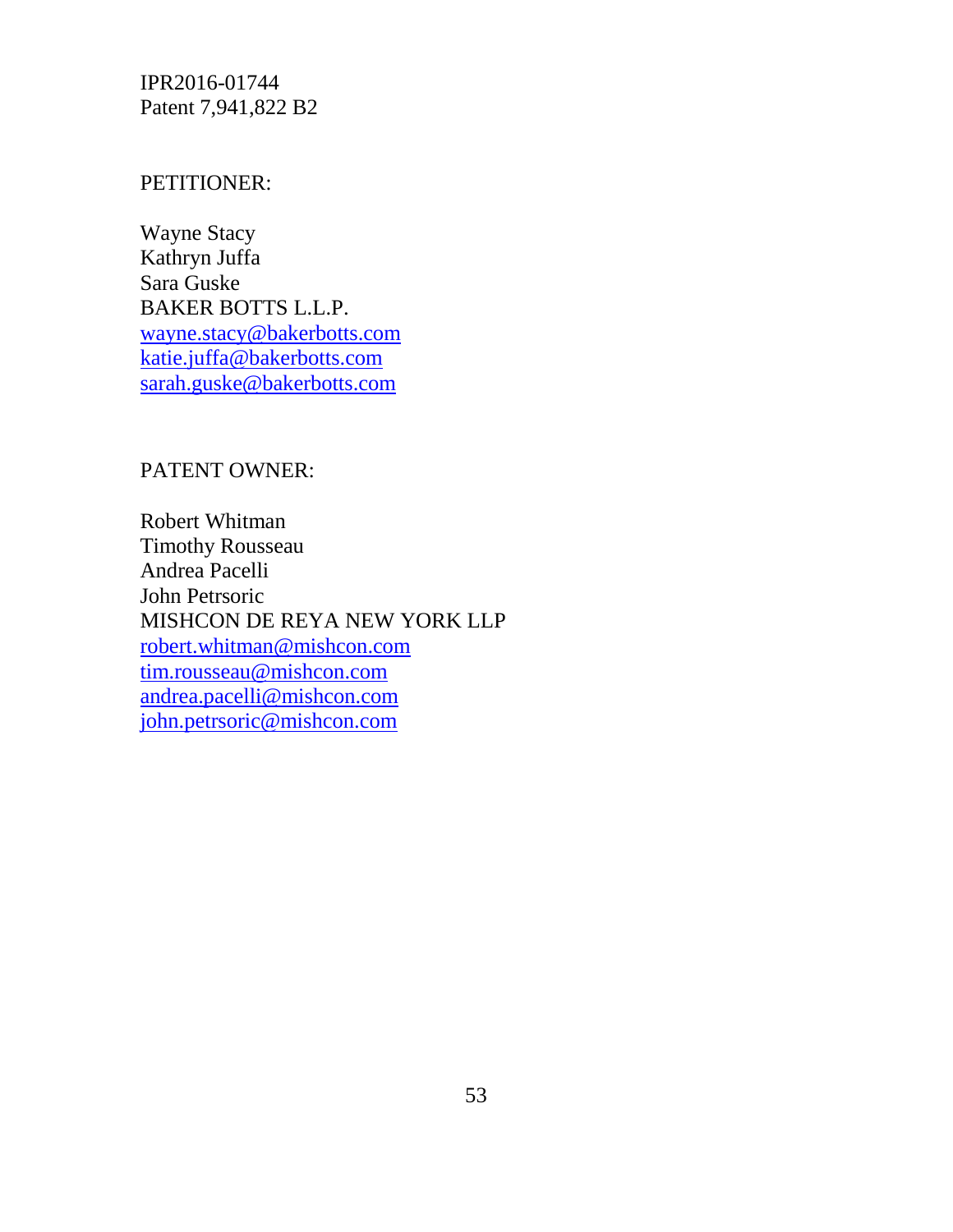IPR2016-01744
Patent 7,941,822 B2

PETITIONER:

Wayne Stacy
Kathryn Juffa
Sara Guske
BAKER BOTTS L.L.P.
wayne.stacy@bakerbotts.com
katie.juffa@bakerbotts.com
sarah.guske@bakerbotts.com

PATENT OWNER:

Robert Whitman
Timothy Rousseau
Andrea Pacelli
John Petrsoric
MISHCON DE REYA NEW YORK LLP
robert.whitman@mishcon.com
tim.rousseau@mishcon.com
andrea.pacelli@mishcon.com
john.petrsoric@mishcon.com